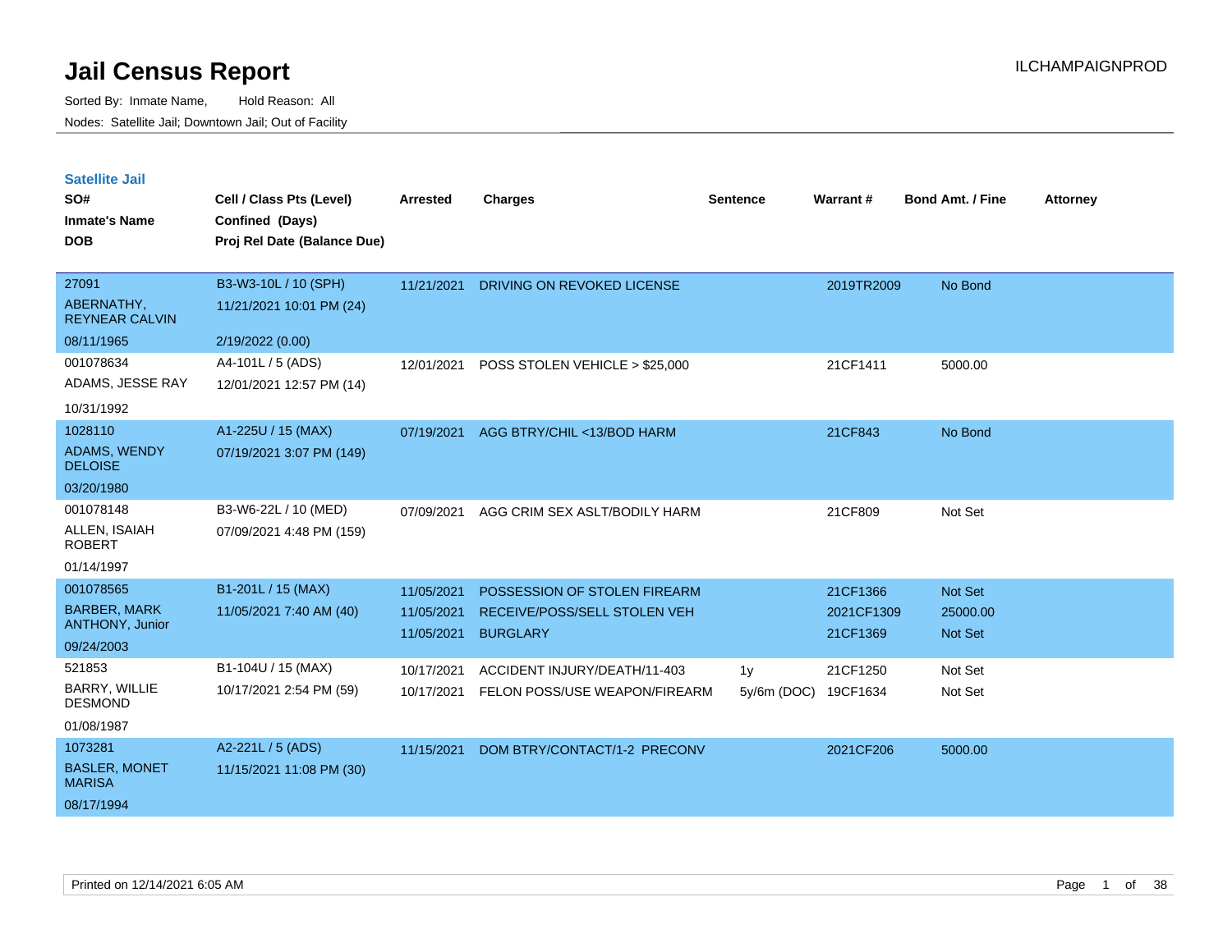# Jail Census Report

ILCHAMPAIGNPROD

Sorted By: Inmate Name, Hold Reason: All

Nodes: Satellite Jail; Downtown Jail; Out of Facility

## Satellite Jail

| SO# / Inmate's Name / DOB | Cell / Class Pts (Level) / Confined (Days) / Proj Rel Date (Balance Due) | Arrested | Charges | Sentence | Warrant # | Bond Amt. / Fine | Attorney |
|---|---|---|---|---|---|---|---|
| 27091<br>ABERNATHY, REYNEAR CALVIN<br>08/11/1965 | B3-W3-10L / 10 (SPH)<br>11/21/2021 10:01 PM (24)<br>2/19/2022 (0.00) | 11/21/2021 | DRIVING ON REVOKED LICENSE | | 2019TR2009 | No Bond | |
| 001078634<br>ADAMS, JESSE RAY<br>10/31/1992 | A4-101L / 5 (ADS)<br>12/01/2021 12:57 PM (14) | 12/01/2021 | POSS STOLEN VEHICLE > $25,000 | | 21CF1411 | 5000.00 | |
| 1028110<br>ADAMS, WENDY DELOISE<br>03/20/1980 | A1-225U / 15 (MAX)<br>07/19/2021 3:07 PM (149) | 07/19/2021 | AGG BTRY/CHIL <13/BOD HARM | | 21CF843 | No Bond | |
| 001078148<br>ALLEN, ISAIAH ROBERT<br>01/14/1997 | B3-W6-22L / 10 (MED)<br>07/09/2021 4:48 PM (159) | 07/09/2021 | AGG CRIM SEX ASLT/BODILY HARM | | 21CF809 | Not Set | |
| 001078565<br>BARBER, MARK ANTHONY, Junior<br>09/24/2003 | B1-201L / 15 (MAX)<br>11/05/2021 7:40 AM (40) | 11/05/2021 | POSSESSION OF STOLEN FIREARM | | 21CF1366 | Not Set | |
| | | 11/05/2021 | RECEIVE/POSS/SELL STOLEN VEH | | 2021CF1309 | 25000.00 | |
| | | 11/05/2021 | BURGLARY | | 21CF1369 | Not Set | |
| 521853<br>BARRY, WILLIE DESMOND<br>01/08/1987 | B1-104U / 15 (MAX)<br>10/17/2021 2:54 PM (59) | 10/17/2021 | ACCIDENT INJURY/DEATH/11-403 | 1y | 21CF1250 | Not Set | |
| | | 10/17/2021 | FELON POSS/USE WEAPON/FIREARM | 5y/6m (DOC) | 19CF1634 | Not Set | |
| 1073281<br>BASLER, MONET MARISA<br>08/17/1994 | A2-221L / 5 (ADS)<br>11/15/2021 11:08 PM (30) | 11/15/2021 | DOM BTRY/CONTACT/1-2 PRECONV | | 2021CF206 | 5000.00 | |

Printed on 12/14/2021 6:05 AM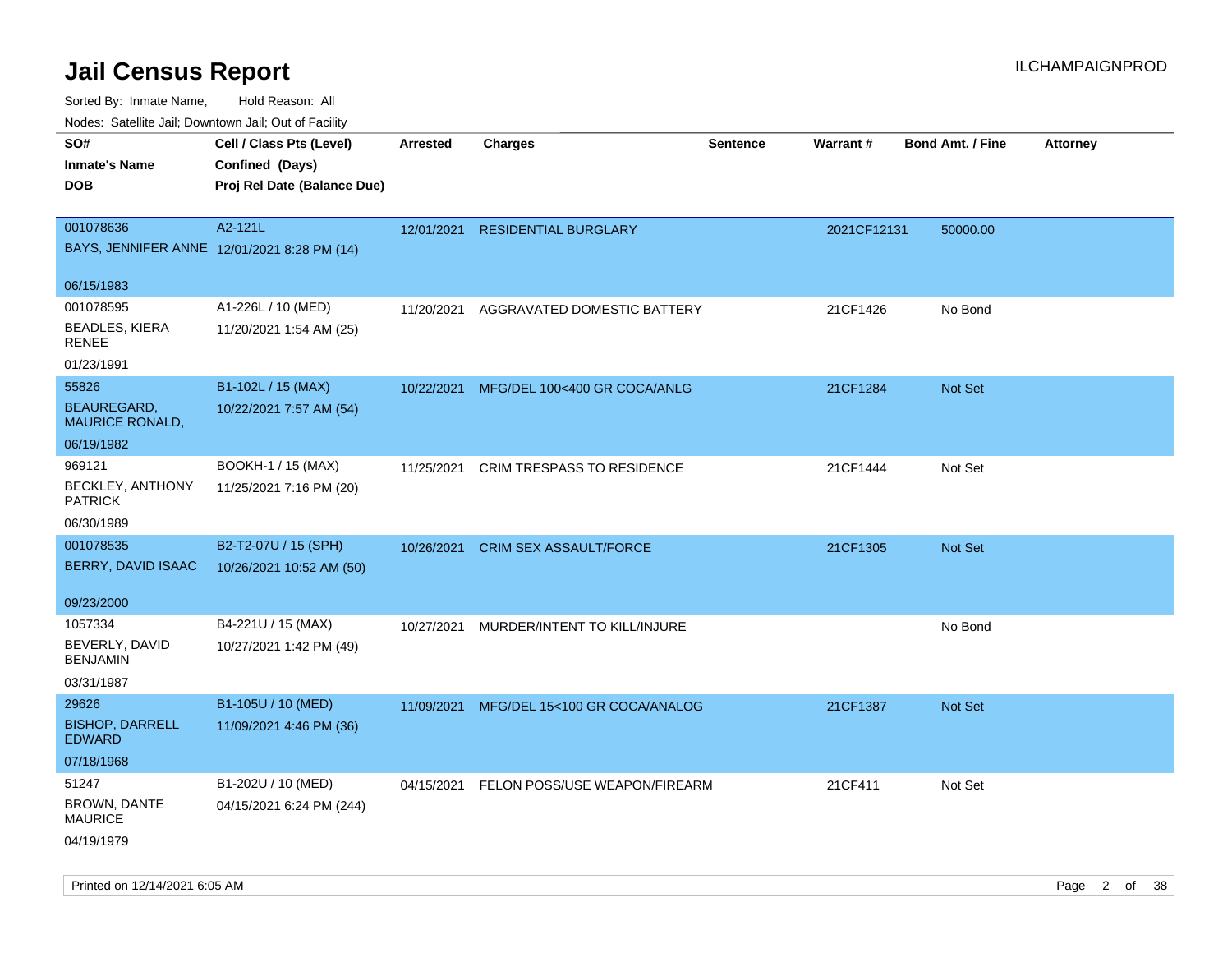# Jail Census Report

ILCHAMPAIGNPROD

Sorted By: Inmate Name, Hold Reason: All

Nodes: Satellite Jail; Downtown Jail; Out of Facility

| SO# / Inmate's Name / DOB | Cell / Class Pts (Level) / Confined (Days) / Proj Rel Date (Balance Due) | Arrested | Charges | Sentence | Warrant # | Bond Amt. / Fine | Attorney |
|---|---|---|---|---|---|---|---|
| 001078636<br>BAYS, JENNIFER ANNE<br>06/15/1983 | A2-121L<br>12/01/2021 8:28 PM (14) | 12/01/2021 | RESIDENTIAL BURGLARY | | 2021CF12131 | 50000.00 | |
| 001078595<br>BEADLES, KIERA RENEE<br>01/23/1991 | A1-226L / 10 (MED)<br>11/20/2021 1:54 AM (25) | 11/20/2021 | AGGRAVATED DOMESTIC BATTERY | | 21CF1426 | No Bond | |
| 55826<br>BEAUREGARD, MAURICE RONALD,<br>06/19/1982 | B1-102L / 15 (MAX)<br>10/22/2021 7:57 AM (54) | 10/22/2021 | MFG/DEL 100<400 GR COCA/ANLG | | 21CF1284 | Not Set | |
| 969121<br>BECKLEY, ANTHONY PATRICK<br>06/30/1989 | BOOKH-1 / 15 (MAX)<br>11/25/2021 7:16 PM (20) | 11/25/2021 | CRIM TRESPASS TO RESIDENCE | | 21CF1444 | Not Set | |
| 001078535<br>BERRY, DAVID ISAAC<br>09/23/2000 | B2-T2-07U / 15 (SPH)<br>10/26/2021 10:52 AM (50) | 10/26/2021 | CRIM SEX ASSAULT/FORCE | | 21CF1305 | Not Set | |
| 1057334<br>BEVERLY, DAVID BENJAMIN<br>03/31/1987 | B4-221U / 15 (MAX)<br>10/27/2021 1:42 PM (49) | 10/27/2021 | MURDER/INTENT TO KILL/INJURE | | | No Bond | |
| 29626<br>BISHOP, DARRELL EDWARD<br>07/18/1968 | B1-105U / 10 (MED)<br>11/09/2021 4:46 PM (36) | 11/09/2021 | MFG/DEL 15<100 GR COCA/ANALOG | | 21CF1387 | Not Set | |
| 51247<br>BROWN, DANTE MAURICE<br>04/19/1979 | B1-202U / 10 (MED)<br>04/15/2021 6:24 PM (244) | 04/15/2021 | FELON POSS/USE WEAPON/FIREARM | | 21CF411 | Not Set | |

Printed on 12/14/2021 6:05 AM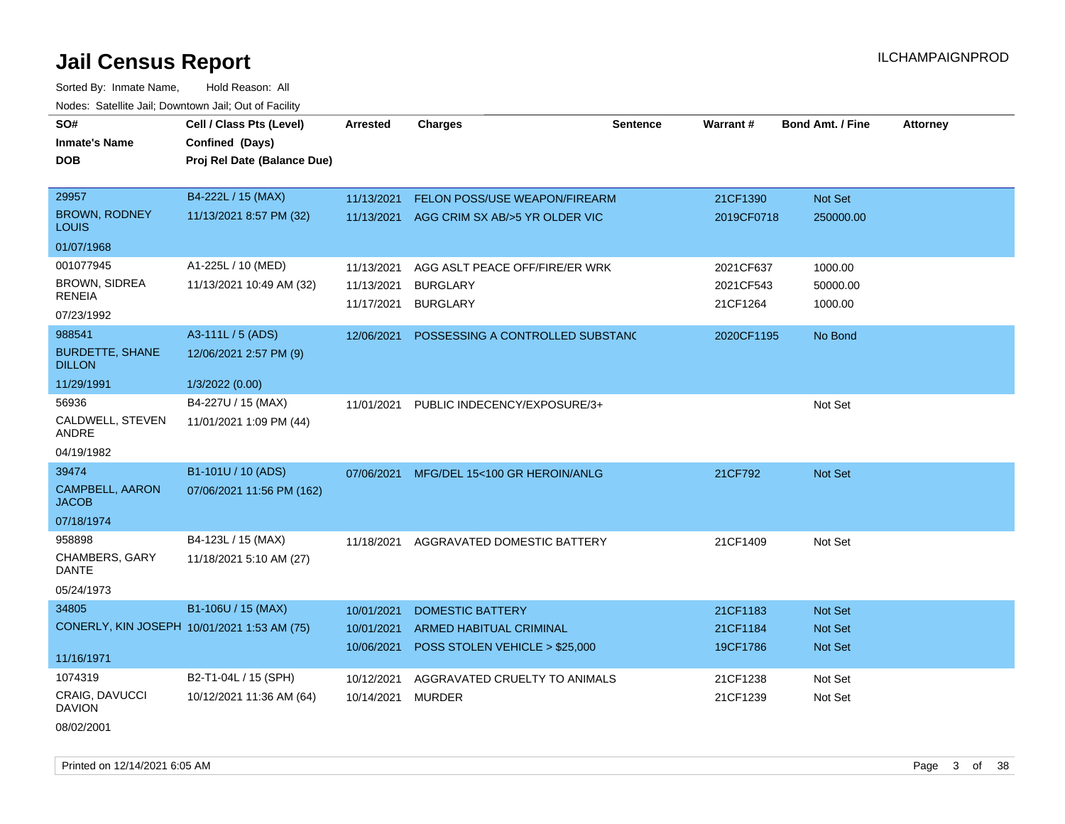# Jail Census Report

Sorted By: Inmate Name, Hold Reason: All

Nodes: Satellite Jail; Downtown Jail; Out of Facility

| SO# / Inmate's Name / DOB | Cell / Class Pts (Level) / Confined (Days) / Proj Rel Date (Balance Due) | Arrested | Charges | Sentence | Warrant # | Bond Amt. / Fine | Attorney |
|---|---|---|---|---|---|---|---|
| 29957<br>BROWN, RODNEY LOUIS<br>01/07/1968 | B4-222L / 15 (MAX)<br>11/13/2021 8:57 PM (32) | 11/13/2021 | FELON POSS/USE WEAPON/FIREARM | | 21CF1390 | Not Set | |
| | | 11/13/2021 | AGG CRIM SX AB/>5 YR OLDER VIC | | 2019CF0718 | 250000.00 | |
| 001077945<br>BROWN, SIDREA RENEIA<br>07/23/1992 | A1-225L / 10 (MED)<br>11/13/2021 10:49 AM (32) | 11/13/2021 | AGG ASLT PEACE OFF/FIRE/ER WRK | | 2021CF637 | 1000.00 | |
| | | 11/13/2021 | BURGLARY | | 2021CF543 | 50000.00 | |
| | | 11/17/2021 | BURGLARY | | 21CF1264 | 1000.00 | |
| 988541<br>BURDETTE, SHANE DILLON<br>11/29/1991 | A3-111L / 5 (ADS)<br>12/06/2021 2:57 PM (9)<br>1/3/2022 (0.00) | 12/06/2021 | POSSESSING A CONTROLLED SUBSTANC | | 2020CF1195 | No Bond | |
| 56936<br>CALDWELL, STEVEN ANDRE<br>04/19/1982 | B4-227U / 15 (MAX)<br>11/01/2021 1:09 PM (44) | 11/01/2021 | PUBLIC INDECENCY/EXPOSURE/3+ | | | Not Set | |
| 39474<br>CAMPBELL, AARON JACOB<br>07/18/1974 | B1-101U / 10 (ADS)<br>07/06/2021 11:56 PM (162) | 07/06/2021 | MFG/DEL 15<100 GR HEROIN/ANLG | | 21CF792 | Not Set | |
| 958898<br>CHAMBERS, GARY DANTE<br>05/24/1973 | B4-123L / 15 (MAX)<br>11/18/2021 5:10 AM (27) | 11/18/2021 | AGGRAVATED DOMESTIC BATTERY | | 21CF1409 | Not Set | |
| 34805<br>CONERLY, KIN JOSEPH<br>11/16/1971 | B1-106U / 15 (MAX)<br>10/01/2021 1:53 AM (75) | 10/01/2021 | DOMESTIC BATTERY | | 21CF1183 | Not Set | |
| | | 10/01/2021 | ARMED HABITUAL CRIMINAL | | 21CF1184 | Not Set | |
| | | 10/06/2021 | POSS STOLEN VEHICLE > $25,000 | | 19CF1786 | Not Set | |
| 1074319<br>CRAIG, DAVUCCI DAVION<br>08/02/2001 | B2-T1-04L / 15 (SPH)<br>10/12/2021 11:36 AM (64) | 10/12/2021 | AGGRAVATED CRUELTY TO ANIMALS | | 21CF1238 | Not Set | |
| | | 10/14/2021 | MURDER | | 21CF1239 | Not Set | |

Printed on 12/14/2021 6:05 AM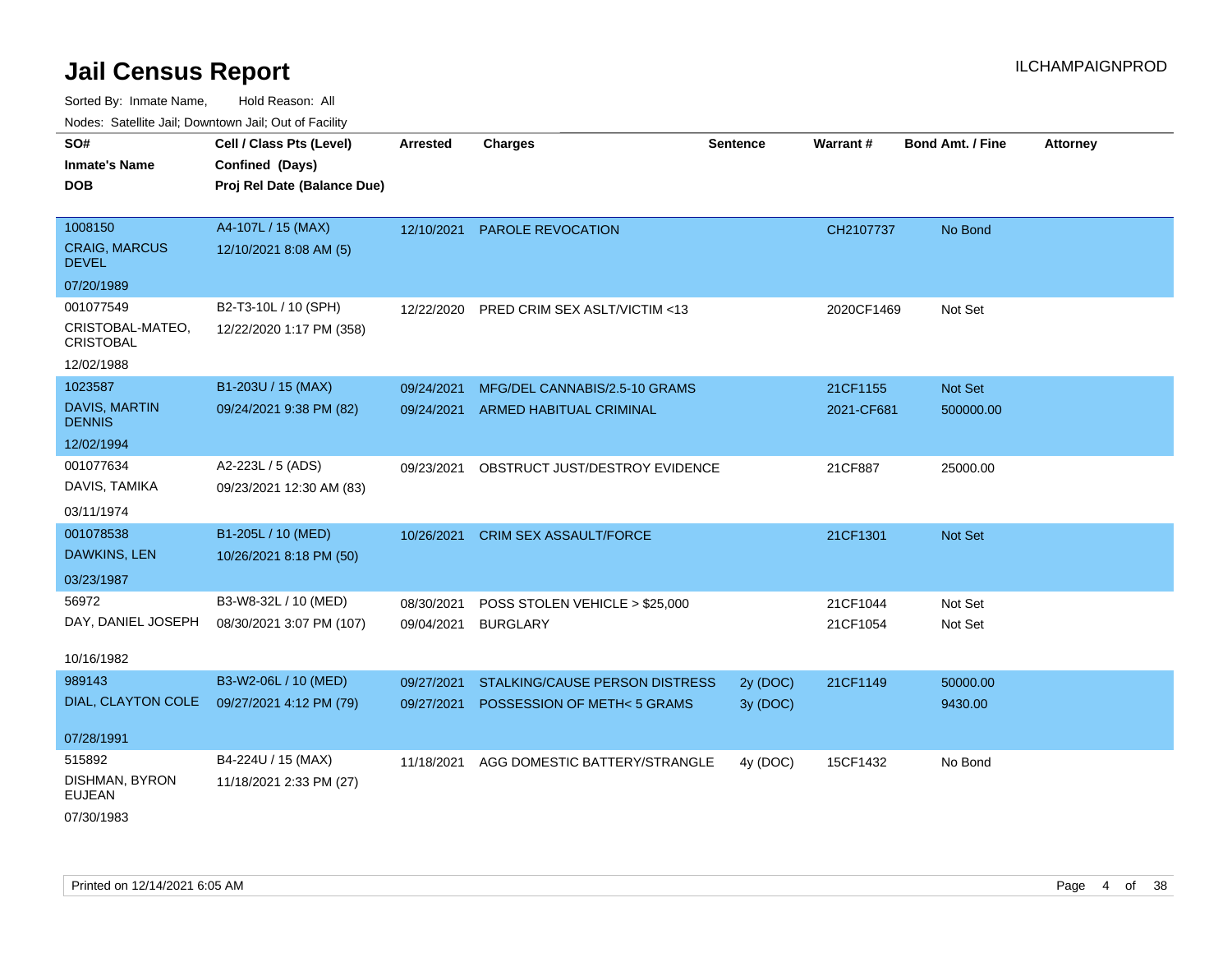# Jail Census Report

ILCHAMPAIGNPROD

Sorted By: Inmate Name, Hold Reason: All

Nodes: Satellite Jail; Downtown Jail; Out of Facility

| SO#<br>Inmate's Name<br>DOB | Cell / Class Pts (Level)<br>Confined (Days)<br>Proj Rel Date (Balance Due) | Arrested | Charges | Sentence | Warrant # | Bond Amt. / Fine | Attorney |
|---|---|---|---|---|---|---|---|
| 1008150<br>CRAIG, MARCUS DEVEL<br>07/20/1989 | A4-107L / 15 (MAX)<br>12/10/2021 8:08 AM (5) | 12/10/2021 | PAROLE REVOCATION | | CH2107737 | No Bond | |
| 001077549<br>CRISTOBAL-MATEO, CRISTOBAL<br>12/02/1988 | B2-T3-10L / 10 (SPH)<br>12/22/2020 1:17 PM (358) | 12/22/2020 | PRED CRIM SEX ASLT/VICTIM <13 | | 2020CF1469 | Not Set | |
| 1023587<br>DAVIS, MARTIN DENNIS<br>12/02/1994 | B1-203U / 15 (MAX)<br>09/24/2021 9:38 PM (82) | 09/24/2021<br>09/24/2021 | MFG/DEL CANNABIS/2.5-10 GRAMS<br>ARMED HABITUAL CRIMINAL | | 21CF1155<br>2021-CF681 | Not Set<br>500000.00 | |
| 001077634<br>DAVIS, TAMIKA<br>03/11/1974 | A2-223L / 5 (ADS)<br>09/23/2021 12:30 AM (83) | 09/23/2021 | OBSTRUCT JUST/DESTROY EVIDENCE | | 21CF887 | 25000.00 | |
| 001078538<br>DAWKINS, LEN<br>03/23/1987 | B1-205L / 10 (MED)<br>10/26/2021 8:18 PM (50) | 10/26/2021 | CRIM SEX ASSAULT/FORCE | | 21CF1301 | Not Set | |
| 56972<br>DAY, DANIEL JOSEPH<br>10/16/1982 | B3-W8-32L / 10 (MED)<br>08/30/2021 3:07 PM (107) | 08/30/2021<br>09/04/2021 | POSS STOLEN VEHICLE > $25,000<br>BURGLARY | | 21CF1044<br>21CF1054 | Not Set<br>Not Set | |
| 989143<br>DIAL, CLAYTON COLE<br>07/28/1991 | B3-W2-06L / 10 (MED)<br>09/27/2021 4:12 PM (79) | 09/27/2021<br>09/27/2021 | STALKING/CAUSE PERSON DISTRESS<br>POSSESSION OF METH< 5 GRAMS | 2y (DOC)<br>3y (DOC) | 21CF1149 | 50000.00<br>9430.00 | |
| 515892<br>DISHMAN, BYRON EUJEAN<br>07/30/1983 | B4-224U / 15 (MAX)<br>11/18/2021 2:33 PM (27) | 11/18/2021 | AGG DOMESTIC BATTERY/STRANGLE | 4y (DOC) | 15CF1432 | No Bond | |

Printed on 12/14/2021 6:05 AM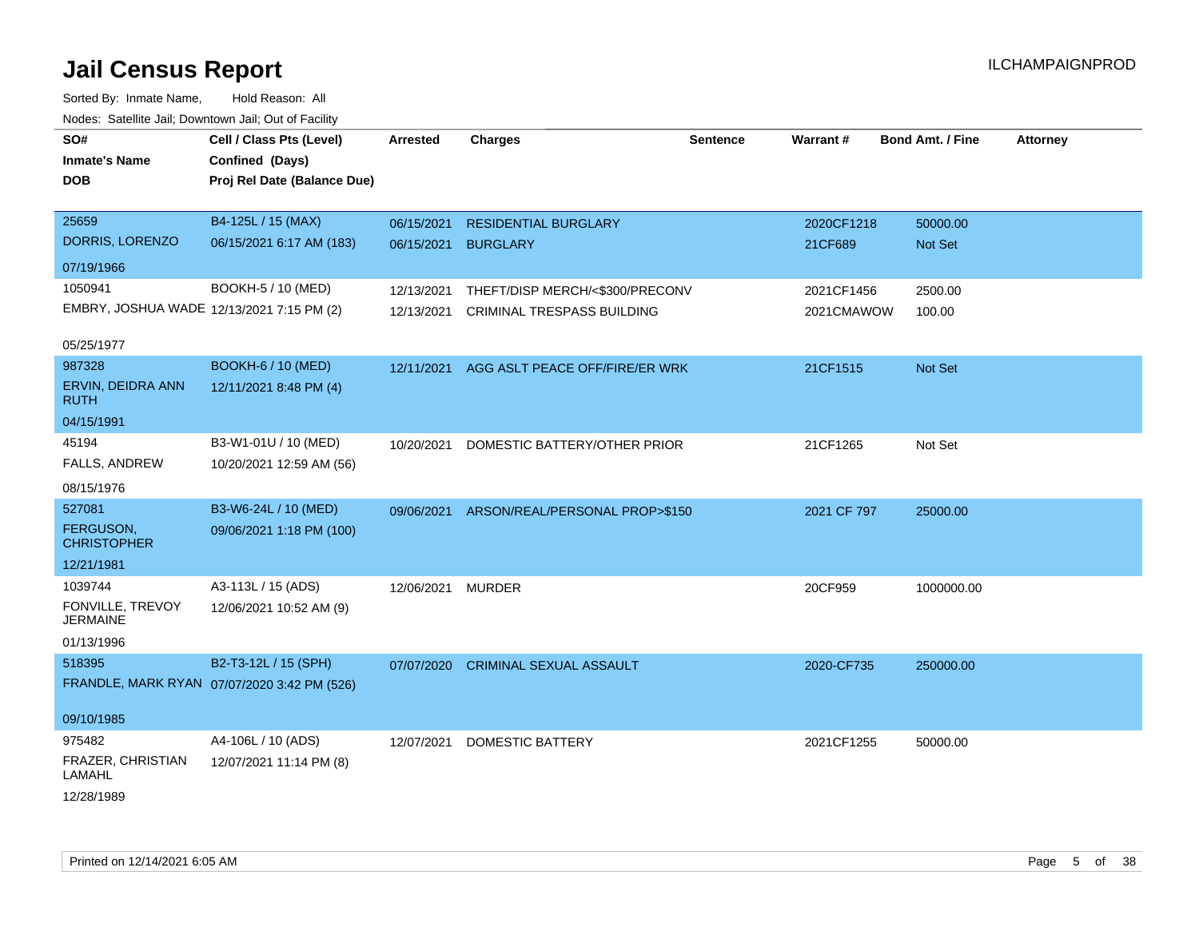# Jail Census Report

Sorted By: Inmate Name, Hold Reason: All

Nodes: Satellite Jail; Downtown Jail; Out of Facility

| SO# / Inmate's Name / DOB | Cell / Class Pts (Level) / Confined (Days) / Proj Rel Date (Balance Due) | Arrested | Charges | Sentence | Warrant # | Bond Amt. / Fine | Attorney |
|---|---|---|---|---|---|---|---|
| 25659<br>DORRIS, LORENZO<br>07/19/1966 | B4-125L / 15 (MAX)<br>06/15/2021 6:17 AM (183) | 06/15/2021<br>06/15/2021 | RESIDENTIAL BURGLARY<br>BURGLARY | | 2020CF1218<br>21CF689 | 50000.00<br>Not Set | |
| 1050941<br>EMBRY, JOSHUA WADE<br>05/25/1977 | BOOKH-5 / 10 (MED)<br>12/13/2021 7:15 PM (2) | 12/13/2021<br>12/13/2021 | THEFT/DISP MERCH/<$300/PRECONV<br>CRIMINAL TRESPASS BUILDING | | 2021CF1456<br>2021CMAWOW | 2500.00<br>100.00 | |
| 987328<br>ERVIN, DEIDRA ANN RUTH<br>04/15/1991 | BOOKH-6 / 10 (MED)<br>12/11/2021 8:48 PM (4) | 12/11/2021 | AGG ASLT PEACE OFF/FIRE/ER WRK | | 21CF1515 | Not Set | |
| 45194<br>FALLS, ANDREW<br>08/15/1976 | B3-W1-01U / 10 (MED)<br>10/20/2021 12:59 AM (56) | 10/20/2021 | DOMESTIC BATTERY/OTHER PRIOR | | 21CF1265 | Not Set | |
| 527081<br>FERGUSON, CHRISTOPHER<br>12/21/1981 | B3-W6-24L / 10 (MED)<br>09/06/2021 1:18 PM (100) | 09/06/2021 | ARSON/REAL/PERSONAL PROP>$150 | | 2021 CF 797 | 25000.00 | |
| 1039744<br>FONVILLE, TREVOY JERMAINE<br>01/13/1996 | A3-113L / 15 (ADS)<br>12/06/2021 10:52 AM (9) | 12/06/2021 | MURDER | | 20CF959 | 1000000.00 | |
| 518395<br>FRANDLE, MARK RYAN<br>09/10/1985 | B2-T3-12L / 15 (SPH)<br>07/07/2020 3:42 PM (526) | 07/07/2020 | CRIMINAL SEXUAL ASSAULT | | 2020-CF735 | 250000.00 | |
| 975482<br>FRAZER, CHRISTIAN LAMAHL<br>12/28/1989 | A4-106L / 10 (ADS)<br>12/07/2021 11:14 PM (8) | 12/07/2021 | DOMESTIC BATTERY | | 2021CF1255 | 50000.00 | |

Printed on 12/14/2021 6:05 AM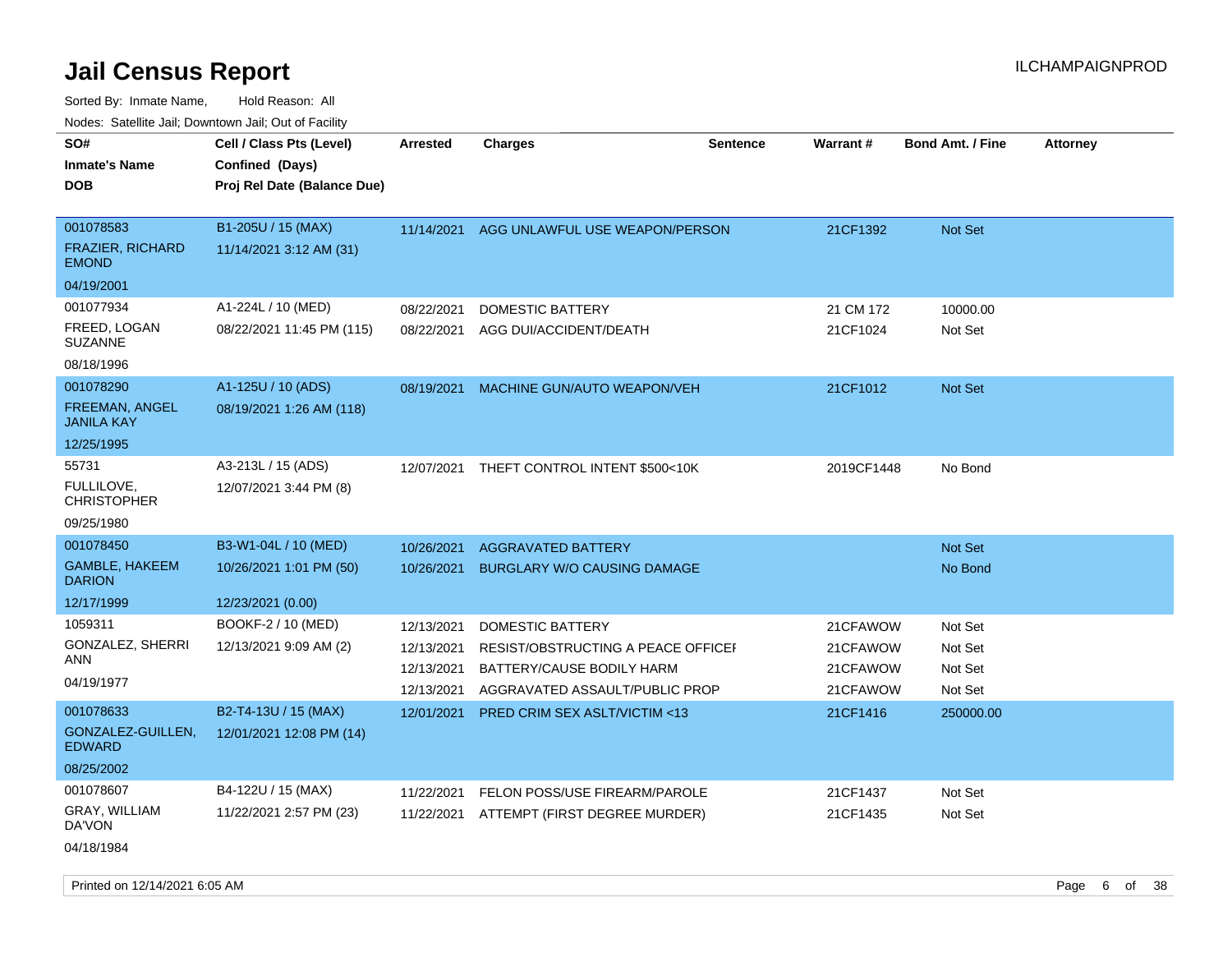# Jail Census Report

Sorted By: Inmate Name, Hold Reason: All

Nodes: Satellite Jail; Downtown Jail; Out of Facility

| SO# / Inmate's Name / DOB | Cell / Class Pts (Level) / Confined (Days) / Proj Rel Date (Balance Due) | Arrested | Charges | Sentence | Warrant # | Bond Amt. / Fine | Attorney |
|---|---|---|---|---|---|---|---|
| 001078583<br>FRAZIER, RICHARD EMOND<br>04/19/2001 | B1-205U / 15 (MAX)<br>11/14/2021 3:12 AM (31) | 11/14/2021 | AGG UNLAWFUL USE WEAPON/PERSON | | 21CF1392 | Not Set | |
| 001077934<br>FREED, LOGAN SUZANNE<br>08/18/1996 | A1-224L / 10 (MED)<br>08/22/2021 11:45 PM (115) | 08/22/2021 | DOMESTIC BATTERY | | 21 CM 172 | 10000.00 | |
| | | 08/22/2021 | AGG DUI/ACCIDENT/DEATH | | 21CF1024 | Not Set | |
| 001078290<br>FREEMAN, ANGEL JANILA KAY<br>12/25/1995 | A1-125U / 10 (ADS)<br>08/19/2021 1:26 AM (118) | 08/19/2021 | MACHINE GUN/AUTO WEAPON/VEH | | 21CF1012 | Not Set | |
| 55731<br>FULLILOVE, CHRISTOPHER<br>09/25/1980 | A3-213L / 15 (ADS)<br>12/07/2021 3:44 PM (8) | 12/07/2021 | THEFT CONTROL INTENT $500<10K | | 2019CF1448 | No Bond | |
| 001078450<br>GAMBLE, HAKEEM DARION<br>12/17/1999 | B3-W1-04L / 10 (MED)<br>10/26/2021 1:01 PM (50)<br>12/23/2021 (0.00) | 10/26/2021 | AGGRAVATED BATTERY | | | Not Set | |
| | | 10/26/2021 | BURGLARY W/O CAUSING DAMAGE | | | No Bond | |
| 1059311<br>GONZALEZ, SHERRI ANN<br>04/19/1977 | BOOKF-2 / 10 (MED)<br>12/13/2021 9:09 AM (2) | 12/13/2021 | DOMESTIC BATTERY | | 21CFAWOW | Not Set | |
| | | 12/13/2021 | RESIST/OBSTRUCTING A PEACE OFFICEI | | 21CFAWOW | Not Set | |
| | | 12/13/2021 | BATTERY/CAUSE BODILY HARM | | 21CFAWOW | Not Set | |
| | | 12/13/2021 | AGGRAVATED ASSAULT/PUBLIC PROP | | 21CFAWOW | Not Set | |
| 001078633<br>GONZALEZ-GUILLEN, EDWARD<br>08/25/2002 | B2-T4-13U / 15 (MAX)<br>12/01/2021 12:08 PM (14) | 12/01/2021 | PRED CRIM SEX ASLT/VICTIM <13 | | 21CF1416 | 250000.00 | |
| 001078607<br>GRAY, WILLIAM DA'VON<br>04/18/1984 | B4-122U / 15 (MAX)<br>11/22/2021 2:57 PM (23) | 11/22/2021 | FELON POSS/USE FIREARM/PAROLE | | 21CF1437 | Not Set | |
| | | 11/22/2021 | ATTEMPT (FIRST DEGREE MURDER) | | 21CF1435 | Not Set | |

Printed on 12/14/2021 6:05 AM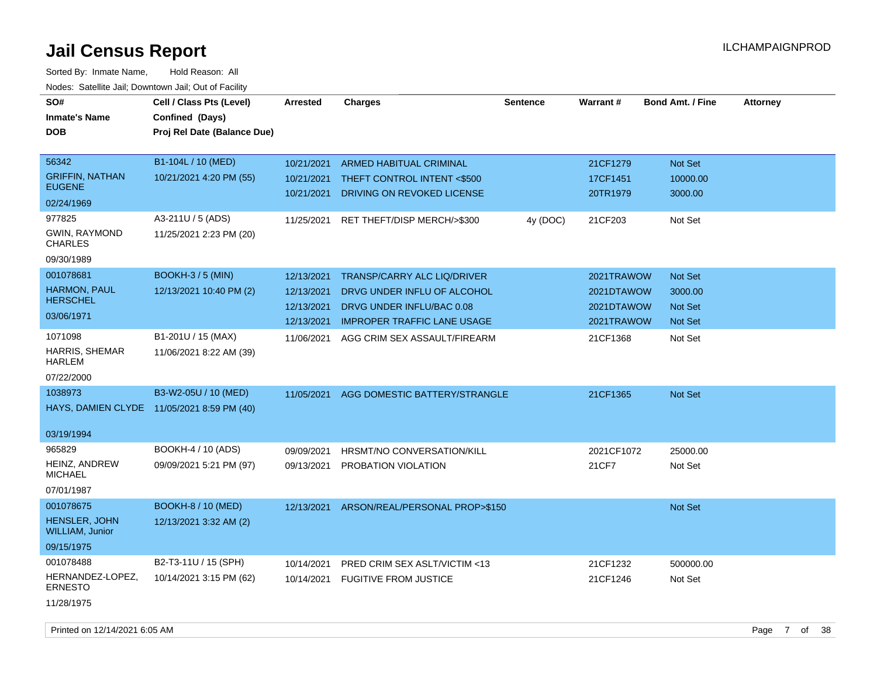# Jail Census Report

ILCHAMPAIGNPROD

Sorted By: Inmate Name, Hold Reason: All

Nodes: Satellite Jail; Downtown Jail; Out of Facility

| SO# / Inmate's Name / DOB | Cell / Class Pts (Level) / Confined (Days) / Proj Rel Date (Balance Due) | Arrested | Charges | Sentence | Warrant # | Bond Amt. / Fine | Attorney |
|---|---|---|---|---|---|---|---|
| 56342<br>GRIFFIN, NATHAN EUGENE<br>02/24/1969 | B1-104L / 10 (MED)<br>10/21/2021 4:20 PM (55) | 10/21/2021<br>10/21/2021<br>10/21/2021 | ARMED HABITUAL CRIMINAL<br>THEFT CONTROL INTENT <$500<br>DRIVING ON REVOKED LICENSE | | 21CF1279<br>17CF1451<br>20TR1979 | Not Set<br>10000.00<br>3000.00 | |
| 977825<br>GWIN, RAYMOND CHARLES<br>09/30/1989 | A3-211U / 5 (ADS)<br>11/25/2021 2:23 PM (20) | 11/25/2021 | RET THEFT/DISP MERCH/>$300 | 4y (DOC) | 21CF203 | Not Set | |
| 001078681<br>HARMON, PAUL HERSCHEL<br>03/06/1971 | BOOKH-3 / 5 (MIN)<br>12/13/2021 10:40 PM (2) | 12/13/2021<br>12/13/2021<br>12/13/2021<br>12/13/2021 | TRANSP/CARRY ALC LIQ/DRIVER<br>DRVG UNDER INFLU OF ALCOHOL<br>DRVG UNDER INFLU/BAC 0.08<br>IMPROPER TRAFFIC LANE USAGE | | 2021TRAWOW<br>2021DTAWOW<br>2021DTAWOW<br>2021TRAWOW | Not Set<br>3000.00<br>Not Set<br>Not Set | |
| 1071098<br>HARRIS, SHEMAR HARLEM<br>07/22/2000 | B1-201U / 15 (MAX)<br>11/06/2021 8:22 AM (39) | 11/06/2021 | AGG CRIM SEX ASSAULT/FIREARM | | 21CF1368 | Not Set | |
| 1038973<br>HAYS, DAMIEN CLYDE<br>03/19/1994 | B3-W2-05U / 10 (MED)<br>11/05/2021 8:59 PM (40) | 11/05/2021 | AGG DOMESTIC BATTERY/STRANGLE | | 21CF1365 | Not Set | |
| 965829<br>HEINZ, ANDREW MICHAEL<br>07/01/1987 | BOOKH-4 / 10 (ADS)<br>09/09/2021 5:21 PM (97) | 09/09/2021<br>09/13/2021 | HRSMT/NO CONVERSATION/KILL<br>PROBATION VIOLATION | | 2021CF1072<br>21CF7 | 25000.00<br>Not Set | |
| 001078675<br>HENSLER, JOHN WILLIAM, Junior<br>09/15/1975 | BOOKH-8 / 10 (MED)<br>12/13/2021 3:32 AM (2) | 12/13/2021 | ARSON/REAL/PERSONAL PROP>$150 | | | Not Set | |
| 001078488<br>HERNANDEZ-LOPEZ, ERNESTO<br>11/28/1975 | B2-T3-11U / 15 (SPH)<br>10/14/2021 3:15 PM (62) | 10/14/2021<br>10/14/2021 | PRED CRIM SEX ASLT/VICTIM <13<br>FUGITIVE FROM JUSTICE | | 21CF1232<br>21CF1246 | 500000.00<br>Not Set | |

Printed on 12/14/2021 6:05 AM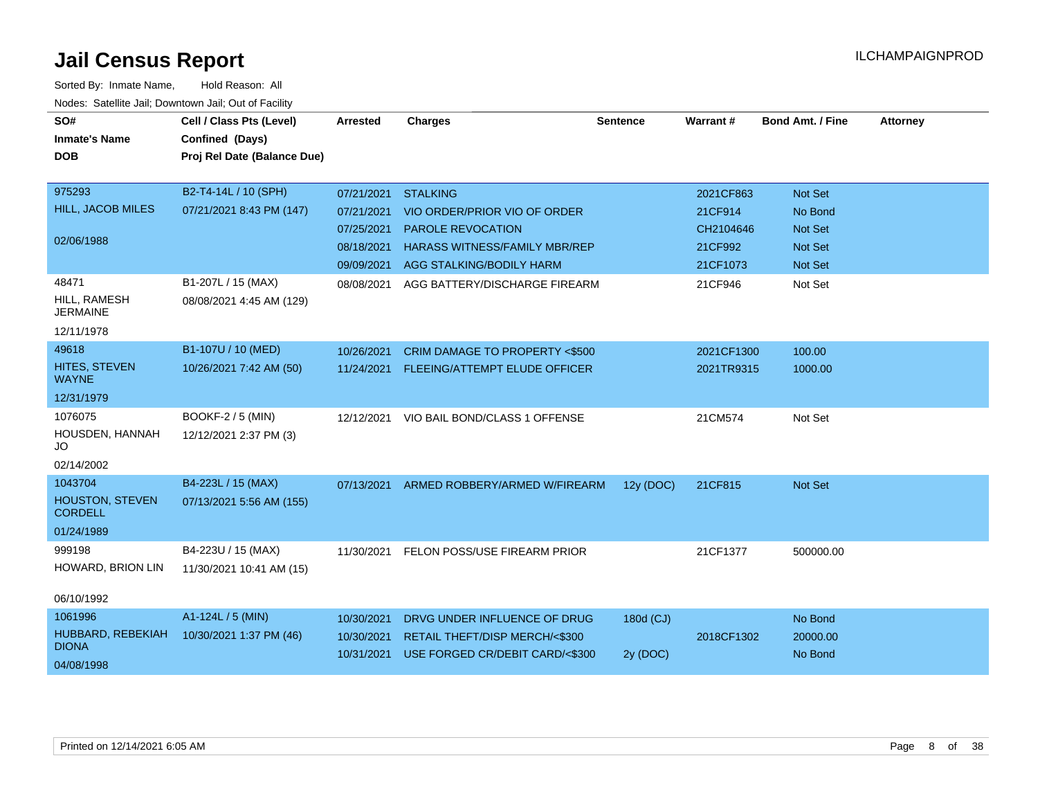# Jail Census Report

ILCHAMPAIGNPROD

Sorted By: Inmate Name, Hold Reason: All

Nodes: Satellite Jail; Downtown Jail; Out of Facility

| SO# / Inmate's Name / DOB | Cell / Class Pts (Level) / Confined (Days) / Proj Rel Date (Balance Due) | Arrested | Charges | Sentence | Warrant # | Bond Amt. / Fine | Attorney |
|---|---|---|---|---|---|---|---|
| 975293<br>HILL, JACOB MILES<br>02/06/1988 | B2-T4-14L / 10 (SPH)<br>07/21/2021 8:43 PM (147) | 07/21/2021 | STALKING | | 2021CF863 | Not Set | |
| | | 07/21/2021 | VIO ORDER/PRIOR VIO OF ORDER | | 21CF914 | No Bond | |
| | | 07/25/2021 | PAROLE REVOCATION | | CH2104646 | Not Set | |
| | | 08/18/2021 | HARASS WITNESS/FAMILY MBR/REP | | 21CF992 | Not Set | |
| | | 09/09/2021 | AGG STALKING/BODILY HARM | | 21CF1073 | Not Set | |
| 48471<br>HILL, RAMESH JERMAINE<br>12/11/1978 | B1-207L / 15 (MAX)<br>08/08/2021 4:45 AM (129) | 08/08/2021 | AGG BATTERY/DISCHARGE FIREARM | | 21CF946 | Not Set | |
| 49618<br>HITES, STEVEN WAYNE<br>12/31/1979 | B1-107U / 10 (MED)<br>10/26/2021 7:42 AM (50) | 10/26/2021 | CRIM DAMAGE TO PROPERTY <$500 | | 2021CF1300 | 100.00 | |
| | | 11/24/2021 | FLEEING/ATTEMPT ELUDE OFFICER | | 2021TR9315 | 1000.00 | |
| 1076075<br>HOUSDEN, HANNAH JO<br>02/14/2002 | BOOKF-2 / 5 (MIN)<br>12/12/2021 2:37 PM (3) | 12/12/2021 | VIO BAIL BOND/CLASS 1 OFFENSE | | 21CM574 | Not Set | |
| 1043704<br>HOUSTON, STEVEN CORDELL<br>01/24/1989 | B4-223L / 15 (MAX)<br>07/13/2021 5:56 AM (155) | 07/13/2021 | ARMED ROBBERY/ARMED W/FIREARM | 12y (DOC) | 21CF815 | Not Set | |
| 999198<br>HOWARD, BRION LIN<br>06/10/1992 | B4-223U / 15 (MAX)<br>11/30/2021 10:41 AM (15) | 11/30/2021 | FELON POSS/USE FIREARM PRIOR | | 21CF1377 | 500000.00 | |
| 1061996<br>HUBBARD, REBEKIAH DIONA<br>04/08/1998 | A1-124L / 5 (MIN)<br>10/30/2021 1:37 PM (46) | 10/30/2021 | DRVG UNDER INFLUENCE OF DRUG | 180d (CJ) | | No Bond | |
| | | 10/30/2021 | RETAIL THEFT/DISP MERCH/<$300 | | 2018CF1302 | 20000.00 | |
| | | 10/31/2021 | USE FORGED CR/DEBIT CARD/<$300 | 2y (DOC) | | No Bond | |

Printed on 12/14/2021 6:05 AM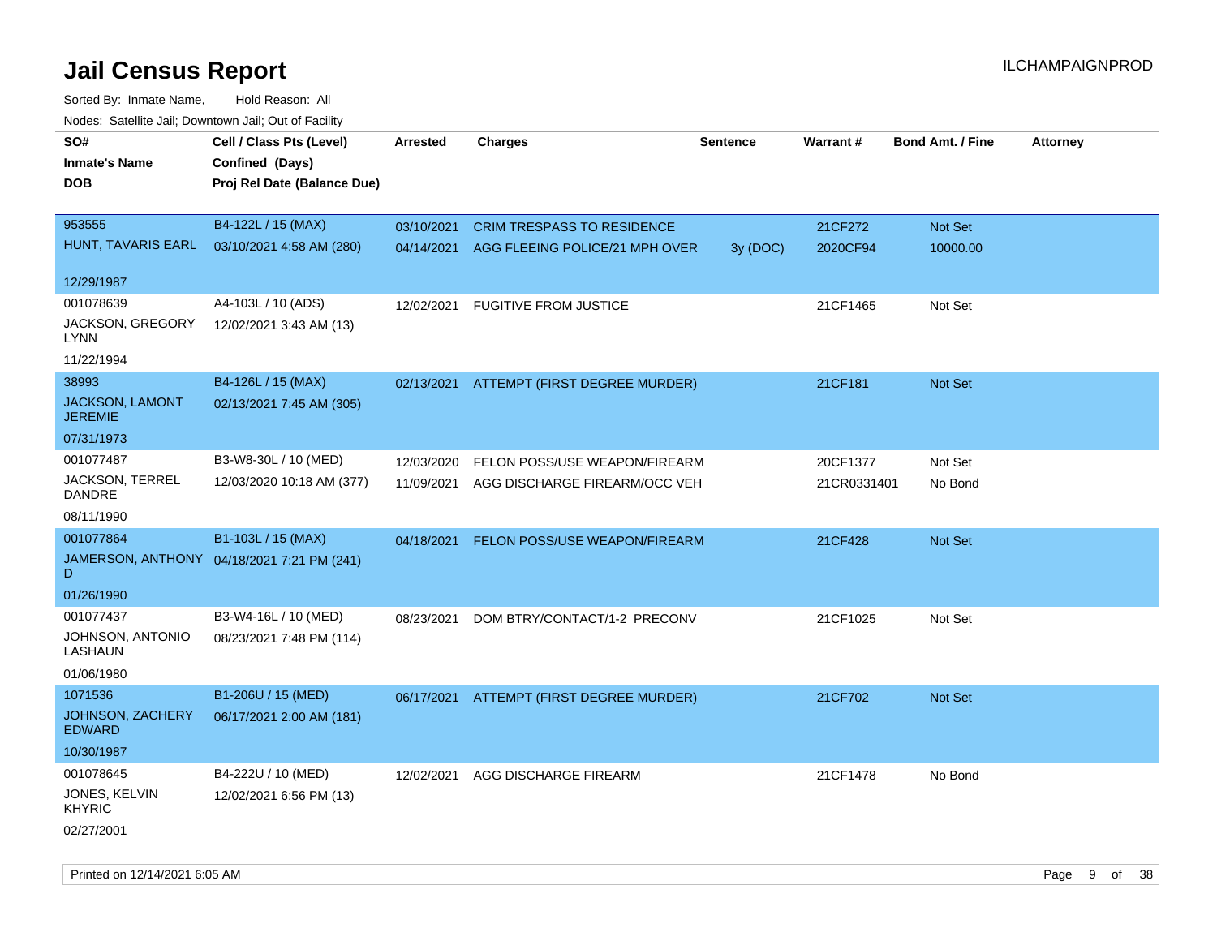# Jail Census Report

ILCHAMPAIGNPROD

Sorted By: Inmate Name, Hold Reason: All

Nodes: Satellite Jail; Downtown Jail; Out of Facility

| SO# / Inmate's Name / DOB | Cell / Class Pts (Level) / Confined (Days) / Proj Rel Date (Balance Due) | Arrested | Charges | Sentence | Warrant # | Bond Amt. / Fine | Attorney |
|---|---|---|---|---|---|---|---|
| 953555<br>HUNT, TAVARIS EARL<br>12/29/1987 | B4-122L / 15 (MAX)<br>03/10/2021 4:58 AM (280) | 03/10/2021 | CRIM TRESPASS TO RESIDENCE | | 21CF272 | Not Set | |
| | | 04/14/2021 | AGG FLEEING POLICE/21 MPH OVER | 3y (DOC) | 2020CF94 | 10000.00 | |
| 001078639<br>JACKSON, GREGORY LYNN<br>11/22/1994 | A4-103L / 10 (ADS)<br>12/02/2021 3:43 AM (13) | 12/02/2021 | FUGITIVE FROM JUSTICE | | 21CF1465 | Not Set | |
| 38993<br>JACKSON, LAMONT JEREMIE<br>07/31/1973 | B4-126L / 15 (MAX)<br>02/13/2021 7:45 AM (305) | 02/13/2021 | ATTEMPT (FIRST DEGREE MURDER) | | 21CF181 | Not Set | |
| 001077487<br>JACKSON, TERREL DANDRE<br>08/11/1990 | B3-W8-30L / 10 (MED)<br>12/03/2020 10:18 AM (377) | 12/03/2020 | FELON POSS/USE WEAPON/FIREARM | | 20CF1377 | Not Set | |
| | | 11/09/2021 | AGG DISCHARGE FIREARM/OCC VEH | | 21CR0331401 | No Bond | |
| 001077864<br>JAMERSON, ANTHONY D<br>01/26/1990 | B1-103L / 15 (MAX)<br>04/18/2021 7:21 PM (241) | 04/18/2021 | FELON POSS/USE WEAPON/FIREARM | | 21CF428 | Not Set | |
| 001077437<br>JOHNSON, ANTONIO LASHAUN<br>01/06/1980 | B3-W4-16L / 10 (MED)<br>08/23/2021 7:48 PM (114) | 08/23/2021 | DOM BTRY/CONTACT/1-2 PRECONV | | 21CF1025 | Not Set | |
| 1071536<br>JOHNSON, ZACHERY EDWARD<br>10/30/1987 | B1-206U / 15 (MED)<br>06/17/2021 2:00 AM (181) | 06/17/2021 | ATTEMPT (FIRST DEGREE MURDER) | | 21CF702 | Not Set | |
| 001078645<br>JONES, KELVIN KHYRIC<br>02/27/2001 | B4-222U / 10 (MED)<br>12/02/2021 6:56 PM (13) | 12/02/2021 | AGG DISCHARGE FIREARM | | 21CF1478 | No Bond | |

Printed on 12/14/2021 6:05 AM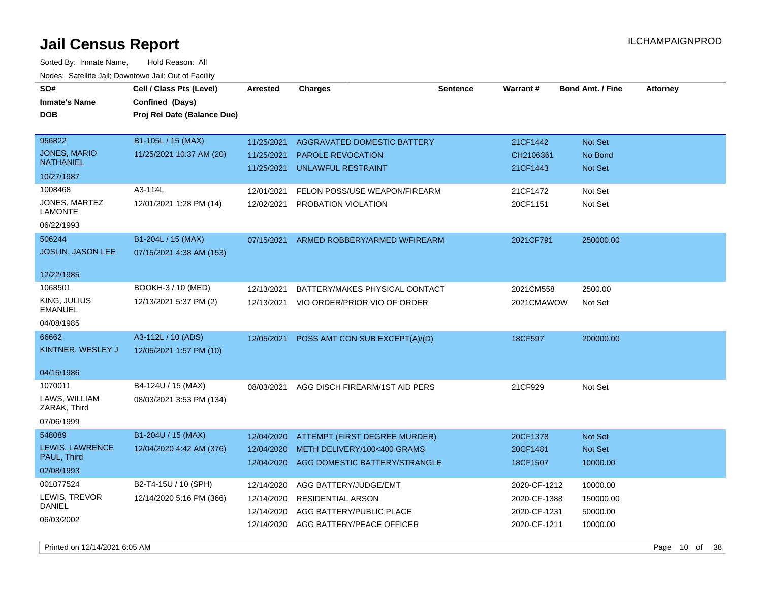# Jail Census Report

Sorted By: Inmate Name, Hold Reason: All

Nodes: Satellite Jail; Downtown Jail; Out of Facility

| SO# / Inmate's Name / DOB | Cell / Class Pts (Level) / Confined (Days) / Proj Rel Date (Balance Due) | Arrested | Charges | Sentence | Warrant # | Bond Amt. / Fine | Attorney |
|---|---|---|---|---|---|---|---|
| 956822 JONES, MARIO NATHANIEL 10/27/1987 | B1-105L / 15 (MAX) 11/25/2021 10:37 AM (20) | 11/25/2021 | AGGRAVATED DOMESTIC BATTERY | | 21CF1442 | Not Set | |
| | | 11/25/2021 | PAROLE REVOCATION | | CH2106361 | No Bond | |
| | | 11/25/2021 | UNLAWFUL RESTRAINT | | 21CF1443 | Not Set | |
| 1008468 JONES, MARTEZ LAMONTE 06/22/1993 | A3-114L 12/01/2021 1:28 PM (14) | 12/01/2021 | FELON POSS/USE WEAPON/FIREARM | | 21CF1472 | Not Set | |
| | | 12/02/2021 | PROBATION VIOLATION | | 20CF1151 | Not Set | |
| 506244 JOSLIN, JASON LEE 12/22/1985 | B1-204L / 15 (MAX) 07/15/2021 4:38 AM (153) | 07/15/2021 | ARMED ROBBERY/ARMED W/FIREARM | | 2021CF791 | 250000.00 | |
| 1068501 KING, JULIUS EMANUEL 04/08/1985 | BOOKH-3 / 10 (MED) 12/13/2021 5:37 PM (2) | 12/13/2021 | BATTERY/MAKES PHYSICAL CONTACT | | 2021CM558 | 2500.00 | |
| | | 12/13/2021 | VIO ORDER/PRIOR VIO OF ORDER | | 2021CMAWOW | Not Set | |
| 66662 KINTNER, WESLEY J 04/15/1986 | A3-112L / 10 (ADS) 12/05/2021 1:57 PM (10) | 12/05/2021 | POSS AMT CON SUB EXCEPT(A)/(D) | | 18CF597 | 200000.00 | |
| 1070011 LAWS, WILLIAM ZARAK, Third 07/06/1999 | B4-124U / 15 (MAX) 08/03/2021 3:53 PM (134) | 08/03/2021 | AGG DISCH FIREARM/1ST AID PERS | | 21CF929 | Not Set | |
| 548089 LEWIS, LAWRENCE PAUL, Third 02/08/1993 | B1-204U / 15 (MAX) 12/04/2020 4:42 AM (376) | 12/04/2020 | ATTEMPT (FIRST DEGREE MURDER) | | 20CF1378 | Not Set | |
| | | 12/04/2020 | METH DELIVERY/100<400 GRAMS | | 20CF1481 | Not Set | |
| | | 12/04/2020 | AGG DOMESTIC BATTERY/STRANGLE | | 18CF1507 | 10000.00 | |
| 001077524 LEWIS, TREVOR DANIEL 06/03/2002 | B2-T4-15U / 10 (SPH) 12/14/2020 5:16 PM (366) | 12/14/2020 | AGG BATTERY/JUDGE/EMT | | 2020-CF-1212 | 10000.00 | |
| | | 12/14/2020 | RESIDENTIAL ARSON | | 2020-CF-1388 | 150000.00 | |
| | | 12/14/2020 | AGG BATTERY/PUBLIC PLACE | | 2020-CF-1231 | 50000.00 | |
| | | 12/14/2020 | AGG BATTERY/PEACE OFFICER | | 2020-CF-1211 | 10000.00 | |

Printed on 12/14/2021 6:05 AM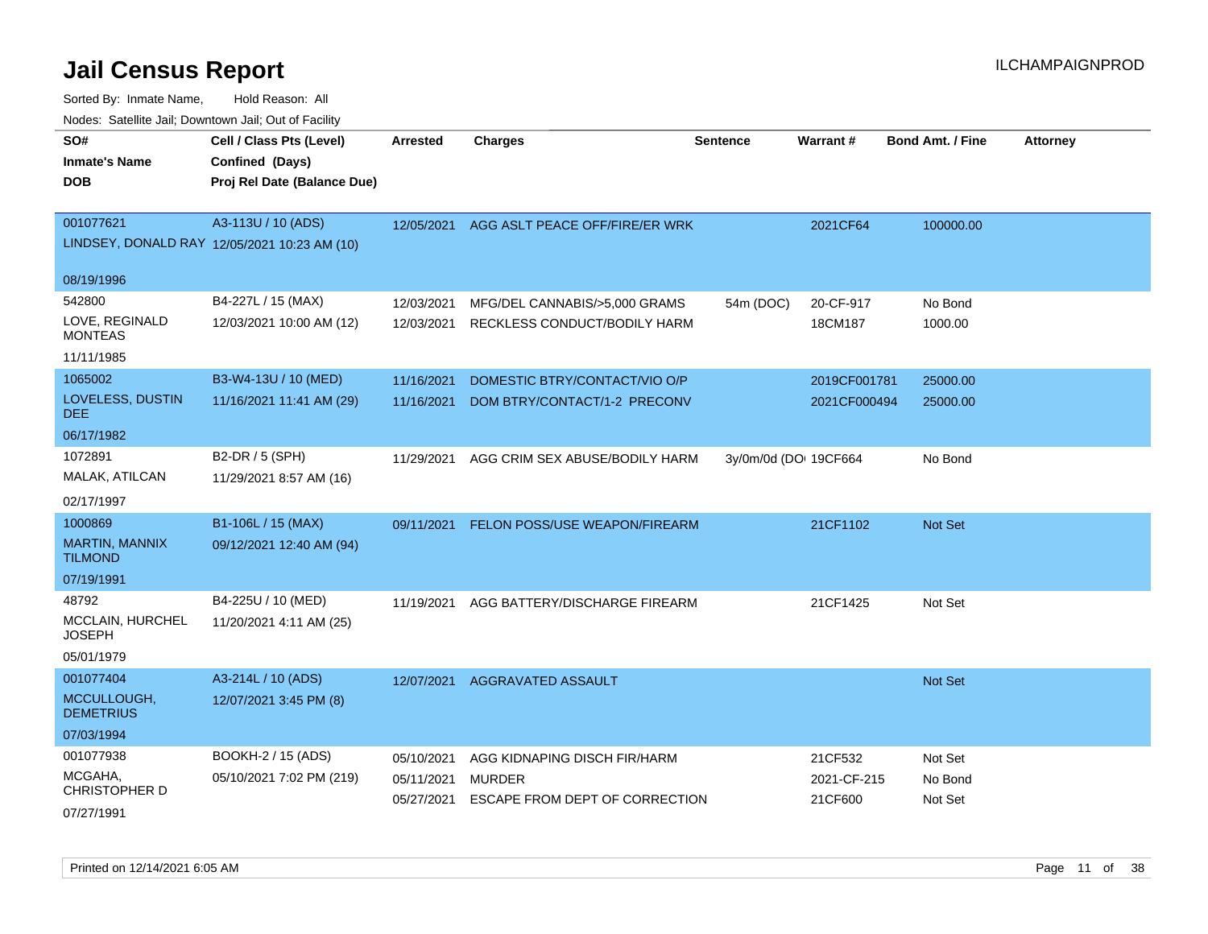# Jail Census Report

ILCHAMPAIGNPROD

Sorted By: Inmate Name, Hold Reason: All

Nodes: Satellite Jail; Downtown Jail; Out of Facility

| SO# / Inmate's Name / DOB | Cell / Class Pts (Level) / Confined (Days) / Proj Rel Date (Balance Due) | Arrested | Charges | Sentence | Warrant # | Bond Amt. / Fine | Attorney |
|---|---|---|---|---|---|---|---|
| 001077621<br>LINDSEY, DONALD RAY<br>08/19/1996 | A3-113U / 10 (ADS)<br>12/05/2021 10:23 AM (10) | 12/05/2021 | AGG ASLT PEACE OFF/FIRE/ER WRK | | 2021CF64 | 100000.00 | |
| 542800<br>LOVE, REGINALD MONTEAS<br>11/11/1985 | B4-227L / 15 (MAX)<br>12/03/2021 10:00 AM (12) | 12/03/2021<br>12/03/2021 | MFG/DEL CANNABIS/>5,000 GRAMS<br>RECKLESS CONDUCT/BODILY HARM | 54m (DOC) | 20-CF-917<br>18CM187 | No Bond<br>1000.00 | |
| 1065002<br>LOVELESS, DUSTIN DEE<br>06/17/1982 | B3-W4-13U / 10 (MED)<br>11/16/2021 11:41 AM (29) | 11/16/2021<br>11/16/2021 | DOMESTIC BTRY/CONTACT/VIO O/P<br>DOM BTRY/CONTACT/1-2 PRECONV | | 2019CF001781<br>2021CF000494 | 25000.00<br>25000.00 | |
| 1072891<br>MALAK, ATILCAN<br>02/17/1997 | B2-DR / 5 (SPH)<br>11/29/2021 8:57 AM (16) | 11/29/2021 | AGG CRIM SEX ABUSE/BODILY HARM | 3y/0m/0d (DOI | 19CF664 | No Bond | |
| 1000869<br>MARTIN, MANNIX TILMOND<br>07/19/1991 | B1-106L / 15 (MAX)<br>09/12/2021 12:40 AM (94) | 09/11/2021 | FELON POSS/USE WEAPON/FIREARM | | 21CF1102 | Not Set | |
| 48792<br>MCCLAIN, HURCHEL JOSEPH<br>05/01/1979 | B4-225U / 10 (MED)<br>11/20/2021 4:11 AM (25) | 11/19/2021 | AGG BATTERY/DISCHARGE FIREARM | | 21CF1425 | Not Set | |
| 001077404<br>MCCULLOUGH, DEMETRIUS<br>07/03/1994 | A3-214L / 10 (ADS)<br>12/07/2021 3:45 PM (8) | 12/07/2021 | AGGRAVATED ASSAULT | | | Not Set | |
| 001077938<br>MCGAHA, CHRISTOPHER D<br>07/27/1991 | BOOKH-2 / 15 (ADS)<br>05/10/2021 7:02 PM (219) | 05/10/2021<br>05/11/2021<br>05/27/2021 | AGG KIDNAPING DISCH FIR/HARM<br>MURDER<br>ESCAPE FROM DEPT OF CORRECTION | | 21CF532<br>2021-CF-215<br>21CF600 | Not Set<br>No Bond<br>Not Set | |

Printed on 12/14/2021 6:05 AM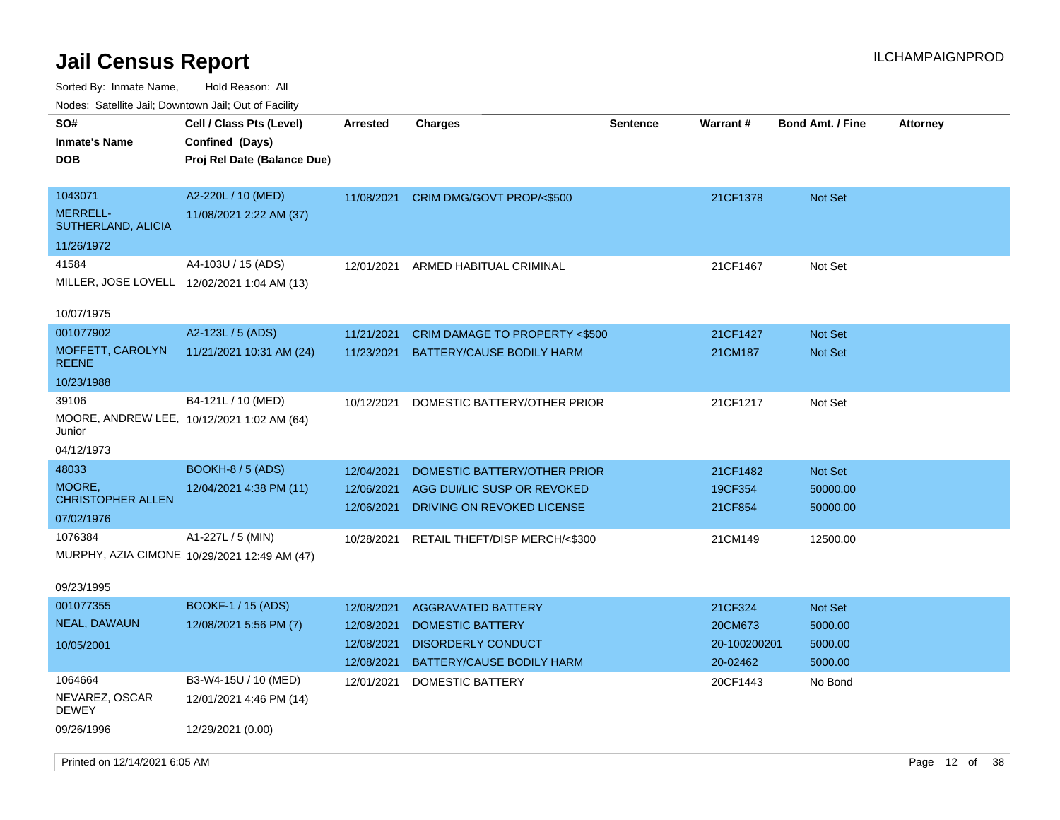# Jail Census Report

ILCHAMPAIGNPROD

Sorted By: Inmate Name, Hold Reason: All

Nodes: Satellite Jail; Downtown Jail; Out of Facility

| SO# / Inmate's Name / DOB | Cell / Class Pts (Level) / Confined (Days) / Proj Rel Date (Balance Due) | Arrested | Charges | Sentence | Warrant # | Bond Amt. / Fine | Attorney |
|---|---|---|---|---|---|---|---|
| 1043071<br>MERRELL-SUTHERLAND, ALICIA<br>11/26/1972 | A2-220L / 10 (MED)<br>11/08/2021 2:22 AM (37) | 11/08/2021 | CRIM DMG/GOVT PROP/<$500 | | 21CF1378 | Not Set | |
| 41584<br>MILLER, JOSE LOVELL<br>10/07/1975 | A4-103U / 15 (ADS)<br>12/02/2021 1:04 AM (13) | 12/01/2021 | ARMED HABITUAL CRIMINAL | | 21CF1467 | Not Set | |
| 001077902<br>MOFFETT, CAROLYN REENE<br>10/23/1988 | A2-123L / 5 (ADS)<br>11/21/2021 10:31 AM (24) | 11/21/2021 | CRIM DAMAGE TO PROPERTY <$500 | | 21CF1427 | Not Set | |
| | | 11/23/2021 | BATTERY/CAUSE BODILY HARM | | 21CM187 | Not Set | |
| 39106<br>MOORE, ANDREW LEE, Junior<br>04/12/1973 | B4-121L / 10 (MED)<br>10/12/2021 1:02 AM (64) | 10/12/2021 | DOMESTIC BATTERY/OTHER PRIOR | | 21CF1217 | Not Set | |
| 48033<br>MOORE, CHRISTOPHER ALLEN<br>07/02/1976 | BOOKH-8 / 5 (ADS)<br>12/04/2021 4:38 PM (11) | 12/04/2021 | DOMESTIC BATTERY/OTHER PRIOR | | 21CF1482 | Not Set | |
| | | 12/06/2021 | AGG DUI/LIC SUSP OR REVOKED | | 19CF354 | 50000.00 | |
| | | 12/06/2021 | DRIVING ON REVOKED LICENSE | | 21CF854 | 50000.00 | |
| 1076384<br>MURPHY, AZIA CIMONE<br>09/23/1995 | A1-227L / 5 (MIN)<br>10/29/2021 12:49 AM (47) | 10/28/2021 | RETAIL THEFT/DISP MERCH/<$300 | | 21CM149 | 12500.00 | |
| 001077355<br>NEAL, DAWAUN<br>10/05/2001 | BOOKF-1 / 15 (ADS)<br>12/08/2021 5:56 PM (7) | 12/08/2021 | AGGRAVATED BATTERY | | 21CF324 | Not Set | |
| | | 12/08/2021 | DOMESTIC BATTERY | | 20CM673 | 5000.00 | |
| | | 12/08/2021 | DISORDERLY CONDUCT | | 20-100200201 | 5000.00 | |
| | | 12/08/2021 | BATTERY/CAUSE BODILY HARM | | 20-02462 | 5000.00 | |
| 1064664<br>NEVAREZ, OSCAR DEWEY<br>09/26/1996 | B3-W4-15U / 10 (MED)<br>12/01/2021 4:46 PM (14)<br>12/29/2021 (0.00) | 12/01/2021 | DOMESTIC BATTERY | | 20CF1443 | No Bond | |

Printed on 12/14/2021 6:05 AM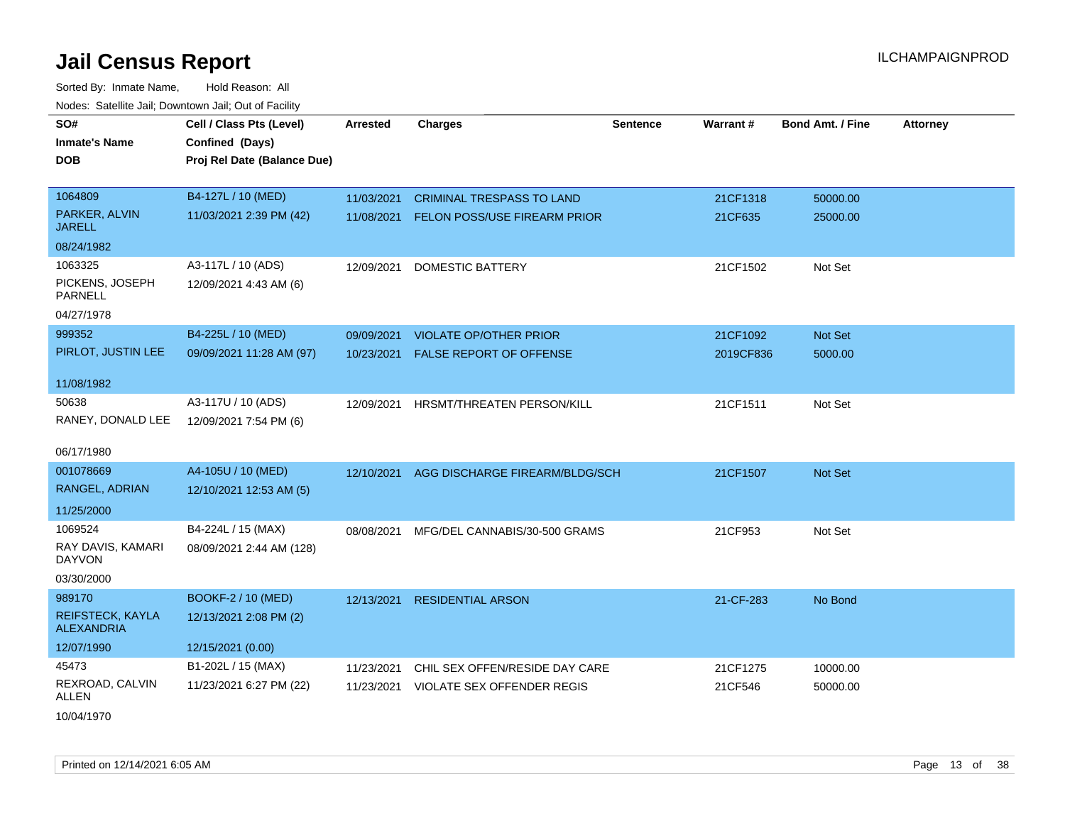# Jail Census Report

Sorted By: Inmate Name, Hold Reason: All

Nodes: Satellite Jail; Downtown Jail; Out of Facility

| SO# / Inmate's Name / DOB | Cell / Class Pts (Level) / Confined (Days) / Proj Rel Date (Balance Due) | Arrested | Charges | Sentence | Warrant # | Bond Amt. / Fine | Attorney |
|---|---|---|---|---|---|---|---|
| 1064809 PARKER, ALVIN JARELL 08/24/1982 | B4-127L / 10 (MED) 11/03/2021 2:39 PM (42) | 11/03/2021 | CRIMINAL TRESPASS TO LAND | | 21CF1318 | 50000.00 | |
| | | 11/08/2021 | FELON POSS/USE FIREARM PRIOR | | 21CF635 | 25000.00 | |
| 1063325 PICKENS, JOSEPH PARNELL 04/27/1978 | A3-117L / 10 (ADS) 12/09/2021 4:43 AM (6) | 12/09/2021 | DOMESTIC BATTERY | | 21CF1502 | Not Set | |
| 999352 PIRLOT, JUSTIN LEE 11/08/1982 | B4-225L / 10 (MED) 09/09/2021 11:28 AM (97) | 09/09/2021 | VIOLATE OP/OTHER PRIOR | | 21CF1092 | Not Set | |
| | | 10/23/2021 | FALSE REPORT OF OFFENSE | | 2019CF836 | 5000.00 | |
| 50638 RANEY, DONALD LEE 06/17/1980 | A3-117U / 10 (ADS) 12/09/2021 7:54 PM (6) | 12/09/2021 | HRSMT/THREATEN PERSON/KILL | | 21CF1511 | Not Set | |
| 001078669 RANGEL, ADRIAN 11/25/2000 | A4-105U / 10 (MED) 12/10/2021 12:53 AM (5) | 12/10/2021 | AGG DISCHARGE FIREARM/BLDG/SCH | | 21CF1507 | Not Set | |
| 1069524 RAY DAVIS, KAMARI DAYVON 03/30/2000 | B4-224L / 15 (MAX) 08/09/2021 2:44 AM (128) | 08/08/2021 | MFG/DEL CANNABIS/30-500 GRAMS | | 21CF953 | Not Set | |
| 989170 REIFSTECK, KAYLA ALEXANDRIA 12/07/1990 | BOOKF-2 / 10 (MED) 12/13/2021 2:08 PM (2) 12/15/2021 (0.00) | 12/13/2021 | RESIDENTIAL ARSON | | 21-CF-283 | No Bond | |
| 45473 REXROAD, CALVIN ALLEN 10/04/1970 | B1-202L / 15 (MAX) 11/23/2021 6:27 PM (22) | 11/23/2021 | CHIL SEX OFFEN/RESIDE DAY CARE | | 21CF1275 | 10000.00 | |
| | | 11/23/2021 | VIOLATE SEX OFFENDER REGIS | | 21CF546 | 50000.00 | |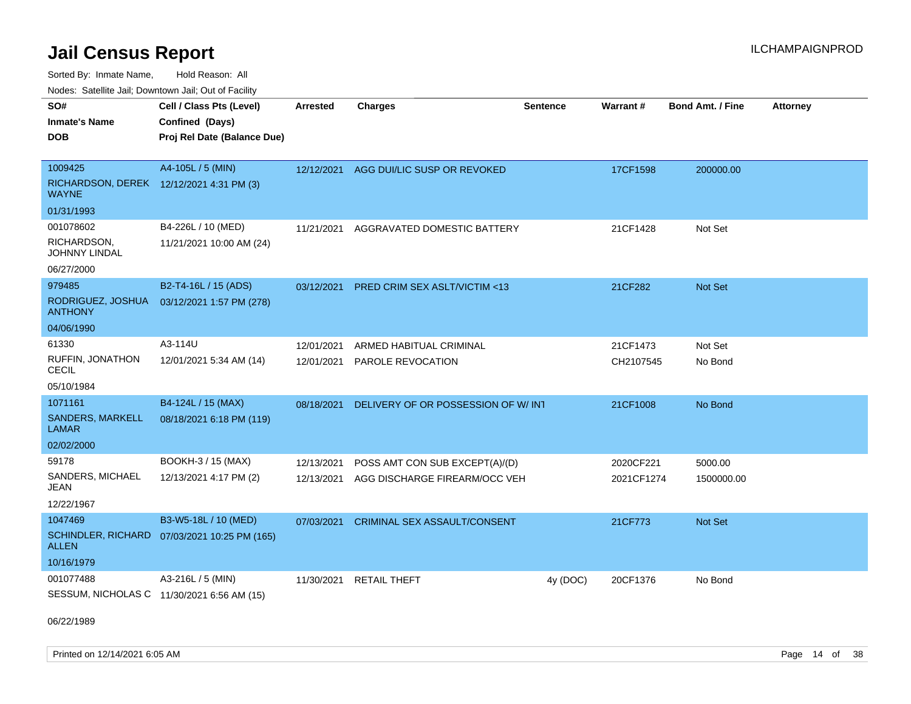# Jail Census Report

Sorted By: Inmate Name, Hold Reason: All

Nodes: Satellite Jail; Downtown Jail; Out of Facility

| SO# / Inmate's Name / DOB | Cell / Class Pts (Level) / Confined (Days) / Proj Rel Date (Balance Due) | Arrested | Charges | Sentence | Warrant # | Bond Amt. / Fine | Attorney |
|---|---|---|---|---|---|---|---|
| 1009425<br>RICHARDSON, DEREK WAYNE<br>01/31/1993 | A4-105L / 5 (MIN)<br>12/12/2021 4:31 PM (3) | 12/12/2021 | AGG DUI/LIC SUSP OR REVOKED | | 17CF1598 | 200000.00 | |
| 001078602<br>RICHARDSON, JOHNNY LINDAL<br>06/27/2000 | B4-226L / 10 (MED)<br>11/21/2021 10:00 AM (24) | 11/21/2021 | AGGRAVATED DOMESTIC BATTERY | | 21CF1428 | Not Set | |
| 979485<br>RODRIGUEZ, JOSHUA ANTHONY<br>04/06/1990 | B2-T4-16L / 15 (ADS)<br>03/12/2021 1:57 PM (278) | 03/12/2021 | PRED CRIM SEX ASLT/VICTIM <13 | | 21CF282 | Not Set | |
| 61330<br>RUFFIN, JONATHON CECIL<br>05/10/1984 | A3-114U<br>12/01/2021 5:34 AM (14) | 12/01/2021<br>12/01/2021 | ARMED HABITUAL CRIMINAL<br>PAROLE REVOCATION | | 21CF1473<br>CH2107545 | Not Set<br>No Bond | |
| 1071161<br>SANDERS, MARKELL LAMAR<br>02/02/2000 | B4-124L / 15 (MAX)<br>08/18/2021 6:18 PM (119) | 08/18/2021 | DELIVERY OF OR POSSESSION OF W/ INT | | 21CF1008 | No Bond | |
| 59178<br>SANDERS, MICHAEL JEAN<br>12/22/1967 | BOOKH-3 / 15 (MAX)<br>12/13/2021 4:17 PM (2) | 12/13/2021<br>12/13/2021 | POSS AMT CON SUB EXCEPT(A)/(D)<br>AGG DISCHARGE FIREARM/OCC VEH | | 2020CF221<br>2021CF1274 | 5000.00<br>1500000.00 | |
| 1047469<br>SCHINDLER, RICHARD ALLEN<br>10/16/1979 | B3-W5-18L / 10 (MED)<br>07/03/2021 10:25 PM (165) | 07/03/2021 | CRIMINAL SEX ASSAULT/CONSENT | | 21CF773 | Not Set | |
| 001077488<br>SESSUM, NICHOLAS C<br>06/22/1989 | A3-216L / 5 (MIN)<br>11/30/2021 6:56 AM (15) | 11/30/2021 | RETAIL THEFT | 4y (DOC) | 20CF1376 | No Bond | |

Printed on 12/14/2021 6:05 AM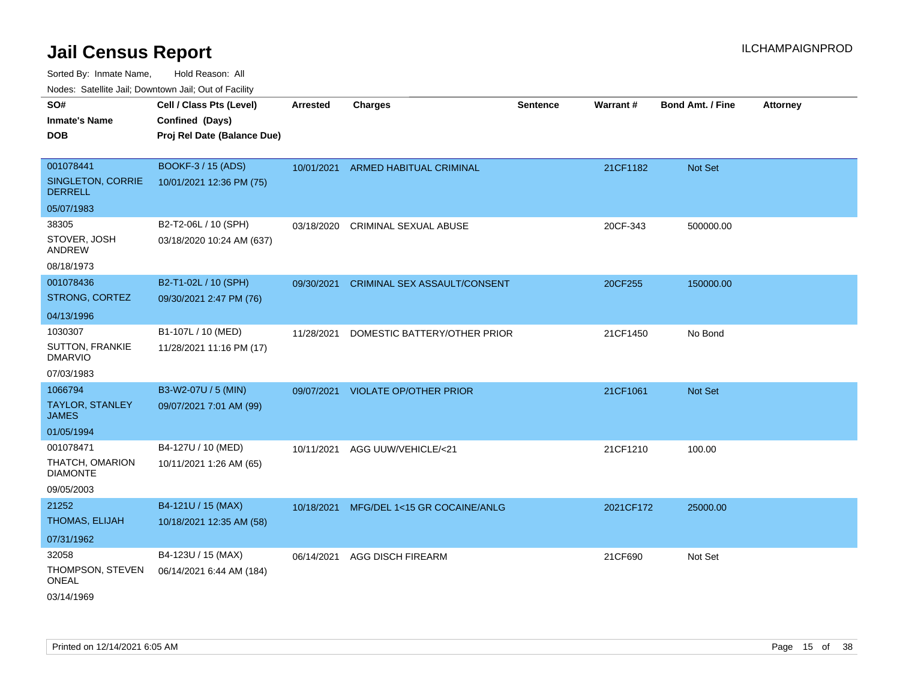# Jail Census Report

ILCHAMPAIGNPROD

Sorted By: Inmate Name, Hold Reason: All

Nodes: Satellite Jail; Downtown Jail; Out of Facility

| SO# / Inmate's Name / DOB | Cell / Class Pts (Level) / Confined (Days) / Proj Rel Date (Balance Due) | Arrested | Charges | Sentence | Warrant # | Bond Amt. / Fine | Attorney |
|---|---|---|---|---|---|---|---|
| 001078441<br>SINGLETON, CORRIE DERRELL<br>05/07/1983 | BOOKF-3 / 15 (ADS)<br>10/01/2021 12:36 PM (75) | 10/01/2021 | ARMED HABITUAL CRIMINAL | | 21CF1182 | Not Set | |
| 38305<br>STOVER, JOSH ANDREW<br>08/18/1973 | B2-T2-06L / 10 (SPH)<br>03/18/2020 10:24 AM (637) | 03/18/2020 | CRIMINAL SEXUAL ABUSE | | 20CF-343 | 500000.00 | |
| 001078436<br>STRONG, CORTEZ<br>04/13/1996 | B2-T1-02L / 10 (SPH)<br>09/30/2021 2:47 PM (76) | 09/30/2021 | CRIMINAL SEX ASSAULT/CONSENT | | 20CF255 | 150000.00 | |
| 1030307<br>SUTTON, FRANKIE DMARVIO<br>07/03/1983 | B1-107L / 10 (MED)<br>11/28/2021 11:16 PM (17) | 11/28/2021 | DOMESTIC BATTERY/OTHER PRIOR | | 21CF1450 | No Bond | |
| 1066794<br>TAYLOR, STANLEY JAMES<br>01/05/1994 | B3-W2-07U / 5 (MIN)<br>09/07/2021 7:01 AM (99) | 09/07/2021 | VIOLATE OP/OTHER PRIOR | | 21CF1061 | Not Set | |
| 001078471<br>THATCH, OMARION DIAMONTE<br>09/05/2003 | B4-127U / 10 (MED)<br>10/11/2021 1:26 AM (65) | 10/11/2021 | AGG UUW/VEHICLE/<21 | | 21CF1210 | 100.00 | |
| 21252<br>THOMAS, ELIJAH<br>07/31/1962 | B4-121U / 15 (MAX)<br>10/18/2021 12:35 AM (58) | 10/18/2021 | MFG/DEL 1<15 GR COCAINE/ANLG | | 2021CF172 | 25000.00 | |
| 32058<br>THOMPSON, STEVEN ONEAL<br>03/14/1969 | B4-123U / 15 (MAX)<br>06/14/2021 6:44 AM (184) | 06/14/2021 | AGG DISCH FIREARM | | 21CF690 | Not Set | |

Printed on 12/14/2021 6:05 AM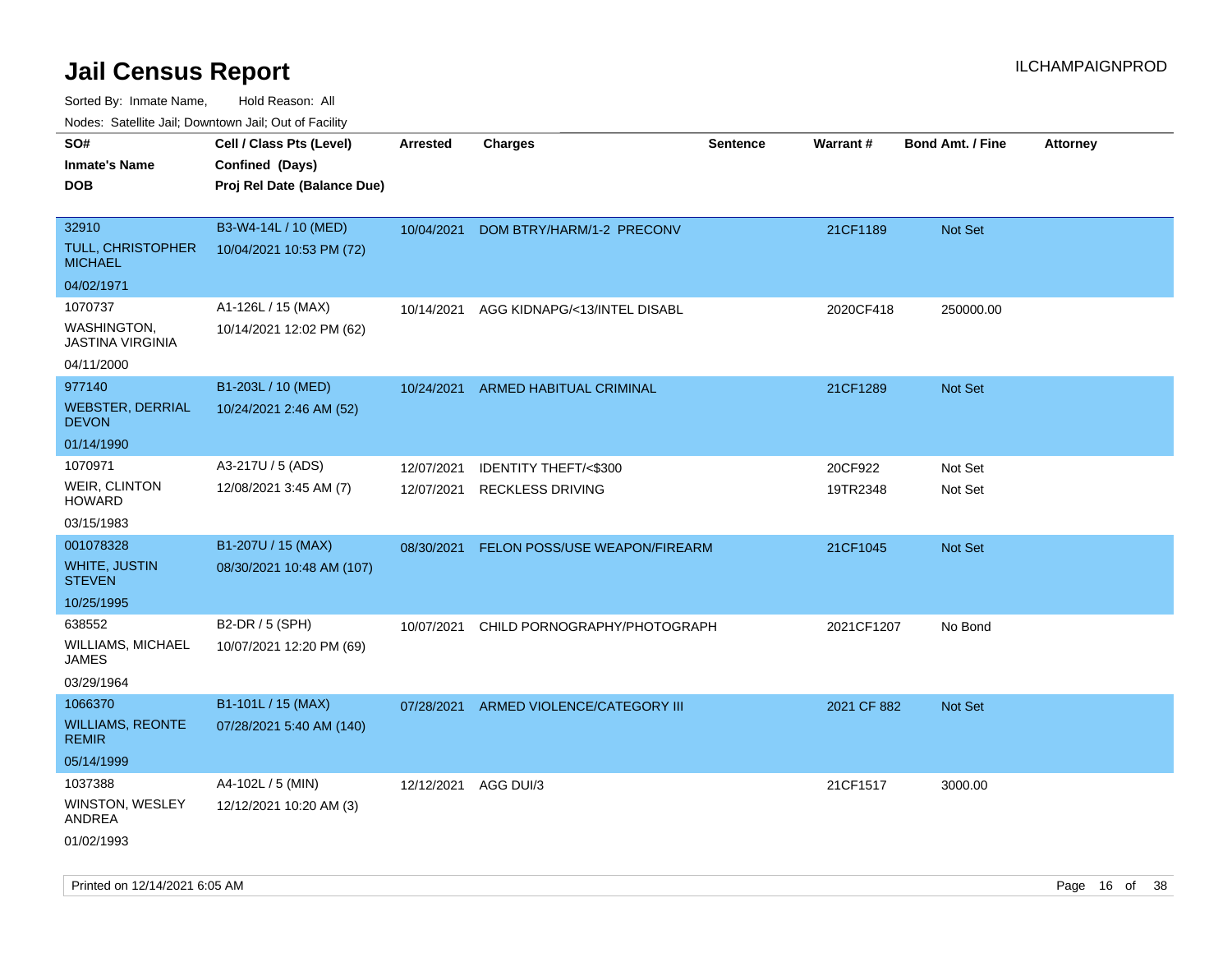# Jail Census Report

ILCHAMPAIGNPROD

Sorted By: Inmate Name, Hold Reason: All

Nodes: Satellite Jail; Downtown Jail; Out of Facility

| SO# / Inmate's Name / DOB | Cell / Class Pts (Level) / Confined (Days) / Proj Rel Date (Balance Due) | Arrested | Charges | Sentence | Warrant # | Bond Amt. / Fine | Attorney |
|---|---|---|---|---|---|---|---|
| 32910<br>TULL, CHRISTOPHER MICHAEL<br>04/02/1971 | B3-W4-14L / 10 (MED)<br>10/04/2021 10:53 PM (72) | 10/04/2021 | DOM BTRY/HARM/1-2 PRECONV | | 21CF1189 | Not Set | |
| 1070737<br>WASHINGTON, JASTINA VIRGINIA<br>04/11/2000 | A1-126L / 15 (MAX)<br>10/14/2021 12:02 PM (62) | 10/14/2021 | AGG KIDNAPG/<13/INTEL DISABL | | 2020CF418 | 250000.00 | |
| 977140<br>WEBSTER, DERRIAL DEVON<br>01/14/1990 | B1-203L / 10 (MED)<br>10/24/2021 2:46 AM (52) | 10/24/2021 | ARMED HABITUAL CRIMINAL | | 21CF1289 | Not Set | |
| 1070971<br>WEIR, CLINTON HOWARD<br>03/15/1983 | A3-217U / 5 (ADS)<br>12/08/2021 3:45 AM (7) | 12/07/2021<br>12/07/2021 | IDENTITY THEFT/<$300<br>RECKLESS DRIVING | | 20CF922<br>19TR2348 | Not Set<br>Not Set | |
| 001078328<br>WHITE, JUSTIN STEVEN<br>10/25/1995 | B1-207U / 15 (MAX)<br>08/30/2021 10:48 AM (107) | 08/30/2021 | FELON POSS/USE WEAPON/FIREARM | | 21CF1045 | Not Set | |
| 638552<br>WILLIAMS, MICHAEL JAMES<br>03/29/1964 | B2-DR / 5 (SPH)<br>10/07/2021 12:20 PM (69) | 10/07/2021 | CHILD PORNOGRAPHY/PHOTOGRAPH | | 2021CF1207 | No Bond | |
| 1066370<br>WILLIAMS, REONTE REMIR<br>05/14/1999 | B1-101L / 15 (MAX)<br>07/28/2021 5:40 AM (140) | 07/28/2021 | ARMED VIOLENCE/CATEGORY III | | 2021 CF 882 | Not Set | |
| 1037388<br>WINSTON, WESLEY ANDREA<br>01/02/1993 | A4-102L / 5 (MIN)<br>12/12/2021 10:20 AM (3) | 12/12/2021 | AGG DUI/3 | | 21CF1517 | 3000.00 | |

Printed on 12/14/2021 6:05 AM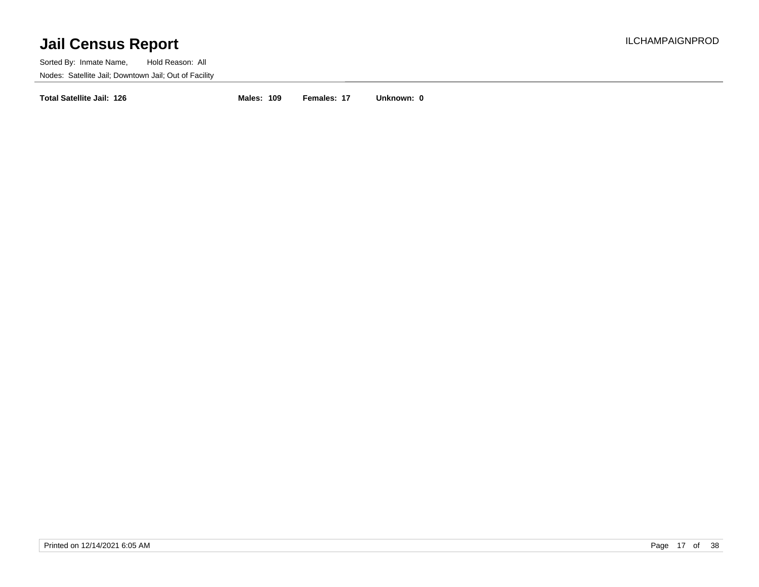# Jail Census Report

ILCHAMPAIGNPROD

Sorted By: Inmate Name, Hold Reason: All

Nodes: Satellite Jail; Downtown Jail; Out of Facility

**Total Satellite Jail: 126** **Males: 109** **Females: 17** **Unknown: 0**

Printed on 12/14/2021 6:05 AM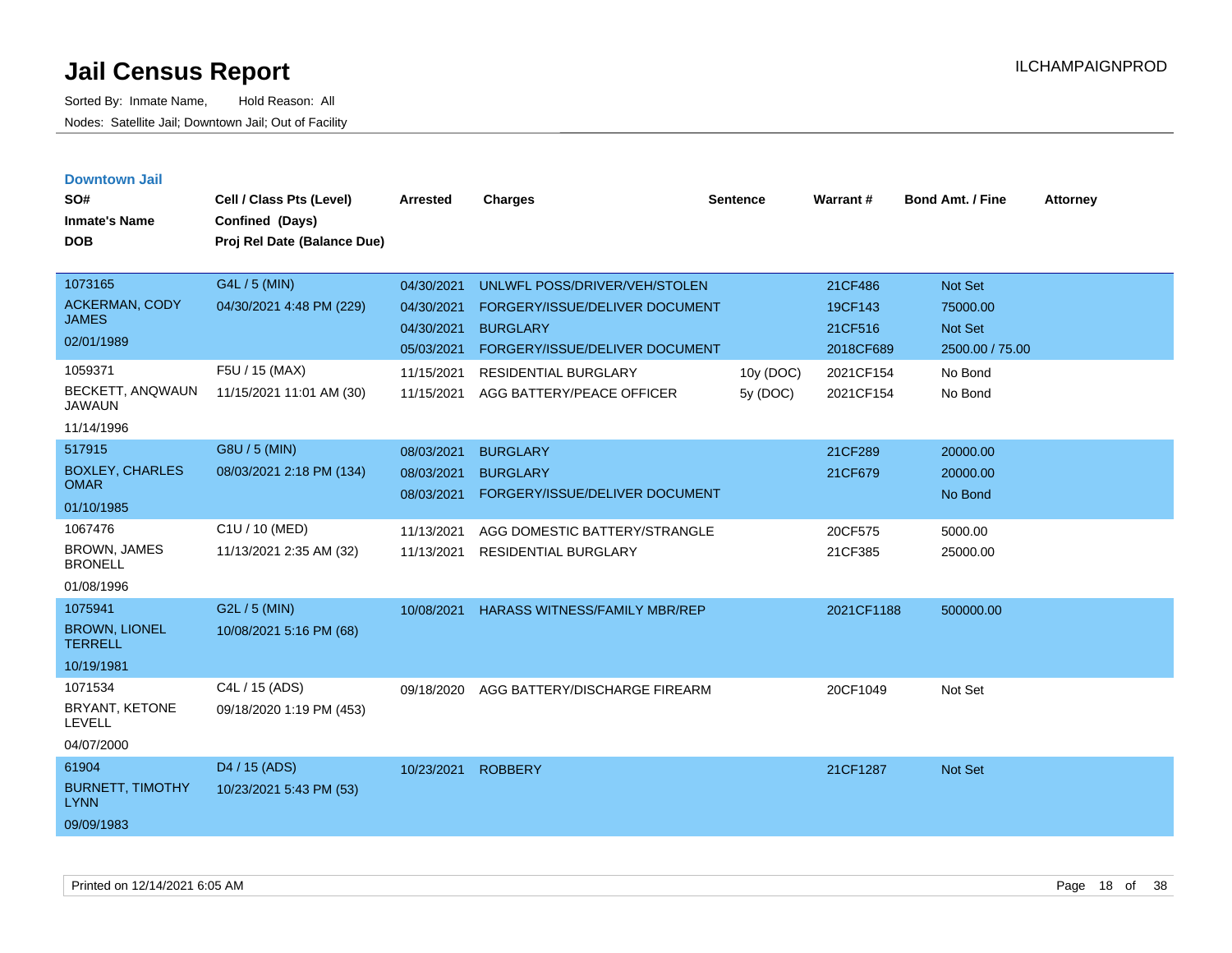# Jail Census Report

Sorted By: Inmate Name, Hold Reason: All

Nodes: Satellite Jail; Downtown Jail; Out of Facility

ILCHAMPAIGNPROD

## Downtown Jail

| SO# / Inmate's Name / DOB | Cell / Class Pts (Level) / Confined (Days) / Proj Rel Date (Balance Due) | Arrested | Charges | Sentence | Warrant # | Bond Amt. / Fine | Attorney |
|---|---|---|---|---|---|---|---|
| 1073165<br>ACKERMAN, CODY JAMES<br>02/01/1989 | G4L / 5 (MIN)<br>04/30/2021 4:48 PM (229) | 04/30/2021 | UNLWFL POSS/DRIVER/VEH/STOLEN | | 21CF486 | Not Set | |
| | | 04/30/2021 | FORGERY/ISSUE/DELIVER DOCUMENT | | 19CF143 | 75000.00 | |
| | | 04/30/2021 | BURGLARY | | 21CF516 | Not Set | |
| | | 05/03/2021 | FORGERY/ISSUE/DELIVER DOCUMENT | | 2018CF689 | 2500.00 / 75.00 | |
| 1059371<br>BECKETT, ANQWAUN JAWAUN<br>11/14/1996 | F5U / 15 (MAX)<br>11/15/2021 11:01 AM (30) | 11/15/2021 | RESIDENTIAL BURGLARY | 10y (DOC) | 2021CF154 | No Bond | |
| | | 11/15/2021 | AGG BATTERY/PEACE OFFICER | 5y (DOC) | 2021CF154 | No Bond | |
| 517915<br>BOXLEY, CHARLES OMAR<br>01/10/1985 | G8U / 5 (MIN)<br>08/03/2021 2:18 PM (134) | 08/03/2021 | BURGLARY | | 21CF289 | 20000.00 | |
| | | 08/03/2021 | BURGLARY | | 21CF679 | 20000.00 | |
| | | 08/03/2021 | FORGERY/ISSUE/DELIVER DOCUMENT | | | No Bond | |
| 1067476<br>BROWN, JAMES BRONELL<br>01/08/1996 | C1U / 10 (MED)<br>11/13/2021 2:35 AM (32) | 11/13/2021 | AGG DOMESTIC BATTERY/STRANGLE | | 20CF575 | 5000.00 | |
| | | 11/13/2021 | RESIDENTIAL BURGLARY | | 21CF385 | 25000.00 | |
| 1075941<br>BROWN, LIONEL TERRELL<br>10/19/1981 | G2L / 5 (MIN)<br>10/08/2021 5:16 PM (68) | 10/08/2021 | HARASS WITNESS/FAMILY MBR/REP | | 2021CF1188 | 500000.00 | |
| 1071534<br>BRYANT, KETONE LEVELL<br>04/07/2000 | C4L / 15 (ADS)<br>09/18/2020 1:19 PM (453) | 09/18/2020 | AGG BATTERY/DISCHARGE FIREARM | | 20CF1049 | Not Set | |
| 61904<br>BURNETT, TIMOTHY LYNN<br>09/09/1983 | D4 / 15 (ADS)<br>10/23/2021 5:43 PM (53) | 10/23/2021 | ROBBERY | | 21CF1287 | Not Set | |

Printed on 12/14/2021 6:05 AM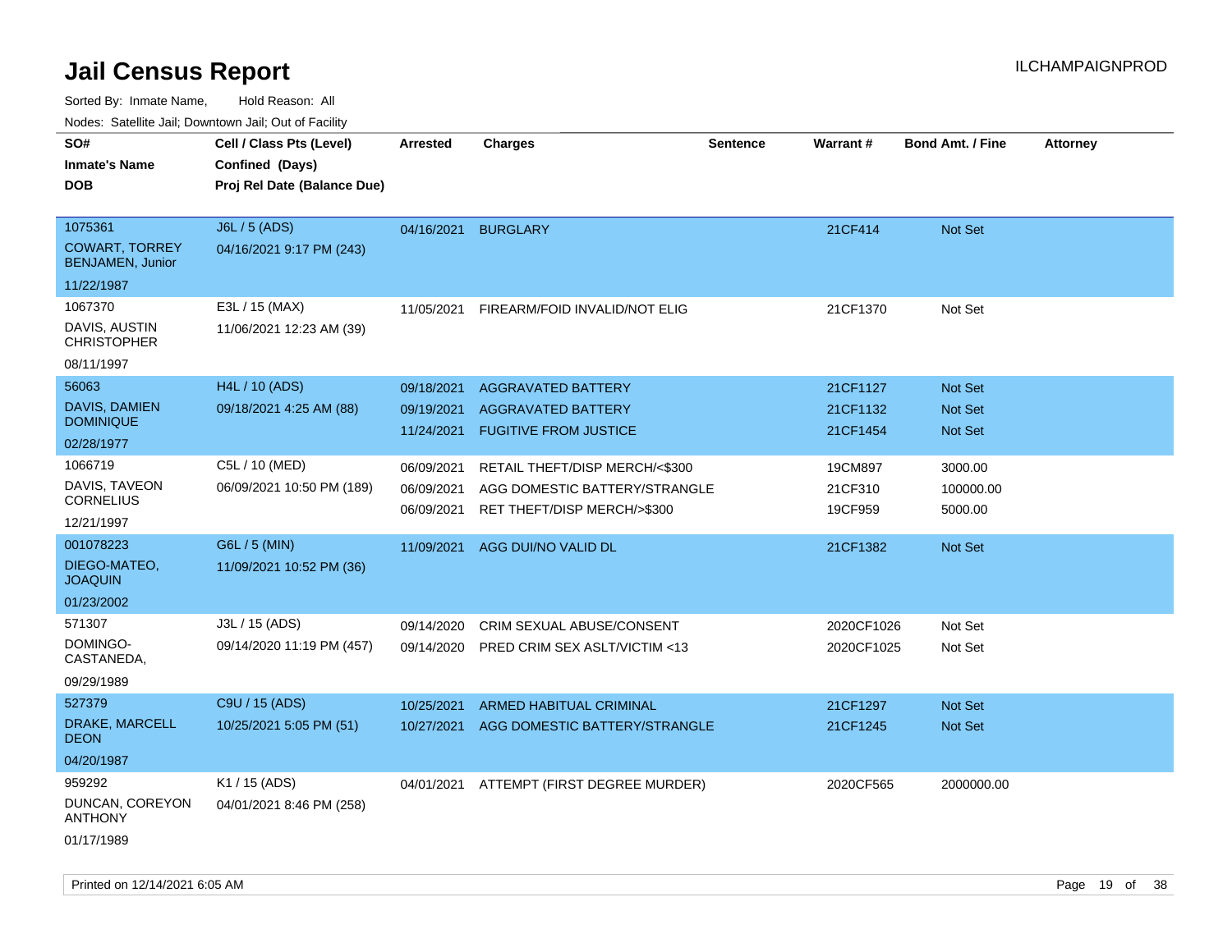# Jail Census Report

ILCHAMPAIGNPROD

Sorted By: Inmate Name, Hold Reason: All

Nodes: Satellite Jail; Downtown Jail; Out of Facility

| SO# / Inmate's Name / DOB | Cell / Class Pts (Level) / Confined (Days) / Proj Rel Date (Balance Due) | Arrested | Charges | Sentence | Warrant # | Bond Amt. / Fine | Attorney |
|---|---|---|---|---|---|---|---|
| 1075361<br>COWART, TORREY BENJAMEN, Junior<br>11/22/1987 | J6L / 5 (ADS)<br>04/16/2021 9:17 PM (243) | 04/16/2021 | BURGLARY | | 21CF414 | Not Set | |
| 1067370<br>DAVIS, AUSTIN CHRISTOPHER<br>08/11/1997 | E3L / 15 (MAX)<br>11/06/2021 12:23 AM (39) | 11/05/2021 | FIREARM/FOID INVALID/NOT ELIG | | 21CF1370 | Not Set | |
| 56063<br>DAVIS, DAMIEN DOMINIQUE<br>02/28/1977 | H4L / 10 (ADS)<br>09/18/2021 4:25 AM (88) | 09/18/2021<br>09/19/2021<br>11/24/2021 | AGGRAVATED BATTERY<br>AGGRAVATED BATTERY<br>FUGITIVE FROM JUSTICE | | 21CF1127<br>21CF1132<br>21CF1454 | Not Set<br>Not Set<br>Not Set | |
| 1066719<br>DAVIS, TAVEON CORNELIUS<br>12/21/1997 | C5L / 10 (MED)<br>06/09/2021 10:50 PM (189) | 06/09/2021<br>06/09/2021<br>06/09/2021 | RETAIL THEFT/DISP MERCH/<$300<br>AGG DOMESTIC BATTERY/STRANGLE<br>RET THEFT/DISP MERCH/>$300 | | 19CM897<br>21CF310<br>19CF959 | 3000.00<br>100000.00<br>5000.00 | |
| 001078223<br>DIEGO-MATEO, JOAQUIN<br>01/23/2002 | G6L / 5 (MIN)<br>11/09/2021 10:52 PM (36) | 11/09/2021 | AGG DUI/NO VALID DL | | 21CF1382 | Not Set | |
| 571307<br>DOMINGO-CASTANEDA,<br>09/29/1989 | J3L / 15 (ADS)<br>09/14/2020 11:19 PM (457) | 09/14/2020<br>09/14/2020 | CRIM SEXUAL ABUSE/CONSENT<br>PRED CRIM SEX ASLT/VICTIM <13 | | 2020CF1026<br>2020CF1025 | Not Set<br>Not Set | |
| 527379<br>DRAKE, MARCELL DEON<br>04/20/1987 | C9U / 15 (ADS)<br>10/25/2021 5:05 PM (51) | 10/25/2021<br>10/27/2021 | ARMED HABITUAL CRIMINAL<br>AGG DOMESTIC BATTERY/STRANGLE | | 21CF1297<br>21CF1245 | Not Set<br>Not Set | |
| 959292<br>DUNCAN, COREYON ANTHONY<br>01/17/1989 | K1 / 15 (ADS)<br>04/01/2021 8:46 PM (258) | 04/01/2021 | ATTEMPT (FIRST DEGREE MURDER) | | 2020CF565 | 2000000.00 | |

Printed on 12/14/2021 6:05 AM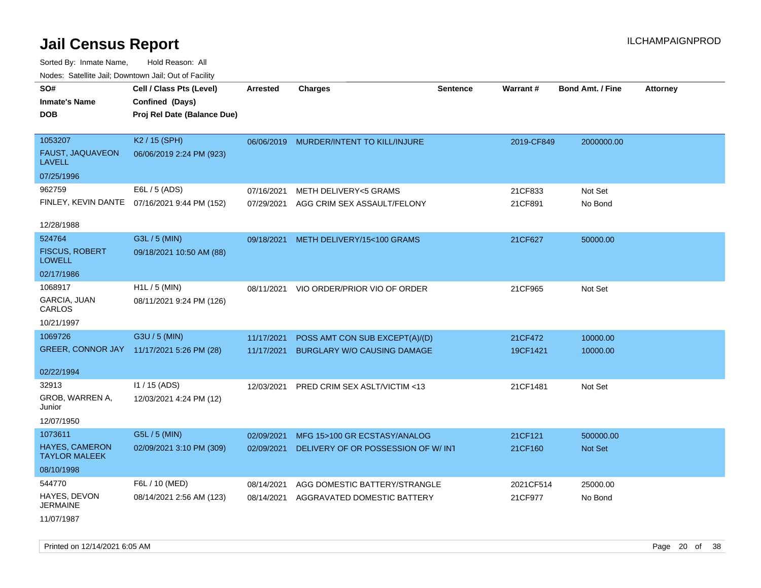# Jail Census Report

ILCHAMPAIGNPROD

Sorted By: Inmate Name, Hold Reason: All

Nodes: Satellite Jail; Downtown Jail; Out of Facility

| SO# / Inmate's Name / DOB | Cell / Class Pts (Level) / Confined (Days) / Proj Rel Date (Balance Due) | Arrested | Charges | Sentence | Warrant # | Bond Amt. / Fine | Attorney |
|---|---|---|---|---|---|---|---|
| 1053207<br>FAUST, JAQUAVEON LAVELL<br>07/25/1996 | K2 / 15 (SPH)<br>06/06/2019 2:24 PM (923) | 06/06/2019 | MURDER/INTENT TO KILL/INJURE | | 2019-CF849 | 2000000.00 | |
| 962759<br>FINLEY, KEVIN DANTE<br>12/28/1988 | E6L / 5 (ADS)<br>07/16/2021 9:44 PM (152) | 07/16/2021 | METH DELIVERY<5 GRAMS | | 21CF833 | Not Set | |
| | | 07/29/2021 | AGG CRIM SEX ASSAULT/FELONY | | 21CF891 | No Bond | |
| 524764<br>FISCUS, ROBERT LOWELL<br>02/17/1986 | G3L / 5 (MIN)<br>09/18/2021 10:50 AM (88) | 09/18/2021 | METH DELIVERY/15<100 GRAMS | | 21CF627 | 50000.00 | |
| 1068917<br>GARCIA, JUAN CARLOS<br>10/21/1997 | H1L / 5 (MIN)<br>08/11/2021 9:24 PM (126) | 08/11/2021 | VIO ORDER/PRIOR VIO OF ORDER | | 21CF965 | Not Set | |
| 1069726<br>GREER, CONNOR JAY<br>02/22/1994 | G3U / 5 (MIN)<br>11/17/2021 5:26 PM (28) | 11/17/2021 | POSS AMT CON SUB EXCEPT(A)/(D) | | 21CF472 | 10000.00 | |
| | | 11/17/2021 | BURGLARY W/O CAUSING DAMAGE | | 19CF1421 | 10000.00 | |
| 32913<br>GROB, WARREN A, Junior<br>12/07/1950 | I1 / 15 (ADS)<br>12/03/2021 4:24 PM (12) | 12/03/2021 | PRED CRIM SEX ASLT/VICTIM <13 | | 21CF1481 | Not Set | |
| 1073611<br>HAYES, CAMERON TAYLOR MALEEK<br>08/10/1998 | G5L / 5 (MIN)<br>02/09/2021 3:10 PM (309) | 02/09/2021 | MFG 15>100 GR ECSTASY/ANALOG | | 21CF121 | 500000.00 | |
| | | 02/09/2021 | DELIVERY OF OR POSSESSION OF W/ INT | | 21CF160 | Not Set | |
| 544770<br>HAYES, DEVON JERMAINE<br>11/07/1987 | F6L / 10 (MED)<br>08/14/2021 2:56 AM (123) | 08/14/2021 | AGG DOMESTIC BATTERY/STRANGLE | | 2021CF514 | 25000.00 | |
| | | 08/14/2021 | AGGRAVATED DOMESTIC BATTERY | | 21CF977 | No Bond | |

Printed on 12/14/2021 6:05 AM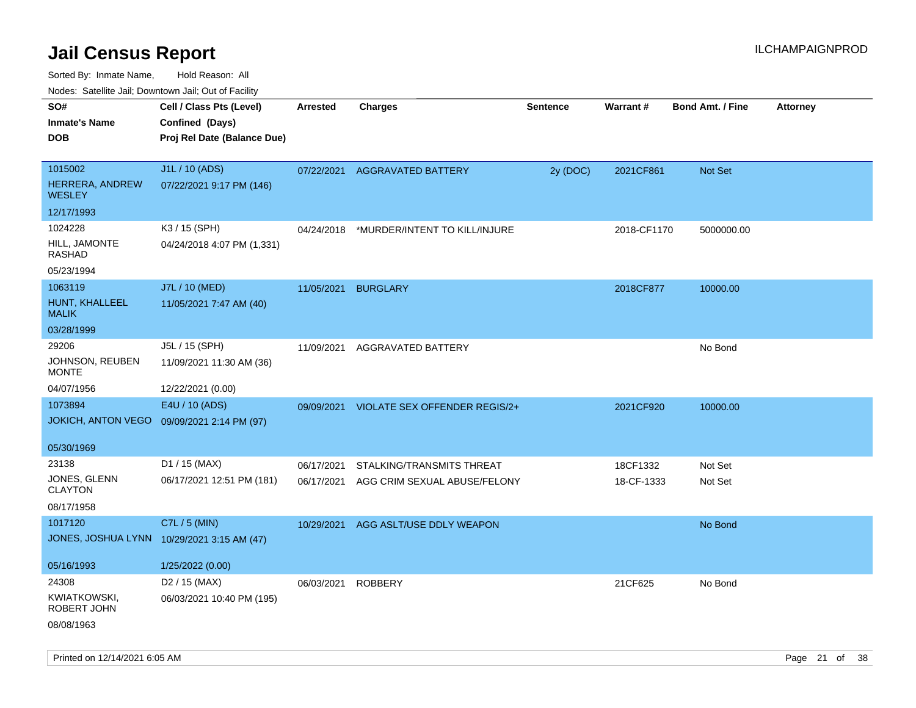# Jail Census Report

Sorted By: Inmate Name, Hold Reason: All

Nodes: Satellite Jail; Downtown Jail; Out of Facility

| SO# / Inmate's Name / DOB | Cell / Class Pts (Level) / Confined (Days) / Proj Rel Date (Balance Due) | Arrested | Charges | Sentence | Warrant # | Bond Amt. / Fine | Attorney |
|---|---|---|---|---|---|---|---|
| 1015002<br>HERRERA, ANDREW WESLEY<br>12/17/1993 | J1L / 10 (ADS)<br>07/22/2021 9:17 PM (146) | 07/22/2021 | AGGRAVATED BATTERY | 2y (DOC) | 2021CF861 | Not Set | |
| 1024228<br>HILL, JAMONTE RASHAD<br>05/23/1994 | K3 / 15 (SPH)<br>04/24/2018 4:07 PM (1,331) | 04/24/2018 | *MURDER/INTENT TO KILL/INJURE | | 2018-CF1170 | 5000000.00 | |
| 1063119<br>HUNT, KHALLEEL MALIK<br>03/28/1999 | J7L / 10 (MED)<br>11/05/2021 7:47 AM (40) | 11/05/2021 | BURGLARY | | 2018CF877 | 10000.00 | |
| 29206<br>JOHNSON, REUBEN MONTE<br>04/07/1956 | J5L / 15 (SPH)<br>11/09/2021 11:30 AM (36)<br>12/22/2021 (0.00) | 11/09/2021 | AGGRAVATED BATTERY | | | No Bond | |
| 1073894<br>JOKICH, ANTON VEGO<br>05/30/1969 | E4U / 10 (ADS)<br>09/09/2021 2:14 PM (97) | 09/09/2021 | VIOLATE SEX OFFENDER REGIS/2+ | | 2021CF920 | 10000.00 | |
| 23138<br>JONES, GLENN CLAYTON<br>08/17/1958 | D1 / 15 (MAX)<br>06/17/2021 12:51 PM (181) | 06/17/2021<br>06/17/2021 | STALKING/TRANSMITS THREAT<br>AGG CRIM SEXUAL ABUSE/FELONY | | 18CF1332<br>18-CF-1333 | Not Set<br>Not Set | |
| 1017120<br>JONES, JOSHUA LYNN<br>05/16/1993 | C7L / 5 (MIN)<br>10/29/2021 3:15 AM (47)<br>1/25/2022 (0.00) | 10/29/2021 | AGG ASLT/USE DDLY WEAPON | | | No Bond | |
| 24308<br>KWIATKOWSKI, ROBERT JOHN<br>08/08/1963 | D2 / 15 (MAX)<br>06/03/2021 10:40 PM (195) | 06/03/2021 | ROBBERY | | 21CF625 | No Bond | |

Printed on 12/14/2021 6:05 AM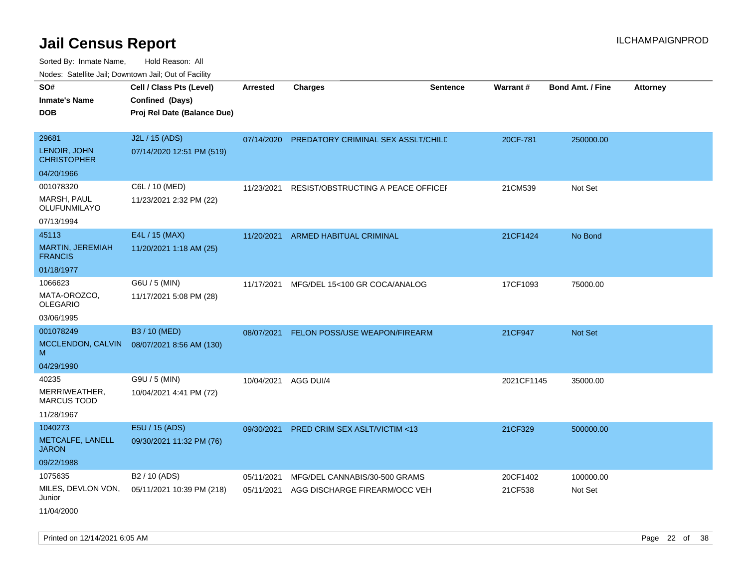# Jail Census Report

Sorted By: Inmate Name, Hold Reason: All

Nodes: Satellite Jail; Downtown Jail; Out of Facility

| SO# / Inmate's Name / DOB | Cell / Class Pts (Level) / Confined (Days) / Proj Rel Date (Balance Due) | Arrested | Charges | Sentence | Warrant # | Bond Amt. / Fine | Attorney |
|---|---|---|---|---|---|---|---|
| 29681<br>LENOIR, JOHN CHRISTOPHER<br>04/20/1966 | J2L / 15 (ADS)<br>07/14/2020 12:51 PM (519) | 07/14/2020 | PREDATORY CRIMINAL SEX ASSLT/CHILD | | 20CF-781 | 250000.00 | |
| 001078320<br>MARSH, PAUL OLUFUNMILAYO<br>07/13/1994 | C6L / 10 (MED)<br>11/23/2021 2:32 PM (22) | 11/23/2021 | RESIST/OBSTRUCTING A PEACE OFFICER | | 21CM539 | Not Set | |
| 45113<br>MARTIN, JEREMIAH FRANCIS<br>01/18/1977 | E4L / 15 (MAX)<br>11/20/2021 1:18 AM (25) | 11/20/2021 | ARMED HABITUAL CRIMINAL | | 21CF1424 | No Bond | |
| 1066623<br>MATA-OROZCO, OLEGARIO<br>03/06/1995 | G6U / 5 (MIN)<br>11/17/2021 5:08 PM (28) | 11/17/2021 | MFG/DEL 15<100 GR COCA/ANALOG | | 17CF1093 | 75000.00 | |
| 001078249<br>MCCLENDON, CALVIN M<br>04/29/1990 | B3 / 10 (MED)<br>08/07/2021 8:56 AM (130) | 08/07/2021 | FELON POSS/USE WEAPON/FIREARM | | 21CF947 | Not Set | |
| 40235<br>MERRIWEATHER, MARCUS TODD<br>11/28/1967 | G9U / 5 (MIN)<br>10/04/2021 4:41 PM (72) | 10/04/2021 | AGG DUI/4 | | 2021CF1145 | 35000.00 | |
| 1040273<br>METCALFE, LANELL JARON<br>09/22/1988 | E5U / 15 (ADS)<br>09/30/2021 11:32 PM (76) | 09/30/2021 | PRED CRIM SEX ASLT/VICTIM <13 | | 21CF329 | 500000.00 | |
| 1075635<br>MILES, DEVLON VON, Junior<br>11/04/2000 | B2 / 10 (ADS)<br>05/11/2021 10:39 PM (218) | 05/11/2021<br>05/11/2021 | MFG/DEL CANNABIS/30-500 GRAMS<br>AGG DISCHARGE FIREARM/OCC VEH | | 20CF1402<br>21CF538 | 100000.00<br>Not Set | |

Printed on 12/14/2021 6:05 AM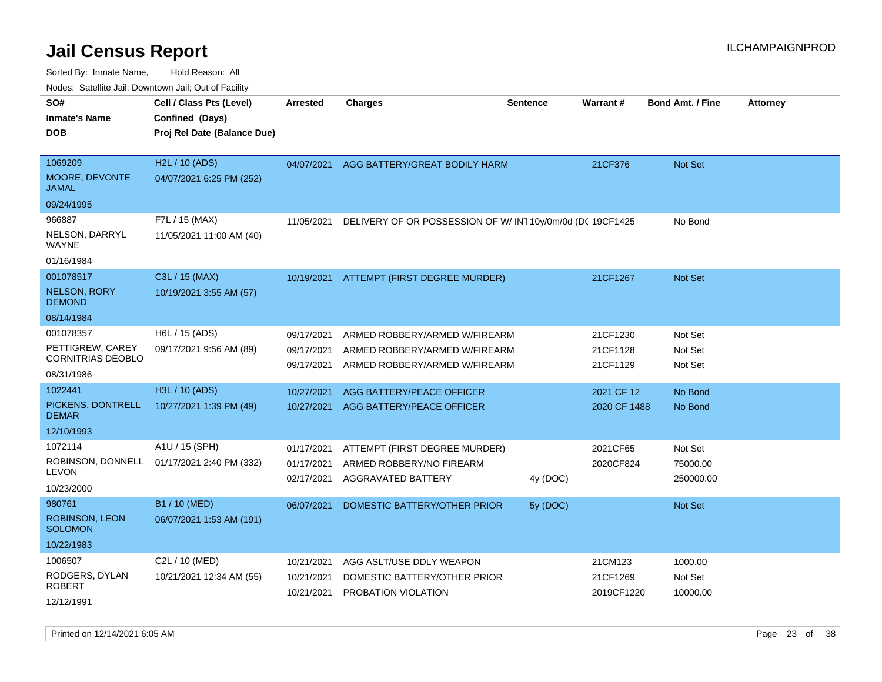# Jail Census Report

ILCHAMPAIGNPROD

Sorted By: Inmate Name, Hold Reason: All

Nodes: Satellite Jail; Downtown Jail; Out of Facility

| SO# / Inmate's Name / DOB | Cell / Class Pts (Level) / Confined (Days) / Proj Rel Date (Balance Due) | Arrested | Charges | Sentence | Warrant # | Bond Amt. / Fine | Attorney |
|---|---|---|---|---|---|---|---|
| 1069209<br>MOORE, DEVONTE JAMAL<br>09/24/1995 | H2L / 10 (ADS)<br>04/07/2021 6:25 PM (252) | 04/07/2021 | AGG BATTERY/GREAT BODILY HARM | | 21CF376 | Not Set | |
| 966887<br>NELSON, DARRYL WAYNE<br>01/16/1984 | F7L / 15 (MAX)<br>11/05/2021 11:00 AM (40) | 11/05/2021 | DELIVERY OF OR POSSESSION OF W/ INT | 10y/0m/0d (DC | 19CF1425 | No Bond | |
| 001078517<br>NELSON, RORY DEMOND<br>08/14/1984 | C3L / 15 (MAX)<br>10/19/2021 3:55 AM (57) | 10/19/2021 | ATTEMPT (FIRST DEGREE MURDER) | | 21CF1267 | Not Set | |
| 001078357<br>PETTIGREW, CAREY CORNITRIAS DEOBLO<br>08/31/1986 | H6L / 15 (ADS)<br>09/17/2021 9:56 AM (89) | 09/17/2021 | ARMED ROBBERY/ARMED W/FIREARM | | 21CF1230 | Not Set | |
| | | 09/17/2021 | ARMED ROBBERY/ARMED W/FIREARM | | 21CF1128 | Not Set | |
| | | 09/17/2021 | ARMED ROBBERY/ARMED W/FIREARM | | 21CF1129 | Not Set | |
| 1022441<br>PICKENS, DONTRELL DEMAR<br>12/10/1993 | H3L / 10 (ADS)<br>10/27/2021 1:39 PM (49) | 10/27/2021 | AGG BATTERY/PEACE OFFICER | | 2021 CF 12 | No Bond | |
| | | 10/27/2021 | AGG BATTERY/PEACE OFFICER | | 2020 CF 1488 | No Bond | |
| 1072114<br>ROBINSON, DONNELL LEVON<br>10/23/2000 | A1U / 15 (SPH)<br>01/17/2021 2:40 PM (332) | 01/17/2021 | ATTEMPT (FIRST DEGREE MURDER) | | 2021CF65 | Not Set | |
| | | 01/17/2021 | ARMED ROBBERY/NO FIREARM | | 2020CF824 | 75000.00 | |
| | | 02/17/2021 | AGGRAVATED BATTERY | 4y (DOC) | | 250000.00 | |
| 980761<br>ROBINSON, LEON SOLOMON<br>10/22/1983 | B1 / 10 (MED)<br>06/07/2021 1:53 AM (191) | 06/07/2021 | DOMESTIC BATTERY/OTHER PRIOR | 5y (DOC) | | Not Set | |
| 1006507<br>RODGERS, DYLAN ROBERT<br>12/12/1991 | C2L / 10 (MED)<br>10/21/2021 12:34 AM (55) | 10/21/2021 | AGG ASLT/USE DDLY WEAPON | | 21CM123 | 1000.00 | |
| | | 10/21/2021 | DOMESTIC BATTERY/OTHER PRIOR | | 21CF1269 | Not Set | |
| | | 10/21/2021 | PROBATION VIOLATION | | 2019CF1220 | 10000.00 | |

Printed on 12/14/2021 6:05 AM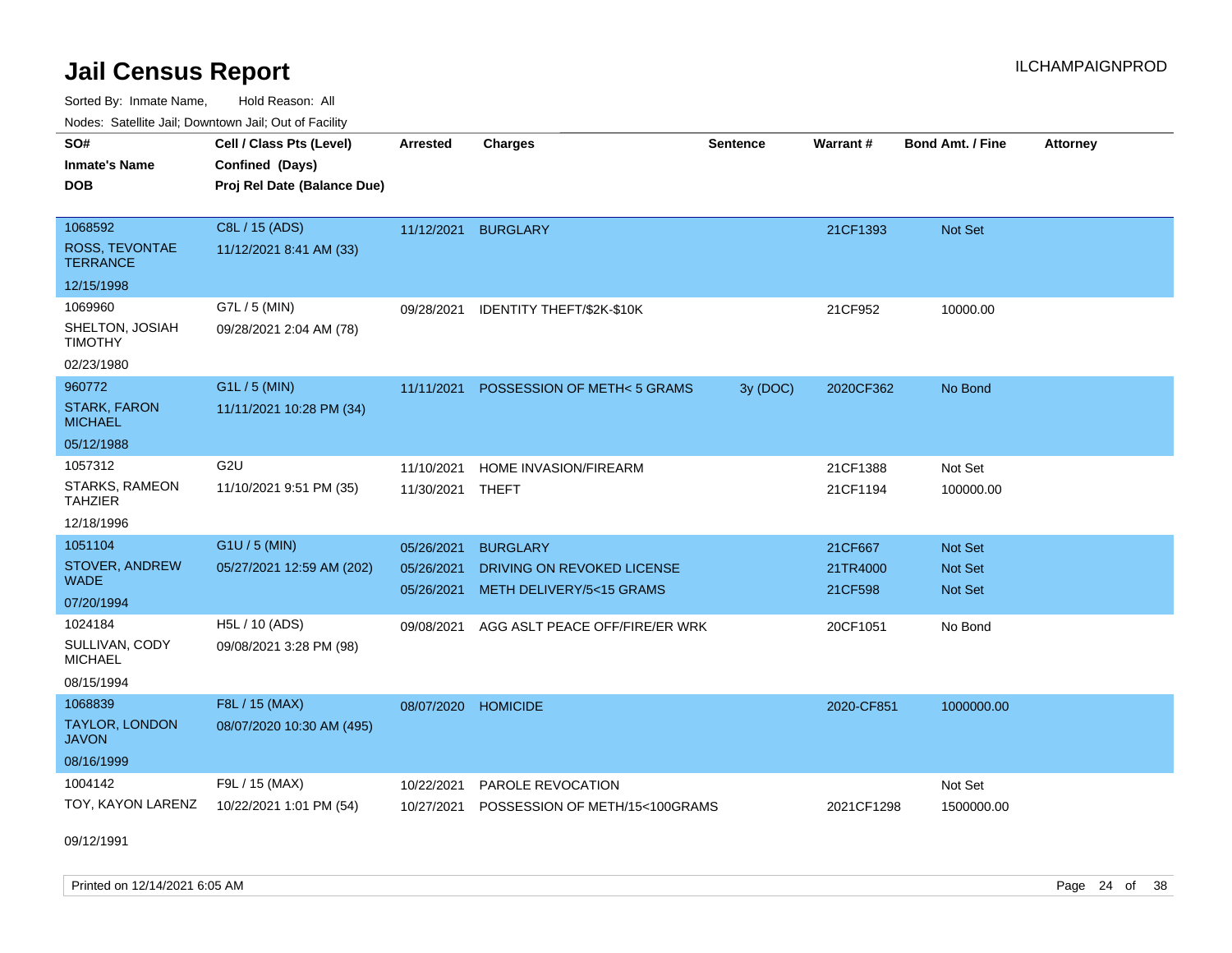# Jail Census Report

Sorted By: Inmate Name, Hold Reason: All

Nodes: Satellite Jail; Downtown Jail; Out of Facility

| SO# / Inmate's Name / DOB | Cell / Class Pts (Level) / Confined (Days) / Proj Rel Date (Balance Due) | Arrested | Charges | Sentence | Warrant # | Bond Amt. / Fine | Attorney |
|---|---|---|---|---|---|---|---|
| 1068592 ROSS, TEVONTAE TERRANCE 12/15/1998 | C8L / 15 (ADS) 11/12/2021 8:41 AM (33) | 11/12/2021 | BURGLARY | | 21CF1393 | Not Set | |
| 1069960 SHELTON, JOSIAH TIMOTHY 02/23/1980 | G7L / 5 (MIN) 09/28/2021 2:04 AM (78) | 09/28/2021 | IDENTITY THEFT/$2K-$10K | | 21CF952 | 10000.00 | |
| 960772 STARK, FARON MICHAEL 05/12/1988 | G1L / 5 (MIN) 11/11/2021 10:28 PM (34) | 11/11/2021 | POSSESSION OF METH< 5 GRAMS | 3y (DOC) | 2020CF362 | No Bond | |
| 1057312 STARKS, RAMEON TAHZIER 12/18/1996 | G2U 11/10/2021 9:51 PM (35) | 11/10/2021 | HOME INVASION/FIREARM | | 21CF1388 | Not Set | |
| | | 11/30/2021 | THEFT | | 21CF1194 | 100000.00 | |
| 1051104 STOVER, ANDREW WADE 07/20/1994 | G1U / 5 (MIN) 05/27/2021 12:59 AM (202) | 05/26/2021 | BURGLARY | | 21CF667 | Not Set | |
| | | 05/26/2021 | DRIVING ON REVOKED LICENSE | | 21TR4000 | Not Set | |
| | | 05/26/2021 | METH DELIVERY/5<15 GRAMS | | 21CF598 | Not Set | |
| 1024184 SULLIVAN, CODY MICHAEL 08/15/1994 | H5L / 10 (ADS) 09/08/2021 3:28 PM (98) | 09/08/2021 | AGG ASLT PEACE OFF/FIRE/ER WRK | | 20CF1051 | No Bond | |
| 1068839 TAYLOR, LONDON JAVON 08/16/1999 | F8L / 15 (MAX) 08/07/2020 10:30 AM (495) | 08/07/2020 | HOMICIDE | | 2020-CF851 | 1000000.00 | |
| 1004142 TOY, KAYON LARENZ 09/12/1991 | F9L / 15 (MAX) 10/22/2021 1:01 PM (54) | 10/22/2021 | PAROLE REVOCATION | | | Not Set | |
| | | 10/27/2021 | POSSESSION OF METH/15<100GRAMS | | 2021CF1298 | 1500000.00 | |

Printed on 12/14/2021 6:05 AM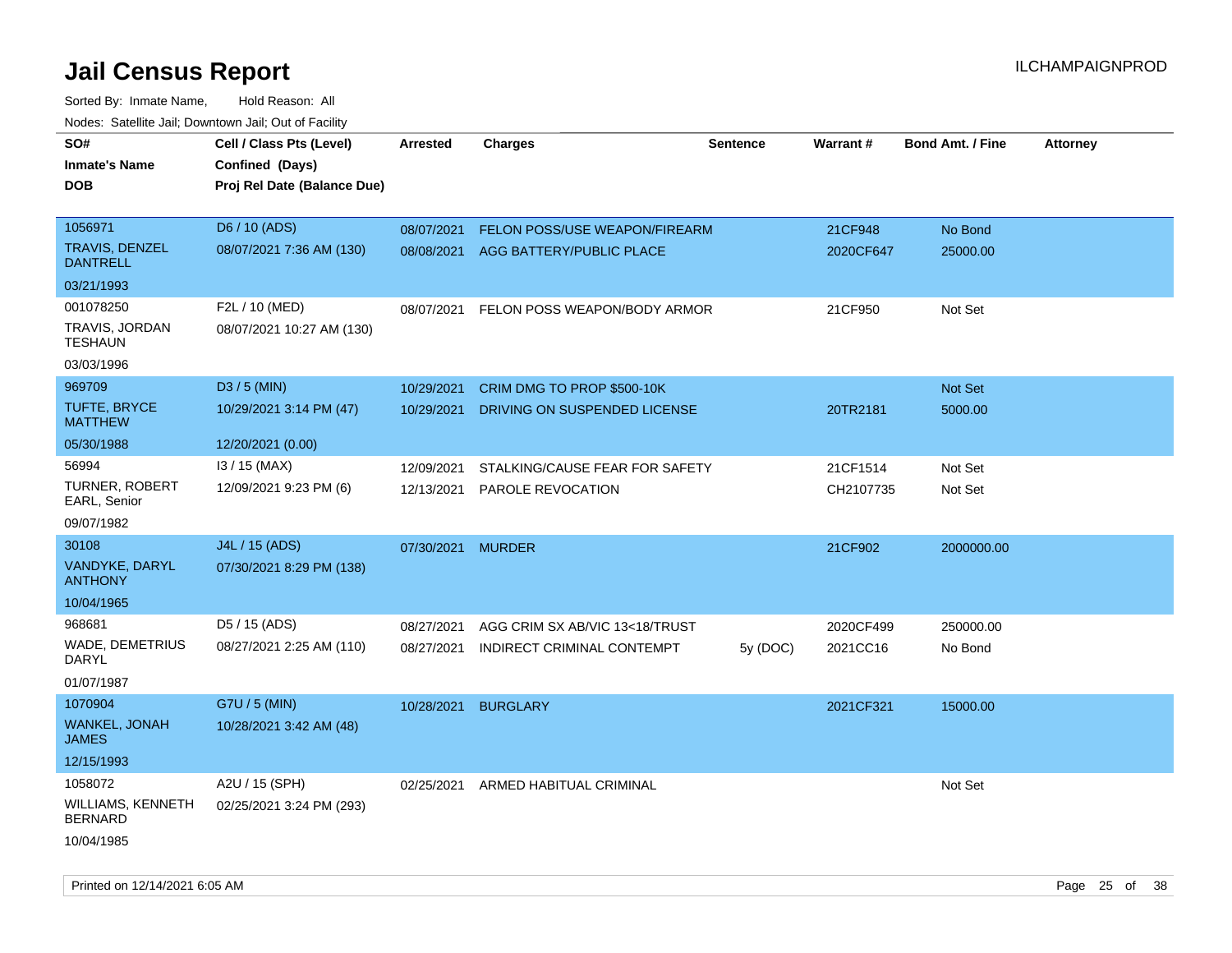# Jail Census Report

ILCHAMPAIGNPROD

Sorted By: Inmate Name, Hold Reason: All

Nodes: Satellite Jail; Downtown Jail; Out of Facility

| SO# / Inmate's Name / DOB | Cell / Class Pts (Level) / Confined (Days) / Proj Rel Date (Balance Due) | Arrested | Charges | Sentence | Warrant # | Bond Amt. / Fine | Attorney |
|---|---|---|---|---|---|---|---|
| 1056971<br>TRAVIS, DENZEL DANTRELL<br>03/21/1993 | D6 / 10 (ADS)<br>08/07/2021 7:36 AM (130) | 08/07/2021 | FELON POSS/USE WEAPON/FIREARM | | 21CF948 | No Bond | |
| | | 08/08/2021 | AGG BATTERY/PUBLIC PLACE | | 2020CF647 | 25000.00 | |
| 001078250<br>TRAVIS, JORDAN TESHAUN<br>03/03/1996 | F2L / 10 (MED)<br>08/07/2021 10:27 AM (130) | 08/07/2021 | FELON POSS WEAPON/BODY ARMOR | | 21CF950 | Not Set | |
| 969709<br>TUFTE, BRYCE MATTHEW<br>05/30/1988 | D3 / 5 (MIN)<br>10/29/2021 3:14 PM (47)<br>12/20/2021 (0.00) | 10/29/2021 | CRIM DMG TO PROP $500-10K | | | Not Set | |
| | | 10/29/2021 | DRIVING ON SUSPENDED LICENSE | | 20TR2181 | 5000.00 | |
| 56994<br>TURNER, ROBERT EARL, Senior<br>09/07/1982 | I3 / 15 (MAX)<br>12/09/2021 9:23 PM (6) | 12/09/2021 | STALKING/CAUSE FEAR FOR SAFETY | | 21CF1514 | Not Set | |
| | | 12/13/2021 | PAROLE REVOCATION | | CH2107735 | Not Set | |
| 30108<br>VANDYKE, DARYL ANTHONY<br>10/04/1965 | J4L / 15 (ADS)<br>07/30/2021 8:29 PM (138) | 07/30/2021 | MURDER | | 21CF902 | 2000000.00 | |
| 968681<br>WADE, DEMETRIUS DARYL<br>01/07/1987 | D5 / 15 (ADS)<br>08/27/2021 2:25 AM (110) | 08/27/2021 | AGG CRIM SX AB/VIC 13<18/TRUST | | 2020CF499 | 250000.00 | |
| | | 08/27/2021 | INDIRECT CRIMINAL CONTEMPT | 5y (DOC) | 2021CC16 | No Bond | |
| 1070904<br>WANKEL, JONAH JAMES<br>12/15/1993 | G7U / 5 (MIN)<br>10/28/2021 3:42 AM (48) | 10/28/2021 | BURGLARY | | 2021CF321 | 15000.00 | |
| 1058072<br>WILLIAMS, KENNETH BERNARD<br>10/04/1985 | A2U / 15 (SPH)<br>02/25/2021 3:24 PM (293) | 02/25/2021 | ARMED HABITUAL CRIMINAL | | | Not Set | |

Printed on 12/14/2021 6:05 AM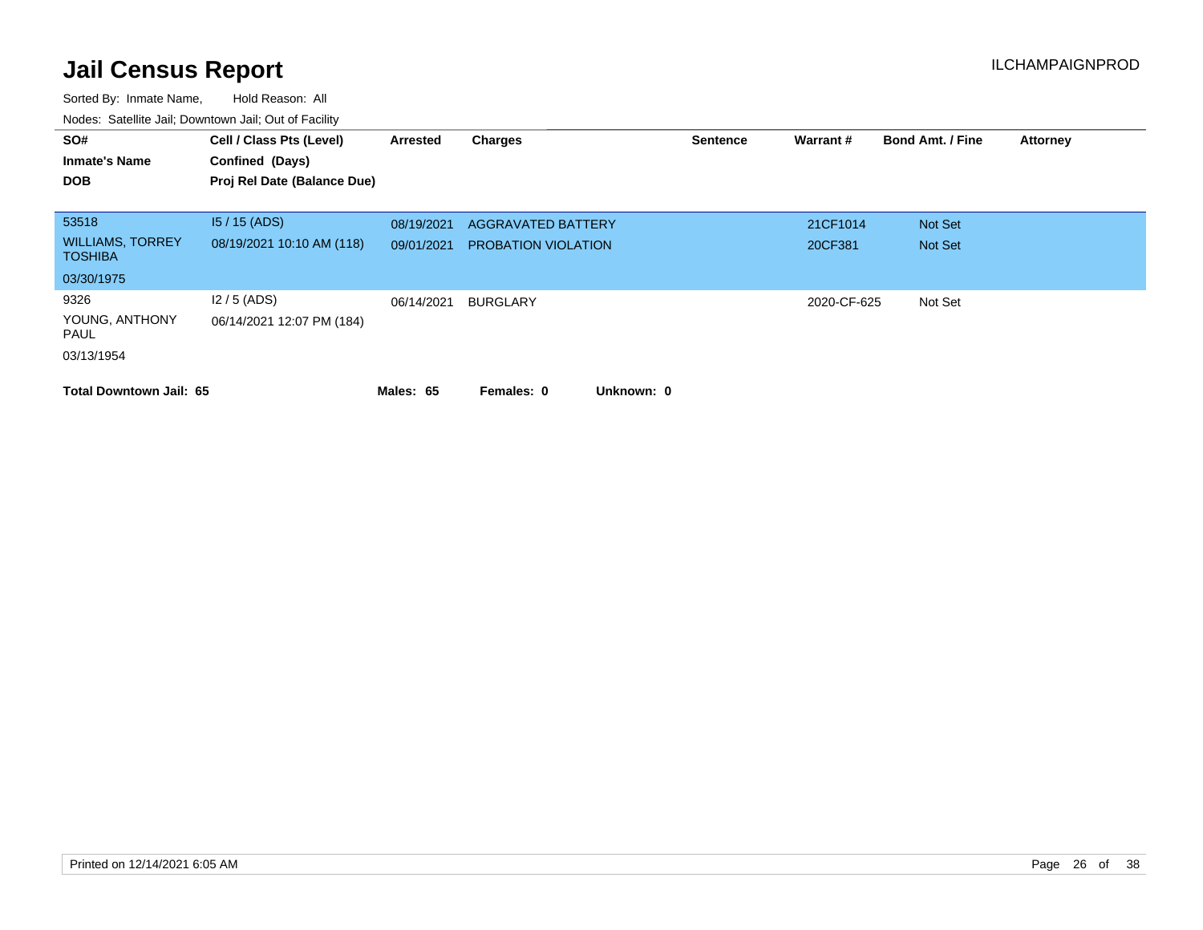# Jail Census Report

ILCHAMPAIGNPROD

Sorted By: Inmate Name, Hold Reason: All

Nodes: Satellite Jail; Downtown Jail; Out of Facility

| SO# / Inmate's Name / DOB | Cell / Class Pts (Level) / Confined (Days) / Proj Rel Date (Balance Due) | Arrested | Charges | Sentence | Warrant # | Bond Amt. / Fine | Attorney |
|---|---|---|---|---|---|---|---|
| 53518 | I5 / 15 (ADS) | 08/19/2021 | AGGRAVATED BATTERY | | 21CF1014 | Not Set | |
| WILLIAMS, TORREY TOSHIBA | 08/19/2021 10:10 AM (118) | 09/01/2021 | PROBATION VIOLATION | | 20CF381 | Not Set | |
| 03/30/1975 | | | | | | | |
| 9326 | I2 / 5 (ADS) | 06/14/2021 | BURGLARY | | 2020-CF-625 | Not Set | |
| YOUNG, ANTHONY PAUL | 06/14/2021 12:07 PM (184) | | | | | | |
| 03/13/1954 | | | | | | | |

**Total Downtown Jail: 65** **Males: 65** **Females: 0** **Unknown: 0**

Printed on 12/14/2021 6:05 AM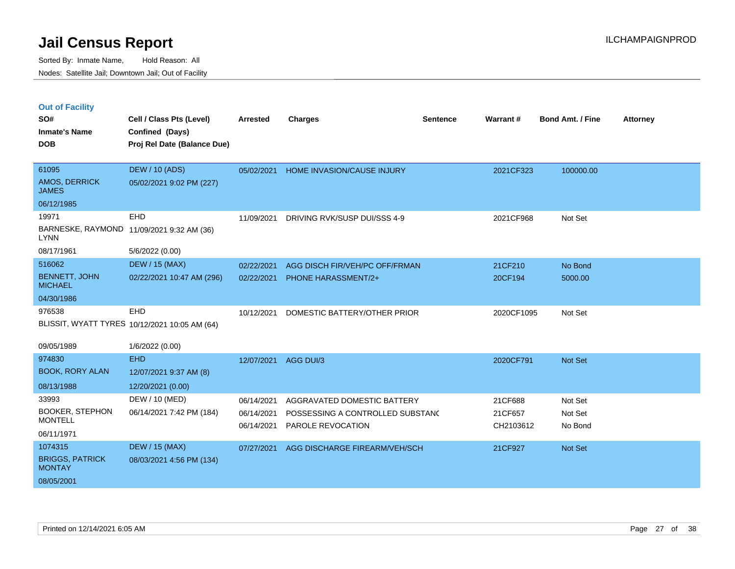# Jail Census Report

Sorted By: Inmate Name, Hold Reason: All

Nodes: Satellite Jail; Downtown Jail; Out of Facility

ILCHAMPAIGNPROD

## Out of Facility

| SO# / Inmate's Name / DOB | Cell / Class Pts (Level) / Confined (Days) / Proj Rel Date (Balance Due) | Arrested | Charges | Sentence | Warrant # | Bond Amt. / Fine | Attorney |
|---|---|---|---|---|---|---|---|
| 61095<br>AMOS, DERRICK JAMES<br>06/12/1985 | DEW / 10 (ADS)<br>05/02/2021 9:02 PM (227) | 05/02/2021 | HOME INVASION/CAUSE INJURY | | 2021CF323 | 100000.00 | |
| 19971<br>BARNESKE, RAYMOND LYNN<br>08/17/1961 | EHD<br>11/09/2021 9:32 AM (36)<br>5/6/2022 (0.00) | 11/09/2021 | DRIVING RVK/SUSP DUI/SSS 4-9 | | 2021CF968 | Not Set | |
| 516062<br>BENNETT, JOHN MICHAEL<br>04/30/1986 | DEW / 15 (MAX)<br>02/22/2021 10:47 AM (296) | 02/22/2021<br>02/22/2021 | AGG DISCH FIR/VEH/PC OFF/FRMAN<br>PHONE HARASSMENT/2+ | | 21CF210<br>20CF194 | No Bond<br>5000.00 | |
| 976538<br>BLISSIT, WYATT TYRES<br>09/05/1989 | EHD<br>10/12/2021 10:05 AM (64)<br>1/6/2022 (0.00) | 10/12/2021 | DOMESTIC BATTERY/OTHER PRIOR | | 2020CF1095 | Not Set | |
| 974830<br>BOOK, RORY ALAN<br>08/13/1988 | EHD<br>12/07/2021 9:37 AM (8)<br>12/20/2021 (0.00) | 12/07/2021 | AGG DUI/3 | | 2020CF791 | Not Set | |
| 33993<br>BOOKER, STEPHON MONTELL<br>06/11/1971 | DEW / 10 (MED)<br>06/14/2021 7:42 PM (184) | 06/14/2021<br>06/14/2021<br>06/14/2021 | AGGRAVATED DOMESTIC BATTERY<br>POSSESSING A CONTROLLED SUBSTANC<br>PAROLE REVOCATION | | 21CF688<br>21CF657<br>CH2103612 | Not Set<br>Not Set<br>No Bond | |
| 1074315<br>BRIGGS, PATRICK MONTAY<br>08/05/2001 | DEW / 15 (MAX)<br>08/03/2021 4:56 PM (134) | 07/27/2021 | AGG DISCHARGE FIREARM/VEH/SCH | | 21CF927 | Not Set | |

Printed on 12/14/2021 6:05 AM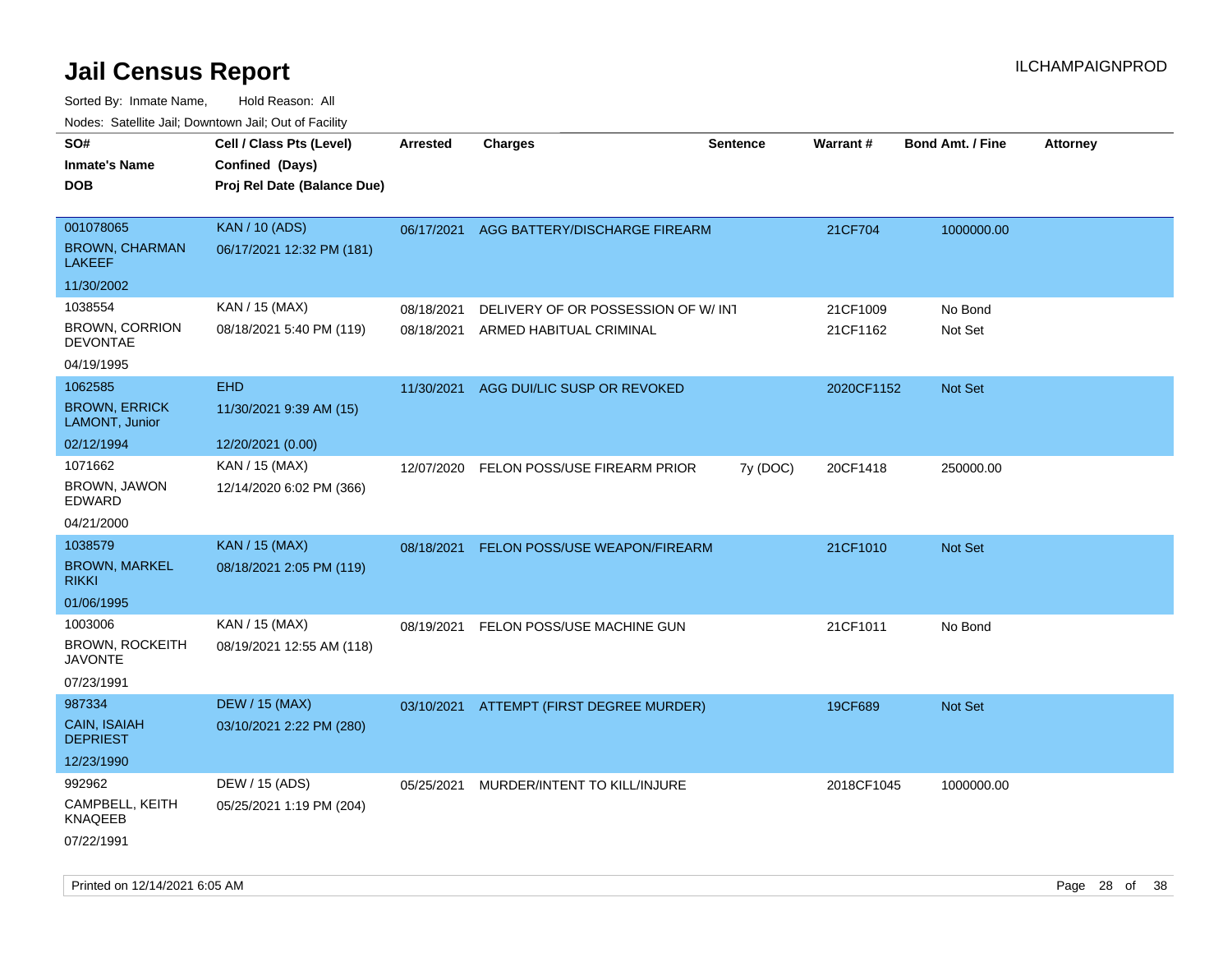# Jail Census Report

Sorted By: Inmate Name, Hold Reason: All

Nodes: Satellite Jail; Downtown Jail; Out of Facility

| SO# / Inmate's Name / DOB | Cell / Class Pts (Level) / Confined (Days) / Proj Rel Date (Balance Due) | Arrested | Charges | Sentence | Warrant # | Bond Amt. / Fine | Attorney |
|---|---|---|---|---|---|---|---|
| 001078065<br>BROWN, CHARMAN LAKEEF<br>11/30/2002 | KAN / 10 (ADS)<br>06/17/2021 12:32 PM (181) | 06/17/2021 | AGG BATTERY/DISCHARGE FIREARM | | 21CF704 | 1000000.00 | |
| 1038554<br>BROWN, CORRION DEVONTAE<br>04/19/1995 | KAN / 15 (MAX)<br>08/18/2021 5:40 PM (119) | 08/18/2021<br>08/18/2021 | DELIVERY OF OR POSSESSION OF W/ INT<br>ARMED HABITUAL CRIMINAL | | 21CF1009<br>21CF1162 | No Bond<br>Not Set | |
| 1062585<br>BROWN, ERRICK LAMONT, Junior<br>02/12/1994 | EHD<br>11/30/2021 9:39 AM (15)<br>12/20/2021 (0.00) | 11/30/2021 | AGG DUI/LIC SUSP OR REVOKED | | 2020CF1152 | Not Set | |
| 1071662<br>BROWN, JAWON EDWARD<br>04/21/2000 | KAN / 15 (MAX)<br>12/14/2020 6:02 PM (366) | 12/07/2020 | FELON POSS/USE FIREARM PRIOR | 7y (DOC) | 20CF1418 | 250000.00 | |
| 1038579<br>BROWN, MARKEL RIKKI<br>01/06/1995 | KAN / 15 (MAX)<br>08/18/2021 2:05 PM (119) | 08/18/2021 | FELON POSS/USE WEAPON/FIREARM | | 21CF1010 | Not Set | |
| 1003006<br>BROWN, ROCKEITH JAVONTE<br>07/23/1991 | KAN / 15 (MAX)<br>08/19/2021 12:55 AM (118) | 08/19/2021 | FELON POSS/USE MACHINE GUN | | 21CF1011 | No Bond | |
| 987334<br>CAIN, ISAIAH DEPRIEST<br>12/23/1990 | DEW / 15 (MAX)<br>03/10/2021 2:22 PM (280) | 03/10/2021 | ATTEMPT (FIRST DEGREE MURDER) | | 19CF689 | Not Set | |
| 992962<br>CAMPBELL, KEITH KNAQEEB<br>07/22/1991 | DEW / 15 (ADS)<br>05/25/2021 1:19 PM (204) | 05/25/2021 | MURDER/INTENT TO KILL/INJURE | | 2018CF1045 | 1000000.00 | |

Printed on 12/14/2021 6:05 AM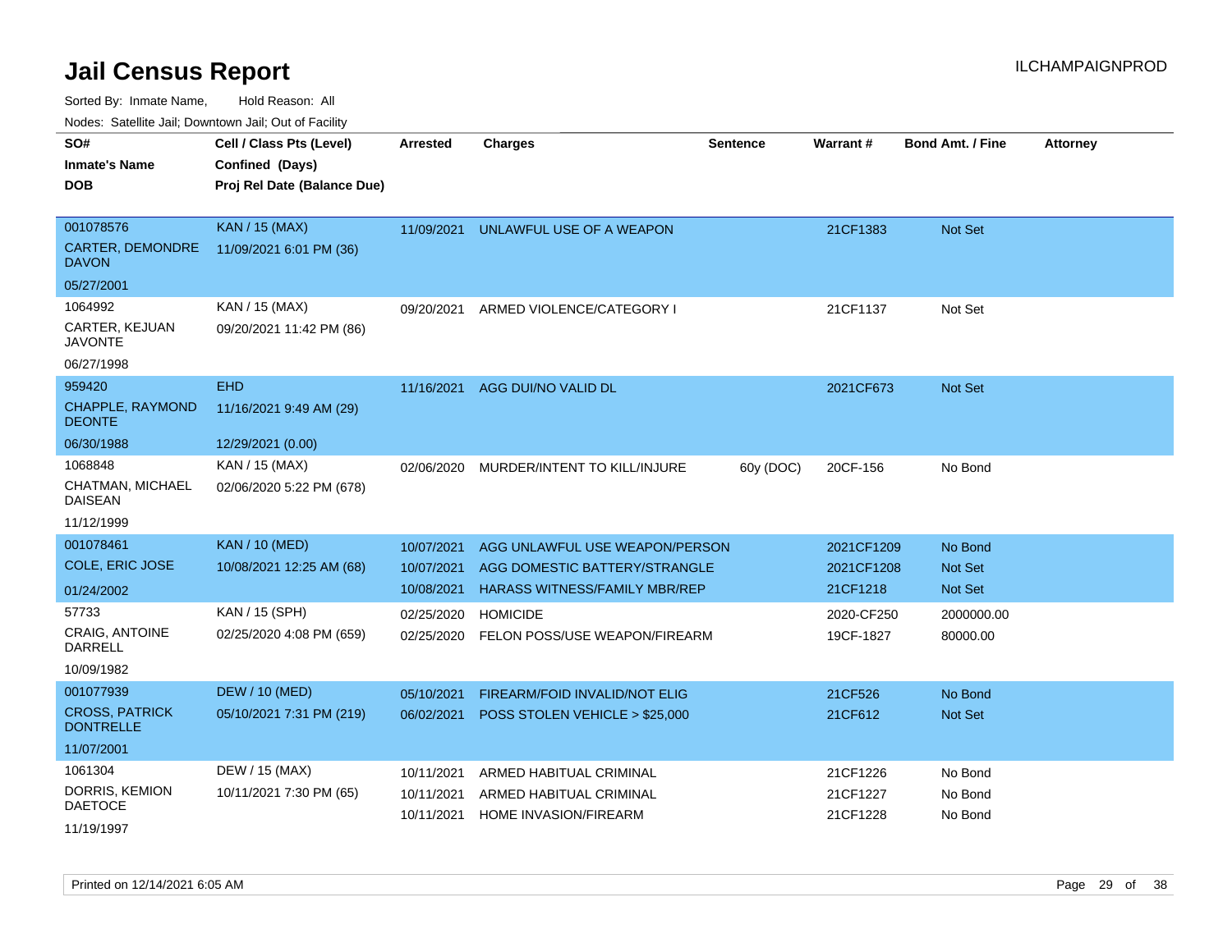# Jail Census Report

ILCHAMPAIGNPROD

Sorted By: Inmate Name, Hold Reason: All

Nodes: Satellite Jail; Downtown Jail; Out of Facility

| SO# / Inmate's Name / DOB | Cell / Class Pts (Level) / Confined (Days) / Proj Rel Date (Balance Due) | Arrested | Charges | Sentence | Warrant # | Bond Amt. / Fine | Attorney |
|---|---|---|---|---|---|---|---|
| 001078576<br>CARTER, DEMONDRE DAVON<br>05/27/2001 | KAN / 15 (MAX)<br>11/09/2021 6:01 PM (36) | 11/09/2021 | UNLAWFUL USE OF A WEAPON | | 21CF1383 | Not Set | |
| 1064992<br>CARTER, KEJUAN JAVONTE<br>06/27/1998 | KAN / 15 (MAX)<br>09/20/2021 11:42 PM (86) | 09/20/2021 | ARMED VIOLENCE/CATEGORY I | | 21CF1137 | Not Set | |
| 959420<br>CHAPPLE, RAYMOND DEONTE<br>06/30/1988 | EHD<br>11/16/2021 9:49 AM (29)<br>12/29/2021 (0.00) | 11/16/2021 | AGG DUI/NO VALID DL | | 2021CF673 | Not Set | |
| 1068848<br>CHATMAN, MICHAEL DAISEAN<br>11/12/1999 | KAN / 15 (MAX)<br>02/06/2020 5:22 PM (678) | 02/06/2020 | MURDER/INTENT TO KILL/INJURE | 60y (DOC) | 20CF-156 | No Bond | |
| 001078461<br>COLE, ERIC JOSE<br>01/24/2002 | KAN / 10 (MED)<br>10/08/2021 12:25 AM (68) | 10/07/2021 | AGG UNLAWFUL USE WEAPON/PERSON | | 2021CF1209 | No Bond | |
| | | 10/07/2021 | AGG DOMESTIC BATTERY/STRANGLE | | 2021CF1208 | Not Set | |
| | | 10/08/2021 | HARASS WITNESS/FAMILY MBR/REP | | 21CF1218 | Not Set | |
| 57733<br>CRAIG, ANTOINE DARRELL<br>10/09/1982 | KAN / 15 (SPH)<br>02/25/2020 4:08 PM (659) | 02/25/2020 | HOMICIDE | | 2020-CF250 | 2000000.00 | |
| | | 02/25/2020 | FELON POSS/USE WEAPON/FIREARM | | 19CF-1827 | 80000.00 | |
| 001077939<br>CROSS, PATRICK DONTRELLE<br>11/07/2001 | DEW / 10 (MED)<br>05/10/2021 7:31 PM (219) | 05/10/2021 | FIREARM/FOID INVALID/NOT ELIG | | 21CF526 | No Bond | |
| | | 06/02/2021 | POSS STOLEN VEHICLE > $25,000 | | 21CF612 | Not Set | |
| 1061304<br>DORRIS, KEMION DAETOCE<br>11/19/1997 | DEW / 15 (MAX)<br>10/11/2021 7:30 PM (65) | 10/11/2021 | ARMED HABITUAL CRIMINAL | | 21CF1226 | No Bond | |
| | | 10/11/2021 | ARMED HABITUAL CRIMINAL | | 21CF1227 | No Bond | |
| | | 10/11/2021 | HOME INVASION/FIREARM | | 21CF1228 | No Bond | |

Printed on 12/14/2021 6:05 AM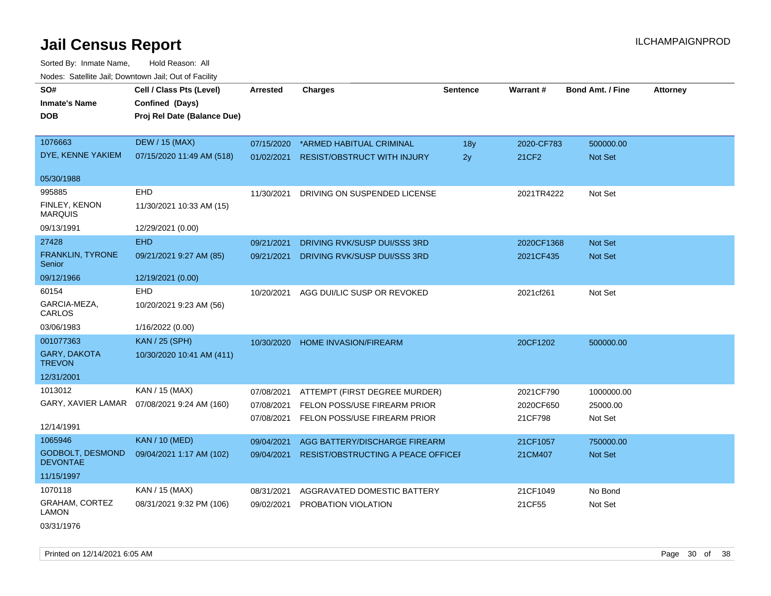# Jail Census Report

ILCHAMPAIGNPROD

Sorted By: Inmate Name, Hold Reason: All

Nodes: Satellite Jail; Downtown Jail; Out of Facility

| SO# / Inmate's Name / DOB | Cell / Class Pts (Level) / Confined (Days) / Proj Rel Date (Balance Due) | Arrested | Charges | Sentence | Warrant # | Bond Amt. / Fine | Attorney |
|---|---|---|---|---|---|---|---|
| 1076663 | DEW / 15 (MAX) | 07/15/2020 | *ARMED HABITUAL CRIMINAL | 18y | 2020-CF783 | 500000.00 | |
| DYE, KENNE YAKIEM | 07/15/2020 11:49 AM (518) | 01/02/2021 | RESIST/OBSTRUCT WITH INJURY | 2y | 21CF2 | Not Set | |
| 05/30/1988 | | | | | | | |
| 995885 | EHD | 11/30/2021 | DRIVING ON SUSPENDED LICENSE | | 2021TR4222 | Not Set | |
| FINLEY, KENON MARQUIS | 11/30/2021 10:33 AM (15) | | | | | | |
| 09/13/1991 | 12/29/2021 (0.00) | | | | | | |
| 27428 | EHD | 09/21/2021 | DRIVING RVK/SUSP DUI/SSS 3RD | | 2020CF1368 | Not Set | |
| FRANKLIN, TYRONE Senior | 09/21/2021 9:27 AM (85) | 09/21/2021 | DRIVING RVK/SUSP DUI/SSS 3RD | | 2021CF435 | Not Set | |
| 09/12/1966 | 12/19/2021 (0.00) | | | | | | |
| 60154 | EHD | 10/20/2021 | AGG DUI/LIC SUSP OR REVOKED | | 2021cf261 | Not Set | |
| GARCIA-MEZA, CARLOS | 10/20/2021 9:23 AM (56) | | | | | | |
| 03/06/1983 | 1/16/2022 (0.00) | | | | | | |
| 001077363 | KAN / 25 (SPH) | 10/30/2020 | HOME INVASION/FIREARM | | 20CF1202 | 500000.00 | |
| GARY, DAKOTA TREVON | 10/30/2020 10:41 AM (411) | | | | | | |
| 12/31/2001 | | | | | | | |
| 1013012 | KAN / 15 (MAX) | 07/08/2021 | ATTEMPT (FIRST DEGREE MURDER) | | 2021CF790 | 1000000.00 | |
| GARY, XAVIER LAMAR | 07/08/2021 9:24 AM (160) | 07/08/2021 | FELON POSS/USE FIREARM PRIOR | | 2020CF650 | 25000.00 | |
| | | 07/08/2021 | FELON POSS/USE FIREARM PRIOR | | 21CF798 | Not Set | |
| 12/14/1991 | | | | | | | |
| 1065946 | KAN / 10 (MED) | 09/04/2021 | AGG BATTERY/DISCHARGE FIREARM | | 21CF1057 | 750000.00 | |
| GODBOLT, DESMOND DEVONTAE | 09/04/2021 1:17 AM (102) | 09/04/2021 | RESIST/OBSTRUCTING A PEACE OFFICEI | | 21CM407 | Not Set | |
| 11/15/1997 | | | | | | | |
| 1070118 | KAN / 15 (MAX) | 08/31/2021 | AGGRAVATED DOMESTIC BATTERY | | 21CF1049 | No Bond | |
| GRAHAM, CORTEZ LAMON | 08/31/2021 9:32 PM (106) | 09/02/2021 | PROBATION VIOLATION | | 21CF55 | Not Set | |
| 03/31/1976 | | | | | | | |

Printed on 12/14/2021 6:05 AM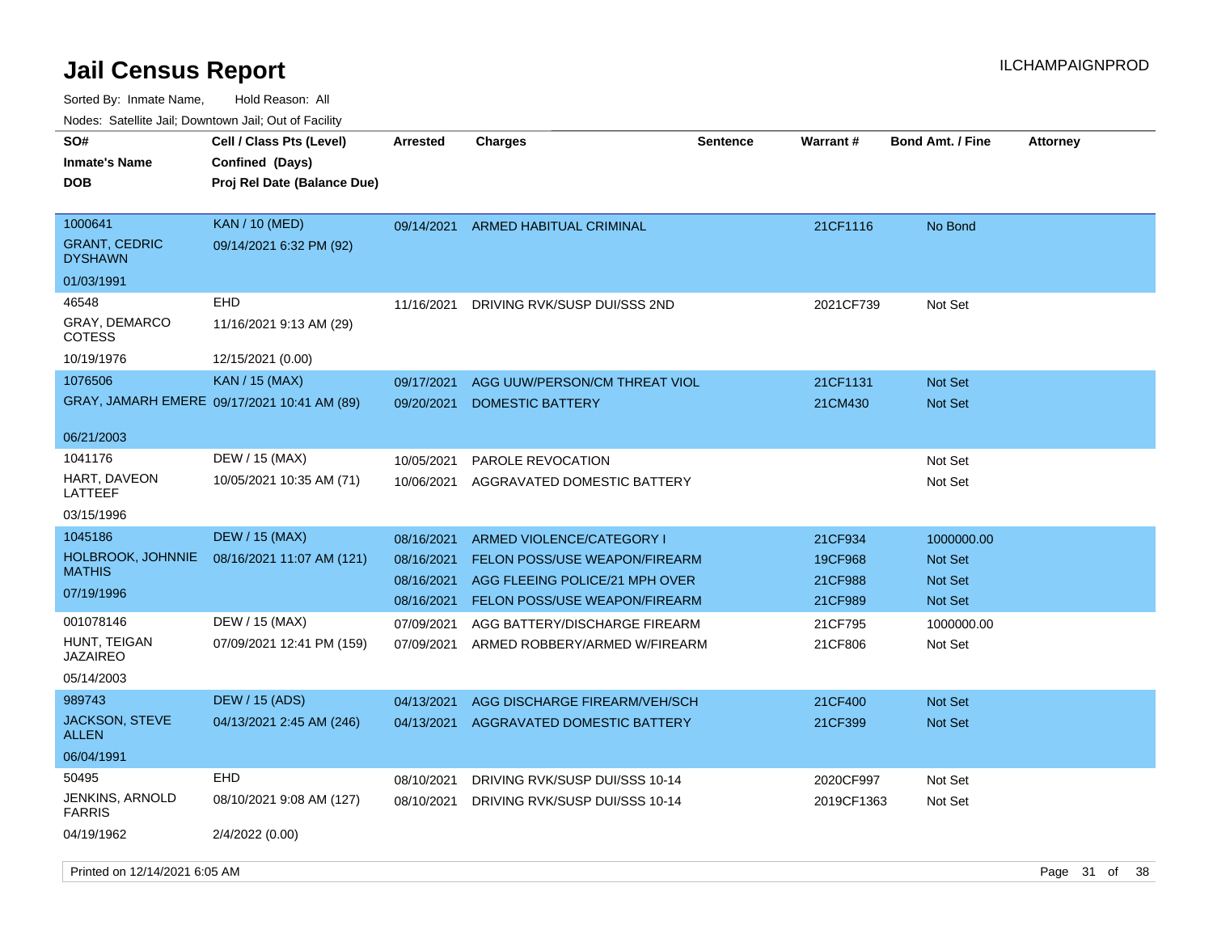# Jail Census Report

ILCHAMPAIGNPROD

Sorted By: Inmate Name, Hold Reason: All

Nodes: Satellite Jail; Downtown Jail; Out of Facility

| SO# / Inmate's Name / DOB | Cell / Class Pts (Level) / Confined (Days) / Proj Rel Date (Balance Due) | Arrested | Charges | Sentence | Warrant # | Bond Amt. / Fine | Attorney |
|---|---|---|---|---|---|---|---|
| 1000641<br>GRANT, CEDRIC DYSHAWN<br>01/03/1991 | KAN / 10 (MED)<br>09/14/2021 6:32 PM (92) | 09/14/2021 | ARMED HABITUAL CRIMINAL | | 21CF1116 | No Bond | |
| 46548<br>GRAY, DEMARCO COTESS<br>10/19/1976 | EHD<br>11/16/2021 9:13 AM (29)<br>12/15/2021 (0.00) | 11/16/2021 | DRIVING RVK/SUSP DUI/SSS 2ND | | 2021CF739 | Not Set | |
| 1076506<br>GRAY, JAMARH EMERE<br>06/21/2003 | KAN / 15 (MAX)<br>09/17/2021 10:41 AM (89) | 09/17/2021 | AGG UUW/PERSON/CM THREAT VIOL | | 21CF1131 | Not Set | |
| | | 09/20/2021 | DOMESTIC BATTERY | | 21CM430 | Not Set | |
| 1041176<br>HART, DAVEON LATTEEF<br>03/15/1996 | DEW / 15 (MAX)<br>10/05/2021 10:35 AM (71) | 10/05/2021 | PAROLE REVOCATION | | | Not Set | |
| | | 10/06/2021 | AGGRAVATED DOMESTIC BATTERY | | | Not Set | |
| 1045186<br>HOLBROOK, JOHNNIE MATHIS<br>07/19/1996 | DEW / 15 (MAX)<br>08/16/2021 11:07 AM (121) | 08/16/2021 | ARMED VIOLENCE/CATEGORY I | | 21CF934 | 1000000.00 | |
| | | 08/16/2021 | FELON POSS/USE WEAPON/FIREARM | | 19CF968 | Not Set | |
| | | 08/16/2021 | AGG FLEEING POLICE/21 MPH OVER | | 21CF988 | Not Set | |
| | | 08/16/2021 | FELON POSS/USE WEAPON/FIREARM | | 21CF989 | Not Set | |
| 001078146<br>HUNT, TEIGAN JAZAIREO<br>05/14/2003 | DEW / 15 (MAX)<br>07/09/2021 12:41 PM (159) | 07/09/2021 | AGG BATTERY/DISCHARGE FIREARM | | 21CF795 | 1000000.00 | |
| | | 07/09/2021 | ARMED ROBBERY/ARMED W/FIREARM | | 21CF806 | Not Set | |
| 989743<br>JACKSON, STEVE ALLEN<br>06/04/1991 | DEW / 15 (ADS)<br>04/13/2021 2:45 AM (246) | 04/13/2021 | AGG DISCHARGE FIREARM/VEH/SCH | | 21CF400 | Not Set | |
| | | 04/13/2021 | AGGRAVATED DOMESTIC BATTERY | | 21CF399 | Not Set | |
| 50495<br>JENKINS, ARNOLD FARRIS<br>04/19/1962 | EHD<br>08/10/2021 9:08 AM (127)<br>2/4/2022 (0.00) | 08/10/2021 | DRIVING RVK/SUSP DUI/SSS 10-14 | | 2020CF997 | Not Set | |
| | | 08/10/2021 | DRIVING RVK/SUSP DUI/SSS 10-14 | | 2019CF1363 | Not Set | |

Printed on 12/14/2021 6:05 AM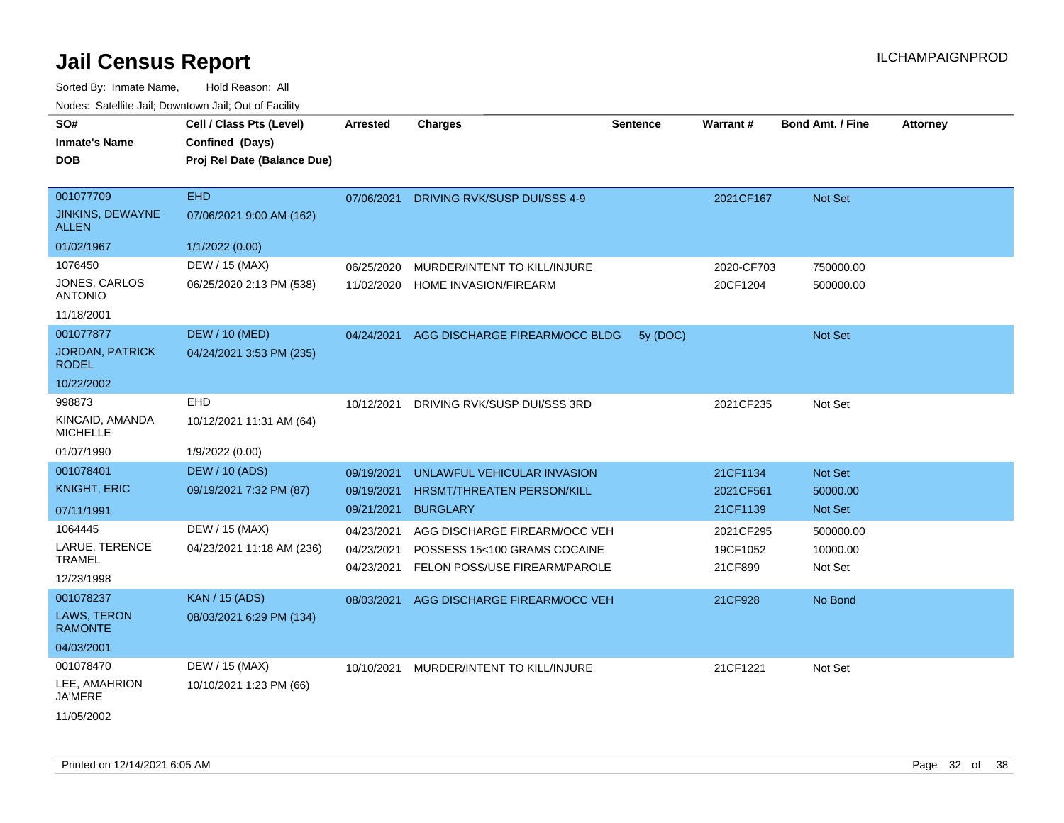# Jail Census Report

ILCHAMPAIGNPROD

Sorted By: Inmate Name, Hold Reason: All

Nodes: Satellite Jail; Downtown Jail; Out of Facility

| SO# / Inmate's Name / DOB | Cell / Class Pts (Level) / Confined (Days) / Proj Rel Date (Balance Due) | Arrested | Charges | Sentence | Warrant # | Bond Amt. / Fine | Attorney |
|---|---|---|---|---|---|---|---|
| 001077709<br>JINKINS, DEWAYNE ALLEN<br>01/02/1967 | EHD<br>07/06/2021 9:00 AM (162)<br>1/1/2022 (0.00) | 07/06/2021 | DRIVING RVK/SUSP DUI/SSS 4-9 | | 2021CF167 | Not Set | |
| 1076450<br>JONES, CARLOS ANTONIO<br>11/18/2001 | DEW / 15 (MAX)<br>06/25/2020 2:13 PM (538) | 06/25/2020 | MURDER/INTENT TO KILL/INJURE | | 2020-CF703 | 750000.00 | |
| | | 11/02/2020 | HOME INVASION/FIREARM | | 20CF1204 | 500000.00 | |
| 001077877<br>JORDAN, PATRICK RODEL<br>10/22/2002 | DEW / 10 (MED)<br>04/24/2021 3:53 PM (235) | 04/24/2021 | AGG DISCHARGE FIREARM/OCC BLDG | 5y (DOC) | | Not Set | |
| 998873<br>KINCAID, AMANDA MICHELLE<br>01/07/1990 | EHD<br>10/12/2021 11:31 AM (64)<br>1/9/2022 (0.00) | 10/12/2021 | DRIVING RVK/SUSP DUI/SSS 3RD | | 2021CF235 | Not Set | |
| 001078401<br>KNIGHT, ERIC<br>07/11/1991 | DEW / 10 (ADS)<br>09/19/2021 7:32 PM (87) | 09/19/2021 | UNLAWFUL VEHICULAR INVASION | | 21CF1134 | Not Set | |
| | | 09/19/2021 | HRSMT/THREATEN PERSON/KILL | | 2021CF561 | 50000.00 | |
| | | 09/21/2021 | BURGLARY | | 21CF1139 | Not Set | |
| 1064445<br>LARUE, TERENCE TRAMEL<br>12/23/1998 | DEW / 15 (MAX)<br>04/23/2021 11:18 AM (236) | 04/23/2021 | AGG DISCHARGE FIREARM/OCC VEH | | 2021CF295 | 500000.00 | |
| | | 04/23/2021 | POSSESS 15<100 GRAMS COCAINE | | 19CF1052 | 10000.00 | |
| | | 04/23/2021 | FELON POSS/USE FIREARM/PAROLE | | 21CF899 | Not Set | |
| 001078237<br>LAWS, TERON RAMONTE<br>04/03/2001 | KAN / 15 (ADS)<br>08/03/2021 6:29 PM (134) | 08/03/2021 | AGG DISCHARGE FIREARM/OCC VEH | | 21CF928 | No Bond | |
| 001078470<br>LEE, AMAHRION JA'MERE<br>11/05/2002 | DEW / 15 (MAX)<br>10/10/2021 1:23 PM (66) | 10/10/2021 | MURDER/INTENT TO KILL/INJURE | | 21CF1221 | Not Set | |

Printed on 12/14/2021 6:05 AM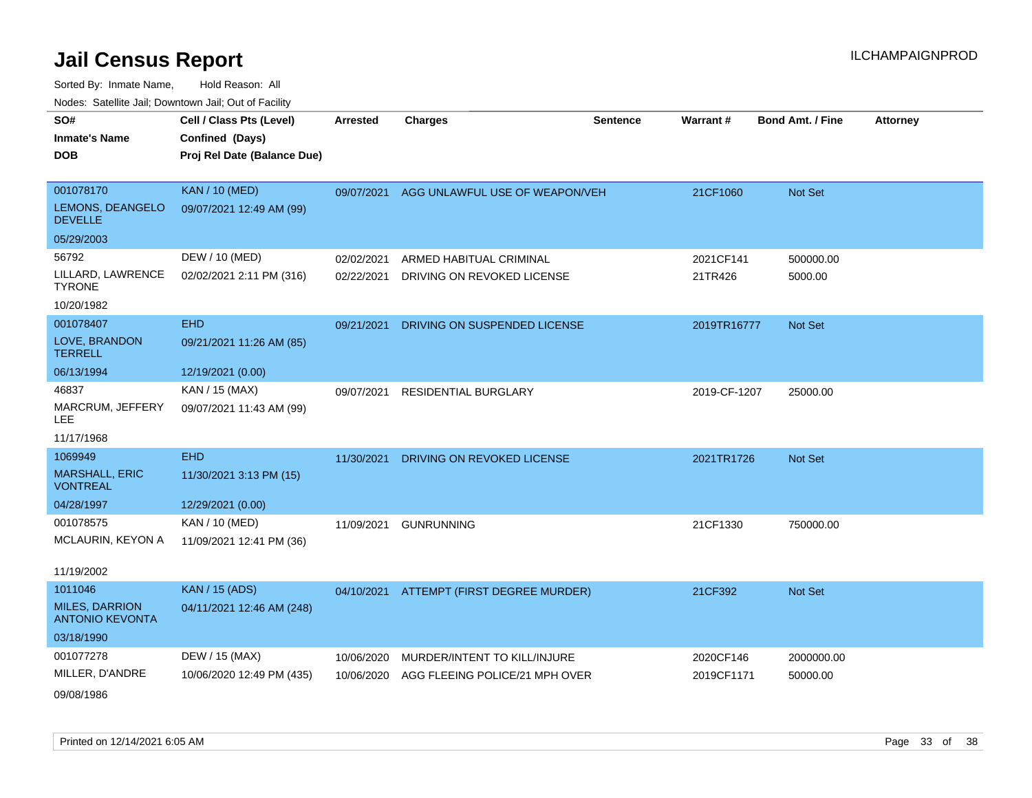# Jail Census Report

ILCHAMPAIGNPROD

Sorted By: Inmate Name, Hold Reason: All

Nodes: Satellite Jail; Downtown Jail; Out of Facility

| SO# / Inmate's Name / DOB | Cell / Class Pts (Level) / Confined (Days) / Proj Rel Date (Balance Due) | Arrested | Charges | Sentence | Warrant # | Bond Amt. / Fine | Attorney |
|---|---|---|---|---|---|---|---|
| 001078170<br>LEMONS, DEANGELO DEVELLE<br>05/29/2003 | KAN / 10 (MED)<br>09/07/2021 12:49 AM (99) | 09/07/2021 | AGG UNLAWFUL USE OF WEAPON/VEH | | 21CF1060 | Not Set | |
| 56792<br>LILLARD, LAWRENCE TYRONE<br>10/20/1982 | DEW / 10 (MED)<br>02/02/2021 2:11 PM (316) | 02/02/2021<br>02/22/2021 | ARMED HABITUAL CRIMINAL<br>DRIVING ON REVOKED LICENSE | | 2021CF141<br>21TR426 | 500000.00<br>5000.00 | |
| 001078407<br>LOVE, BRANDON TERRELL<br>06/13/1994 | EHD<br>09/21/2021 11:26 AM (85)<br>12/19/2021 (0.00) | 09/21/2021 | DRIVING ON SUSPENDED LICENSE | | 2019TR16777 | Not Set | |
| 46837<br>MARCRUM, JEFFERY LEE<br>11/17/1968 | KAN / 15 (MAX)<br>09/07/2021 11:43 AM (99) | 09/07/2021 | RESIDENTIAL BURGLARY | | 2019-CF-1207 | 25000.00 | |
| 1069949<br>MARSHALL, ERIC VONTREAL<br>04/28/1997 | EHD<br>11/30/2021 3:13 PM (15)<br>12/29/2021 (0.00) | 11/30/2021 | DRIVING ON REVOKED LICENSE | | 2021TR1726 | Not Set | |
| 001078575<br>MCLAURIN, KEYON A<br>11/19/2002 | KAN / 10 (MED)<br>11/09/2021 12:41 PM (36) | 11/09/2021 | GUNRUNNING | | 21CF1330 | 750000.00 | |
| 1011046<br>MILES, DARRION ANTONIO KEVONTA<br>03/18/1990 | KAN / 15 (ADS)<br>04/11/2021 12:46 AM (248) | 04/10/2021 | ATTEMPT (FIRST DEGREE MURDER) | | 21CF392 | Not Set | |
| 001077278<br>MILLER, D'ANDRE<br>09/08/1986 | DEW / 15 (MAX)<br>10/06/2020 12:49 PM (435) | 10/06/2020<br>10/06/2020 | MURDER/INTENT TO KILL/INJURE<br>AGG FLEEING POLICE/21 MPH OVER | | 2020CF146<br>2019CF1171 | 2000000.00<br>50000.00 | |

Printed on 12/14/2021 6:05 AM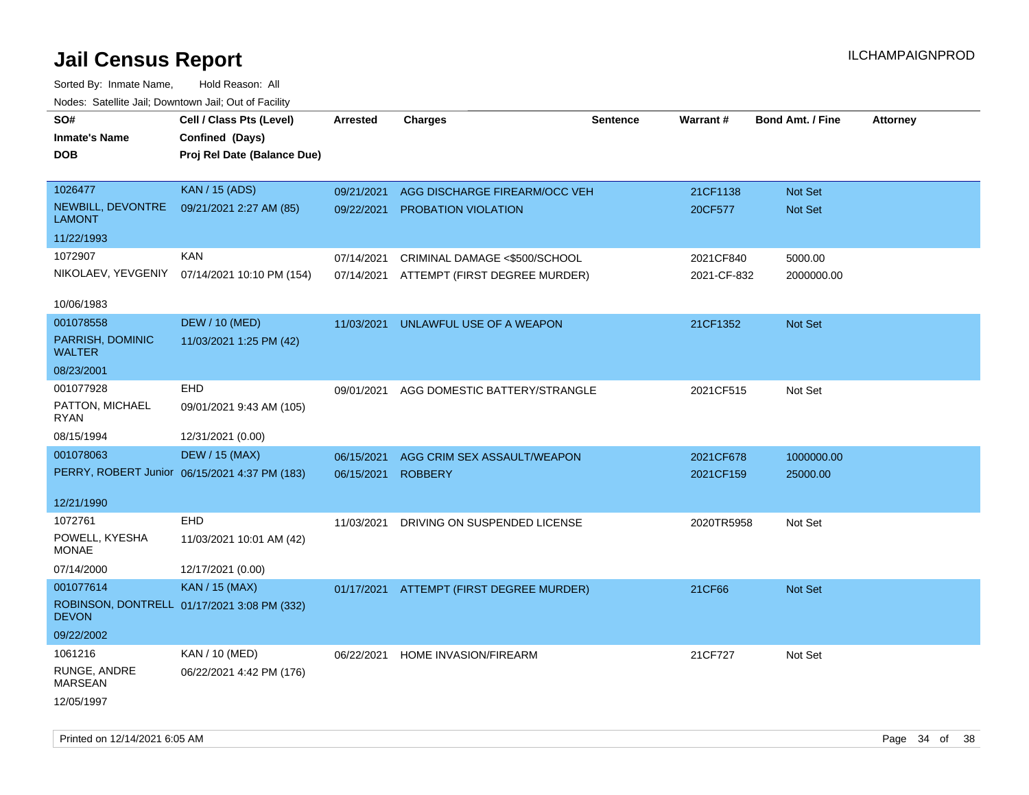# Jail Census Report

Sorted By: Inmate Name, Hold Reason: All

Nodes: Satellite Jail; Downtown Jail; Out of Facility

| SO# / Inmate's Name / DOB | Cell / Class Pts (Level) / Confined (Days) / Proj Rel Date (Balance Due) | Arrested | Charges | Sentence | Warrant # | Bond Amt. / Fine | Attorney |
|---|---|---|---|---|---|---|---|
| 1026477 NEWBILL, DEVONTRE LAMONT 11/22/1993 | KAN / 15 (ADS) 09/21/2021 2:27 AM (85) | 09/21/2021 | AGG DISCHARGE FIREARM/OCC VEH | | 21CF1138 | Not Set | |
| | | 09/22/2021 | PROBATION VIOLATION | | 20CF577 | Not Set | |
| 1072907 NIKOLAEV, YEVGENIY 10/06/1983 | KAN 07/14/2021 10:10 PM (154) | 07/14/2021 | CRIMINAL DAMAGE <$500/SCHOOL | | 2021CF840 | 5000.00 | |
| | | 07/14/2021 | ATTEMPT (FIRST DEGREE MURDER) | | 2021-CF-832 | 2000000.00 | |
| 001078558 PARRISH, DOMINIC WALTER 08/23/2001 | DEW / 10 (MED) 11/03/2021 1:25 PM (42) | 11/03/2021 | UNLAWFUL USE OF A WEAPON | | 21CF1352 | Not Set | |
| 001077928 PATTON, MICHAEL RYAN 08/15/1994 | EHD 09/01/2021 9:43 AM (105) 12/31/2021 (0.00) | 09/01/2021 | AGG DOMESTIC BATTERY/STRANGLE | | 2021CF515 | Not Set | |
| 001078063 PERRY, ROBERT Junior 12/21/1990 | DEW / 15 (MAX) 06/15/2021 4:37 PM (183) | 06/15/2021 | AGG CRIM SEX ASSAULT/WEAPON | | 2021CF678 | 1000000.00 | |
| | | 06/15/2021 | ROBBERY | | 2021CF159 | 25000.00 | |
| 1072761 POWELL, KYESHA MONAE 07/14/2000 | EHD 11/03/2021 10:01 AM (42) 12/17/2021 (0.00) | 11/03/2021 | DRIVING ON SUSPENDED LICENSE | | 2020TR5958 | Not Set | |
| 001077614 ROBINSON, DONTRELL DEVON 09/22/2002 | KAN / 15 (MAX) 01/17/2021 3:08 PM (332) | 01/17/2021 | ATTEMPT (FIRST DEGREE MURDER) | | 21CF66 | Not Set | |
| 1061216 RUNGE, ANDRE MARSEAN 12/05/1997 | KAN / 10 (MED) 06/22/2021 4:42 PM (176) | 06/22/2021 | HOME INVASION/FIREARM | | 21CF727 | Not Set | |

Printed on 12/14/2021 6:05 AM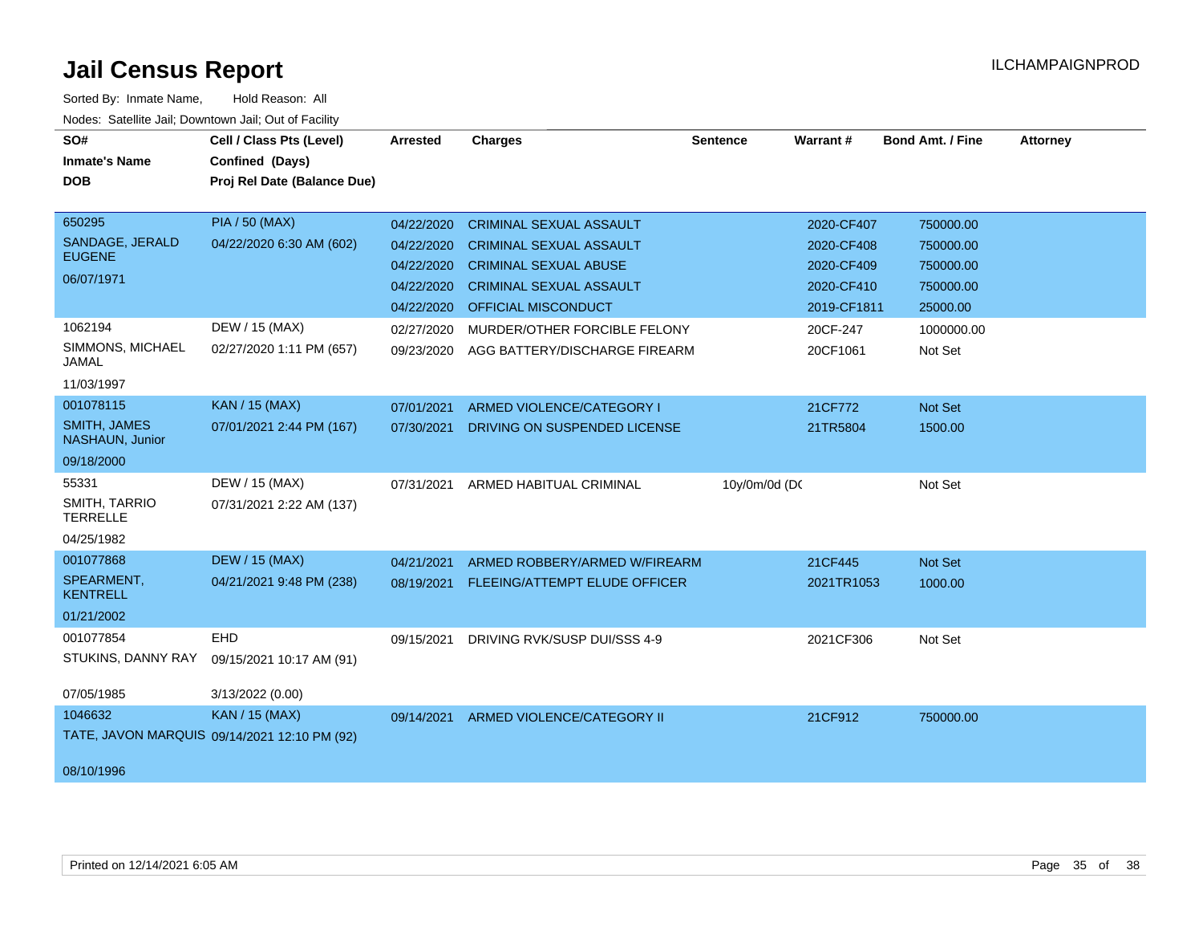# Jail Census Report

ILCHAMPAIGNPROD

Sorted By: Inmate Name, Hold Reason: All

Nodes: Satellite Jail; Downtown Jail; Out of Facility

| SO# / Inmate's Name / DOB | Cell / Class Pts (Level) / Confined (Days) / Proj Rel Date (Balance Due) | Arrested | Charges | Sentence | Warrant # | Bond Amt. / Fine | Attorney |
|---|---|---|---|---|---|---|---|
| 650295 | PIA / 50 (MAX) | 04/22/2020 | CRIMINAL SEXUAL ASSAULT | | 2020-CF407 | 750000.00 | |
| SANDAGE, JERALD EUGENE | 04/22/2020 6:30 AM (602) | 04/22/2020 | CRIMINAL SEXUAL ASSAULT | | 2020-CF408 | 750000.00 | |
| 06/07/1971 | | 04/22/2020 | CRIMINAL SEXUAL ABUSE | | 2020-CF409 | 750000.00 | |
| | | 04/22/2020 | CRIMINAL SEXUAL ASSAULT | | 2020-CF410 | 750000.00 | |
| | | 04/22/2020 | OFFICIAL MISCONDUCT | | 2019-CF1811 | 25000.00 | |
| 1062194 | DEW / 15 (MAX) | 02/27/2020 | MURDER/OTHER FORCIBLE FELONY | | 20CF-247 | 1000000.00 | |
| SIMMONS, MICHAEL JAMAL | 02/27/2020 1:11 PM (657) | 09/23/2020 | AGG BATTERY/DISCHARGE FIREARM | | 20CF1061 | Not Set | |
| 11/03/1997 | | | | | | | |
| 001078115 | KAN / 15 (MAX) | 07/01/2021 | ARMED VIOLENCE/CATEGORY I | | 21CF772 | Not Set | |
| SMITH, JAMES NASHAUN, Junior | 07/01/2021 2:44 PM (167) | 07/30/2021 | DRIVING ON SUSPENDED LICENSE | | 21TR5804 | 1500.00 | |
| 09/18/2000 | | | | | | | |
| 55331 | DEW / 15 (MAX) | 07/31/2021 | ARMED HABITUAL CRIMINAL | 10y/0m/0d (DC | | Not Set | |
| SMITH, TARRIO TERRELLE | 07/31/2021 2:22 AM (137) | | | | | | |
| 04/25/1982 | | | | | | | |
| 001077868 | DEW / 15 (MAX) | 04/21/2021 | ARMED ROBBERY/ARMED W/FIREARM | | 21CF445 | Not Set | |
| SPEARMENT, KENTRELL | 04/21/2021 9:48 PM (238) | 08/19/2021 | FLEEING/ATTEMPT ELUDE OFFICER | | 2021TR1053 | 1000.00 | |
| 01/21/2002 | | | | | | | |
| 001077854 | EHD | 09/15/2021 | DRIVING RVK/SUSP DUI/SSS 4-9 | | 2021CF306 | Not Set | |
| STUKINS, DANNY RAY | 09/15/2021 10:17 AM (91) | | | | | | |
| 07/05/1985 | 3/13/2022 (0.00) | | | | | | |
| 1046632 | KAN / 15 (MAX) | 09/14/2021 | ARMED VIOLENCE/CATEGORY II | | 21CF912 | 750000.00 | |
| TATE, JAVON MARQUIS | 09/14/2021 12:10 PM (92) | | | | | | |
| 08/10/1996 | | | | | | | |

Printed on 12/14/2021 6:05 AM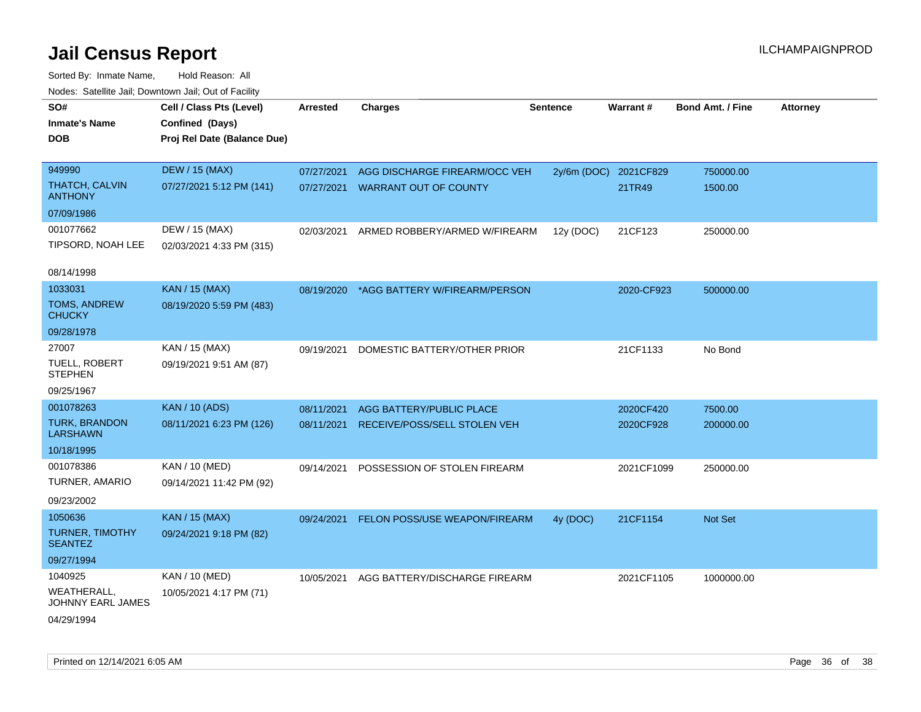# Jail Census Report

ILCHAMPAIGNPROD

Sorted By: Inmate Name, Hold Reason: All

Nodes: Satellite Jail; Downtown Jail; Out of Facility

| SO# / Inmate's Name / DOB | Cell / Class Pts (Level) / Confined (Days) / Proj Rel Date (Balance Due) | Arrested | Charges | Sentence | Warrant # | Bond Amt. / Fine | Attorney |
|---|---|---|---|---|---|---|---|
| 949990 THATCH, CALVIN ANTHONY 07/09/1986 | DEW / 15 (MAX) 07/27/2021 5:12 PM (141) | 07/27/2021 | AGG DISCHARGE FIREARM/OCC VEH | 2y/6m (DOC) | 2021CF829 | 750000.00 | |
| | | 07/27/2021 | WARRANT OUT OF COUNTY | | 21TR49 | 1500.00 | |
| 001077662 TIPSORD, NOAH LEE 08/14/1998 | DEW / 15 (MAX) 02/03/2021 4:33 PM (315) | 02/03/2021 | ARMED ROBBERY/ARMED W/FIREARM | 12y (DOC) | 21CF123 | 250000.00 | |
| 1033031 TOMS, ANDREW CHUCKY 09/28/1978 | KAN / 15 (MAX) 08/19/2020 5:59 PM (483) | 08/19/2020 | *AGG BATTERY W/FIREARM/PERSON | | 2020-CF923 | 500000.00 | |
| 27007 TUELL, ROBERT STEPHEN 09/25/1967 | KAN / 15 (MAX) 09/19/2021 9:51 AM (87) | 09/19/2021 | DOMESTIC BATTERY/OTHER PRIOR | | 21CF1133 | No Bond | |
| 001078263 TURK, BRANDON LARSHAWN 10/18/1995 | KAN / 10 (ADS) 08/11/2021 6:23 PM (126) | 08/11/2021 | AGG BATTERY/PUBLIC PLACE | | 2020CF420 | 7500.00 | |
| | | 08/11/2021 | RECEIVE/POSS/SELL STOLEN VEH | | 2020CF928 | 200000.00 | |
| 001078386 TURNER, AMARIO 09/23/2002 | KAN / 10 (MED) 09/14/2021 11:42 PM (92) | 09/14/2021 | POSSESSION OF STOLEN FIREARM | | 2021CF1099 | 250000.00 | |
| 1050636 TURNER, TIMOTHY SEANTEZ 09/27/1994 | KAN / 15 (MAX) 09/24/2021 9:18 PM (82) | 09/24/2021 | FELON POSS/USE WEAPON/FIREARM | 4y (DOC) | 21CF1154 | Not Set | |
| 1040925 WEATHERALL, JOHNNY EARL JAMES 04/29/1994 | KAN / 10 (MED) 10/05/2021 4:17 PM (71) | 10/05/2021 | AGG BATTERY/DISCHARGE FIREARM | | 2021CF1105 | 1000000.00 | |

Printed on 12/14/2021 6:05 AM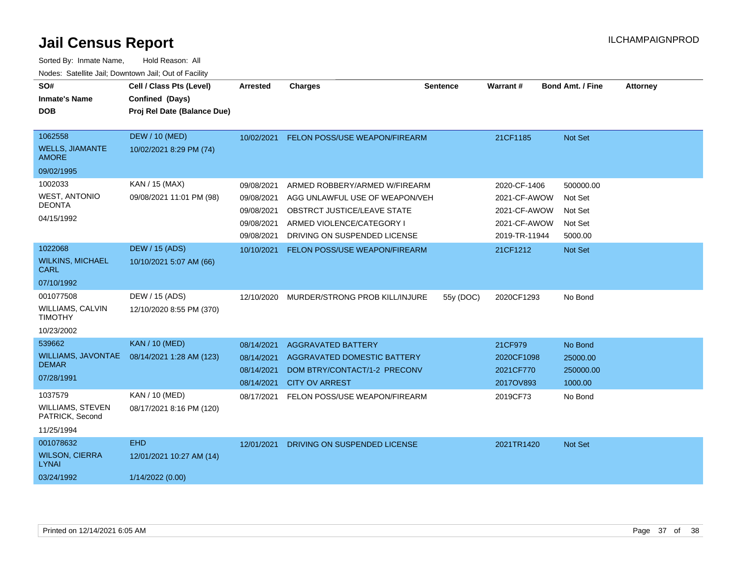# Jail Census Report

ILCHAMPAIGNPROD

Sorted By: Inmate Name, Hold Reason: All

Nodes: Satellite Jail; Downtown Jail; Out of Facility

| SO# / Inmate's Name / DOB | Cell / Class Pts (Level) / Confined (Days) / Proj Rel Date (Balance Due) | Arrested | Charges | Sentence | Warrant # | Bond Amt. / Fine | Attorney |
|---|---|---|---|---|---|---|---|
| 1062558 WELLS, JIAMANTE AMORE 09/02/1995 | DEW / 10 (MED) 10/02/2021 8:29 PM (74) | 10/02/2021 | FELON POSS/USE WEAPON/FIREARM | | 21CF1185 | Not Set | |
| 1002033 WEST, ANTONIO DEONTA 04/15/1992 | KAN / 15 (MAX) 09/08/2021 11:01 PM (98) | 09/08/2021 | ARMED ROBBERY/ARMED W/FIREARM | | 2020-CF-1406 | 500000.00 | |
| | | 09/08/2021 | AGG UNLAWFUL USE OF WEAPON/VEH | | 2021-CF-AWOW | Not Set | |
| | | 09/08/2021 | OBSTRCT JUSTICE/LEAVE STATE | | 2021-CF-AWOW | Not Set | |
| | | 09/08/2021 | ARMED VIOLENCE/CATEGORY I | | 2021-CF-AWOW | Not Set | |
| | | 09/08/2021 | DRIVING ON SUSPENDED LICENSE | | 2019-TR-11944 | 5000.00 | |
| 1022068 WILKINS, MICHAEL CARL 07/10/1992 | DEW / 15 (ADS) 10/10/2021 5:07 AM (66) | 10/10/2021 | FELON POSS/USE WEAPON/FIREARM | | 21CF1212 | Not Set | |
| 001077508 WILLIAMS, CALVIN TIMOTHY 10/23/2002 | DEW / 15 (ADS) 12/10/2020 8:55 PM (370) | 12/10/2020 | MURDER/STRONG PROB KILL/INJURE | 55y (DOC) | 2020CF1293 | No Bond | |
| 539662 WILLIAMS, JAVONTAE DEMAR 07/28/1991 | KAN / 10 (MED) 08/14/2021 1:28 AM (123) | 08/14/2021 | AGGRAVATED BATTERY | | 21CF979 | No Bond | |
| | | 08/14/2021 | AGGRAVATED DOMESTIC BATTERY | | 2020CF1098 | 25000.00 | |
| | | 08/14/2021 | DOM BTRY/CONTACT/1-2 PRECONV | | 2021CF770 | 250000.00 | |
| | | 08/14/2021 | CITY OV ARREST | | 2017OV893 | 1000.00 | |
| 1037579 WILLIAMS, STEVEN PATRICK, Second 11/25/1994 | KAN / 10 (MED) 08/17/2021 8:16 PM (120) | 08/17/2021 | FELON POSS/USE WEAPON/FIREARM | | 2019CF73 | No Bond | |
| 001078632 WILSON, CIERRA LYNAI 03/24/1992 | EHD 12/01/2021 10:27 AM (14) 1/14/2022 (0.00) | 12/01/2021 | DRIVING ON SUSPENDED LICENSE | | 2021TR1420 | Not Set | |

Printed on 12/14/2021 6:05 AM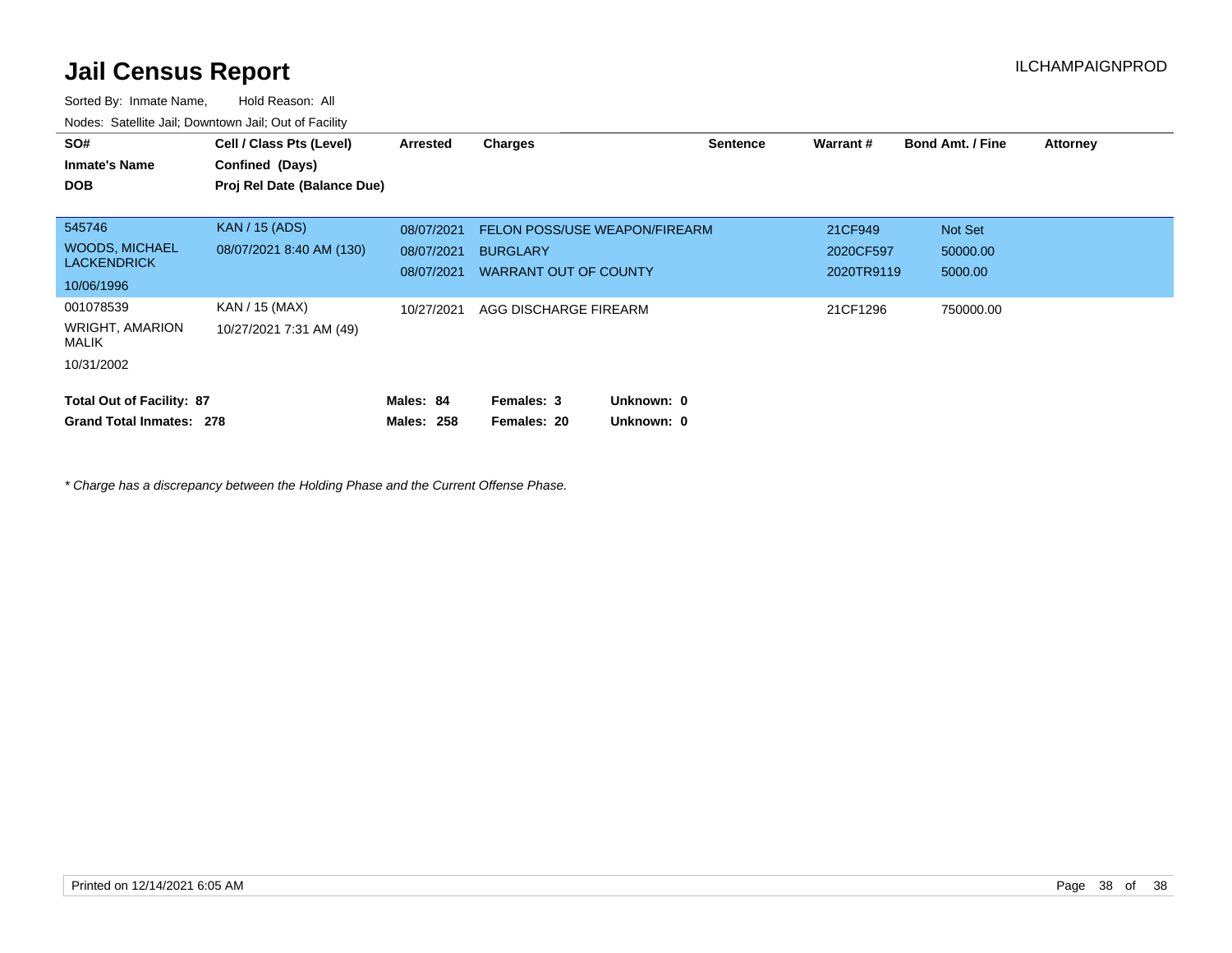# Jail Census Report

Sorted By: Inmate Name, Hold Reason: All

Nodes: Satellite Jail; Downtown Jail; Out of Facility

| SO# / Inmate's Name / DOB | Cell / Class Pts (Level) / Confined (Days) / Proj Rel Date (Balance Due) | Arrested | Charges | Sentence | Warrant # | Bond Amt. / Fine | Attorney |
|---|---|---|---|---|---|---|---|
| 545746 WOODS, MICHAEL LACKENDRICK 10/06/1996 | KAN / 15 (ADS) 08/07/2021 8:40 AM (130) | 08/07/2021 | FELON POSS/USE WEAPON/FIREARM | | 21CF949 | Not Set | |
| | | 08/07/2021 | BURGLARY | | 2020CF597 | 50000.00 | |
| | | 08/07/2021 | WARRANT OUT OF COUNTY | | 2020TR9119 | 5000.00 | |
| 001078539 WRIGHT, AMARION MALIK 10/31/2002 | KAN / 15 (MAX) 10/27/2021 7:31 AM (49) | 10/27/2021 | AGG DISCHARGE FIREARM | | 21CF1296 | 750000.00 | |

**Total Out of Facility: 87** **Males: 84** **Females: 3** **Unknown: 0**

**Grand Total Inmates: 278** **Males: 258** **Females: 20** **Unknown: 0**

*\* Charge has a discrepancy between the Holding Phase and the Current Offense Phase.*

Printed on 12/14/2021 6:05 AM